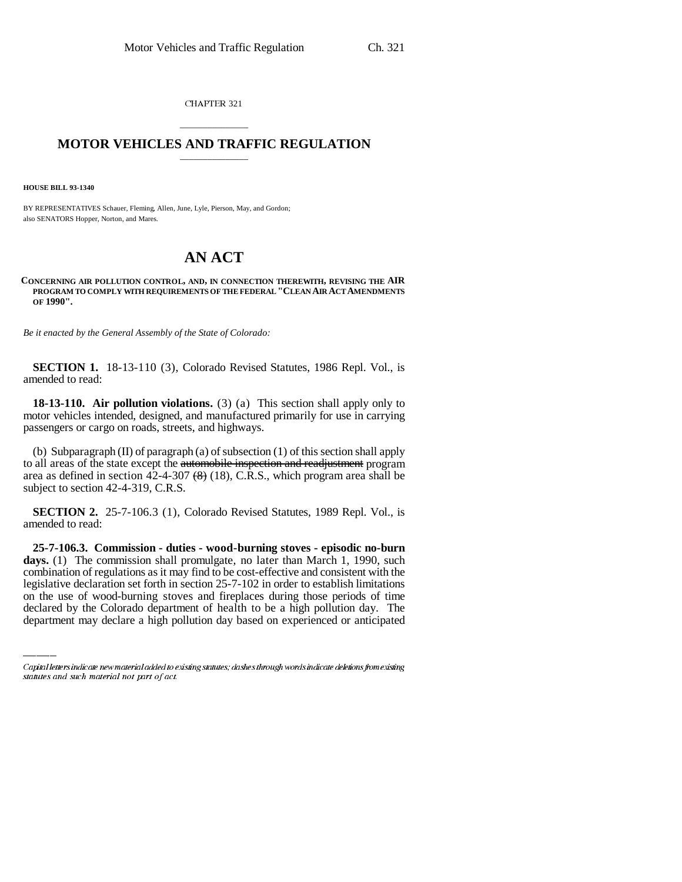CHAPTER 321

# MOTOR VEHICLES AND TRAFFIC REGULATION

**HOUSE BILL 93-1340**

BY REPRESENTATIVES Schauer, Fleming, Allen, June, Lyle, Pierson, May, and Gordon; also SENATORS Hopper, Norton, and Mares.

# AN ACT

**CONCERNING AIR POLLUTION CONTROL, AND, IN CONNECTION THEREWITH, REVISING THE AIR PROGRAM TO COMPLY WITH REQUIREMENTS OF THE FEDERAL "CLEAN AIR ACT AMENDMENTS OF 1990".**

*Be it enacted by the General Assembly of the State of Colorado:*

**SECTION 1.** 18-13-110 (3), Colorado Revised Statutes, 1986 Repl. Vol., is amended to read:

**18-13-110. Air pollution violations.** (3) (a) This section shall apply only to motor vehicles intended, designed, and manufactured primarily for use in carrying passengers or cargo on roads, streets, and highways.

(b) Subparagraph (II) of paragraph (a) of subsection (1) of this section shall apply to all areas of the state except the ~~automobile inspection and readjustment~~ program area as defined in section 42-4-307 ~~(8)~~ (18), C.R.S., which program area shall be subject to section 42-4-319, C.R.S.

**SECTION 2.** 25-7-106.3 (1), Colorado Revised Statutes, 1989 Repl. Vol., is amended to read:

**25-7-106.3. Commission - duties - wood-burning stoves - episodic no-burn days.** (1) The commission shall promulgate, no later than March 1, 1990, such combination of regulations as it may find to be cost-effective and consistent with the legislative declaration set forth in section 25-7-102 in order to establish limitations on the use of wood-burning stoves and fireplaces during those periods of time declared by the Colorado department of health to be a high pollution day. The department may declare a high pollution day based on experienced or anticipated

Capital letters indicate new material added to existing statutes; dashes through words indicate deletions from existing statutes and such material not part of act.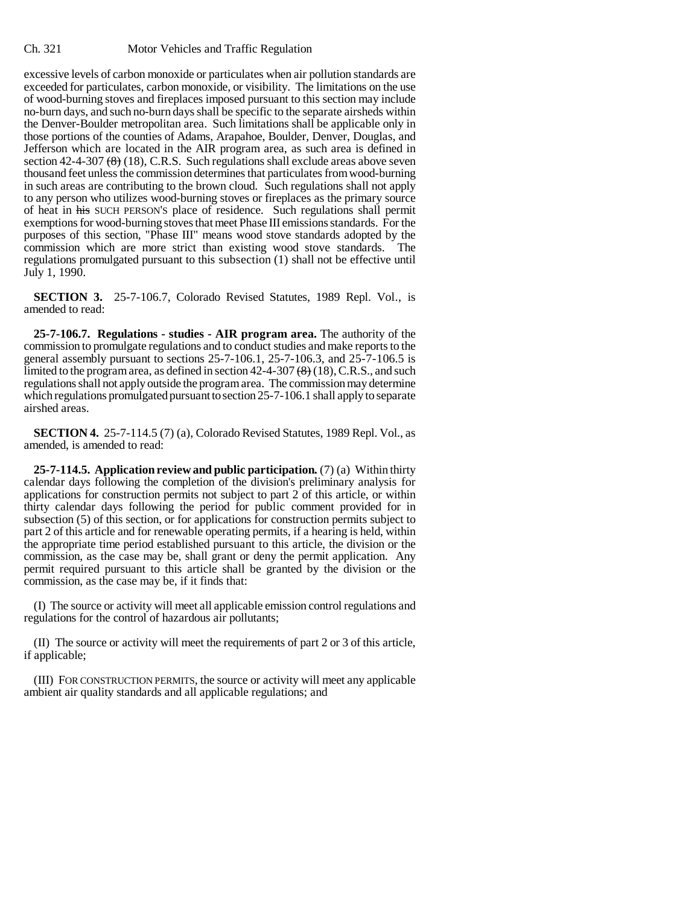excessive levels of carbon monoxide or particulates when air pollution standards are exceeded for particulates, carbon monoxide, or visibility. The limitations on the use of wood-burning stoves and fireplaces imposed pursuant to this section may include no-burn days, and such no-burn days shall be specific to the separate airsheds within the Denver-Boulder metropolitan area. Such limitations shall be applicable only in those portions of the counties of Adams, Arapahoe, Boulder, Denver, Douglas, and Jefferson which are located in the AIR program area, as such area is defined in section 42-4-307 ~~(8)~~ (18), C.R.S. Such regulations shall exclude areas above seven thousand feet unless the commission determines that particulates from wood-burning in such areas are contributing to the brown cloud. Such regulations shall not apply to any person who utilizes wood-burning stoves or fireplaces as the primary source of heat in ~~his~~ SUCH PERSON'S place of residence. Such regulations shall permit exemptions for wood-burning stoves that meet Phase III emissions standards. For the purposes of this section, "Phase III" means wood stove standards adopted by the commission which are more strict than existing wood stove standards. The regulations promulgated pursuant to this subsection (1) shall not be effective until July 1, 1990.

**SECTION 3.** 25-7-106.7, Colorado Revised Statutes, 1989 Repl. Vol., is amended to read:

**25-7-106.7. Regulations - studies - AIR program area.** The authority of the commission to promulgate regulations and to conduct studies and make reports to the general assembly pursuant to sections 25-7-106.1, 25-7-106.3, and 25-7-106.5 is limited to the program area, as defined in section 42-4-307 ~~(8)~~ (18), C.R.S., and such regulations shall not apply outside the program area. The commission may determine which regulations promulgated pursuant to section 25-7-106.1 shall apply to separate airshed areas.

**SECTION 4.** 25-7-114.5 (7) (a), Colorado Revised Statutes, 1989 Repl. Vol., as amended, is amended to read:

**25-7-114.5. Application review and public participation.** (7) (a) Within thirty calendar days following the completion of the division's preliminary analysis for applications for construction permits not subject to part 2 of this article, or within thirty calendar days following the period for public comment provided for in subsection (5) of this section, or for applications for construction permits subject to part 2 of this article and for renewable operating permits, if a hearing is held, within the appropriate time period established pursuant to this article, the division or the commission, as the case may be, shall grant or deny the permit application. Any permit required pursuant to this article shall be granted by the division or the commission, as the case may be, if it finds that:

(I) The source or activity will meet all applicable emission control regulations and regulations for the control of hazardous air pollutants;

(II) The source or activity will meet the requirements of part 2 or 3 of this article, if applicable;

(III) FOR CONSTRUCTION PERMITS, the source or activity will meet any applicable ambient air quality standards and all applicable regulations; and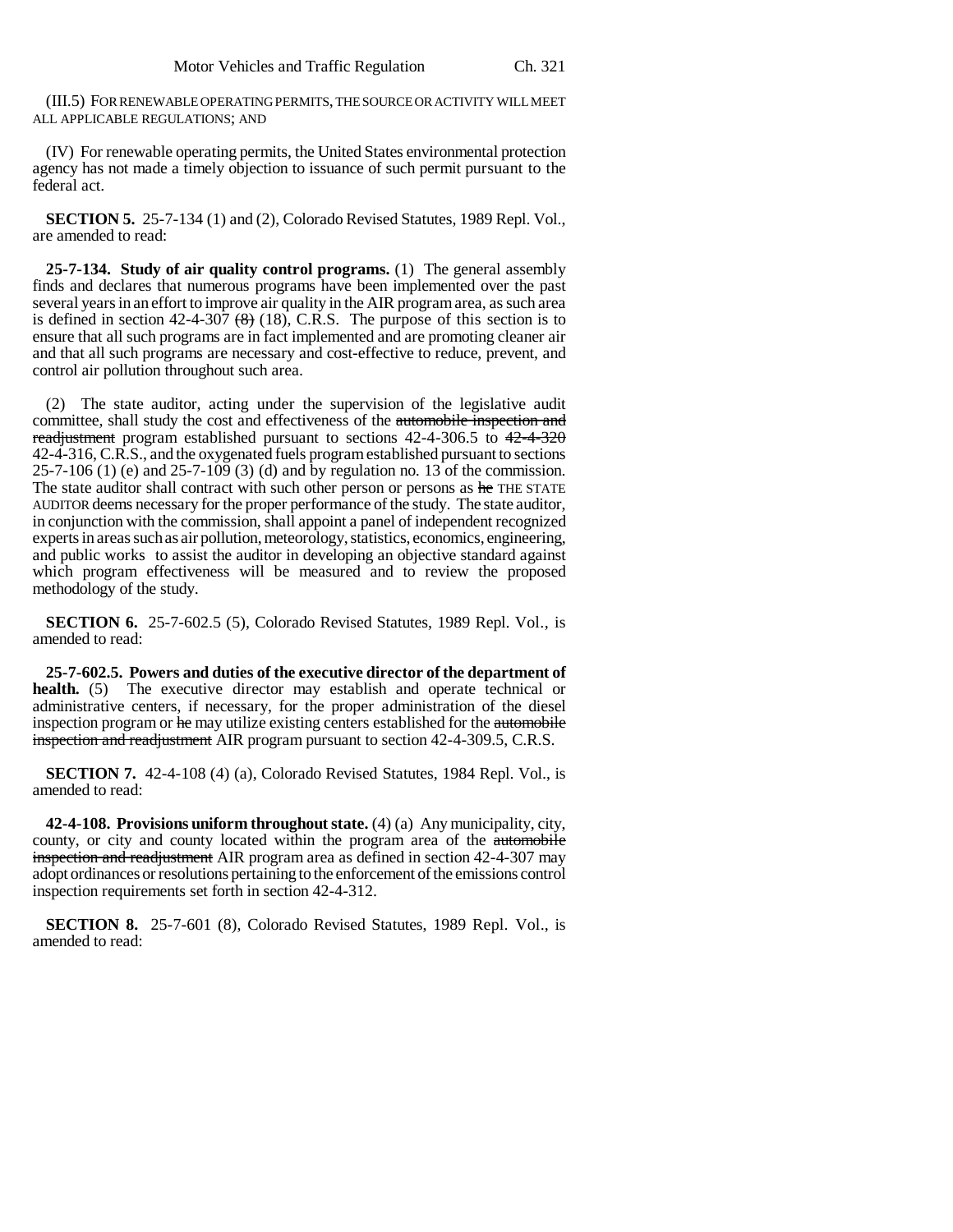(III.5) FOR RENEWABLE OPERATING PERMITS, THE SOURCE OR ACTIVITY WILL MEET ALL APPLICABLE REGULATIONS; AND

(IV) For renewable operating permits, the United States environmental protection agency has not made a timely objection to issuance of such permit pursuant to the federal act.

**SECTION 5.** 25-7-134 (1) and (2), Colorado Revised Statutes, 1989 Repl. Vol., are amended to read:

**25-7-134. Study of air quality control programs.** (1) The general assembly finds and declares that numerous programs have been implemented over the past several years in an effort to improve air quality in the AIR program area, as such area is defined in section 42-4-307 ~~(8)~~ (18), C.R.S. The purpose of this section is to ensure that all such programs are in fact implemented and are promoting cleaner air and that all such programs are necessary and cost-effective to reduce, prevent, and control air pollution throughout such area.

(2) The state auditor, acting under the supervision of the legislative audit committee, shall study the cost and effectiveness of the ~~automobile inspection and readjustment~~ program established pursuant to sections 42-4-306.5 to ~~42-4-320~~ 42-4-316, C.R.S., and the oxygenated fuels program established pursuant to sections 25-7-106 (1) (e) and 25-7-109 (3) (d) and by regulation no. 13 of the commission. The state auditor shall contract with such other person or persons as ~~he~~ THE STATE AUDITOR deems necessary for the proper performance of the study. The state auditor, in conjunction with the commission, shall appoint a panel of independent recognized experts in areas such as air pollution, meteorology, statistics, economics, engineering, and public works to assist the auditor in developing an objective standard against which program effectiveness will be measured and to review the proposed methodology of the study.

**SECTION 6.** 25-7-602.5 (5), Colorado Revised Statutes, 1989 Repl. Vol., is amended to read:

**25-7-602.5. Powers and duties of the executive director of the department of health.** (5) The executive director may establish and operate technical or administrative centers, if necessary, for the proper administration of the diesel inspection program or ~~he~~ may utilize existing centers established for the ~~automobile inspection and readjustment~~ AIR program pursuant to section 42-4-309.5, C.R.S.

**SECTION 7.** 42-4-108 (4) (a), Colorado Revised Statutes, 1984 Repl. Vol., is amended to read:

**42-4-108. Provisions uniform throughout state.** (4) (a) Any municipality, city, county, or city and county located within the program area of the ~~automobile inspection and readjustment~~ AIR program area as defined in section 42-4-307 may adopt ordinances or resolutions pertaining to the enforcement of the emissions control inspection requirements set forth in section 42-4-312.

**SECTION 8.** 25-7-601 (8), Colorado Revised Statutes, 1989 Repl. Vol., is amended to read: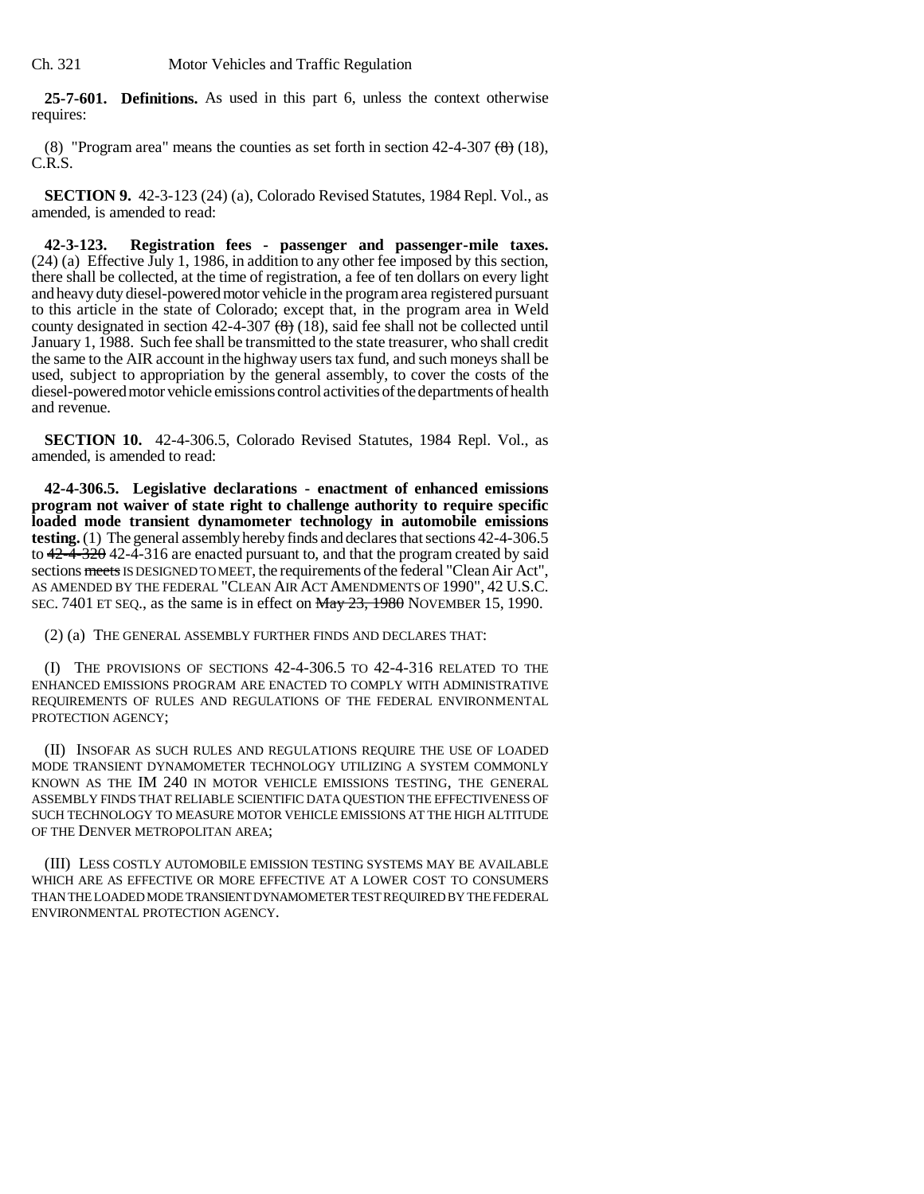**25-7-601. Definitions.** As used in this part 6, unless the context otherwise requires:

(8) "Program area" means the counties as set forth in section 42-4-307 ~~(8)~~ (18), C.R.S.

**SECTION 9.** 42-3-123 (24) (a), Colorado Revised Statutes, 1984 Repl. Vol., as amended, is amended to read:

**42-3-123. Registration fees - passenger and passenger-mile taxes.** (24) (a) Effective July 1, 1986, in addition to any other fee imposed by this section, there shall be collected, at the time of registration, a fee of ten dollars on every light and heavy duty diesel-powered motor vehicle in the program area registered pursuant to this article in the state of Colorado; except that, in the program area in Weld county designated in section 42-4-307 ~~(8)~~ (18), said fee shall not be collected until January 1, 1988. Such fee shall be transmitted to the state treasurer, who shall credit the same to the AIR account in the highway users tax fund, and such moneys shall be used, subject to appropriation by the general assembly, to cover the costs of the diesel-powered motor vehicle emissions control activities of the departments of health and revenue.

**SECTION 10.** 42-4-306.5, Colorado Revised Statutes, 1984 Repl. Vol., as amended, is amended to read:

**42-4-306.5. Legislative declarations - enactment of enhanced emissions program not waiver of state right to challenge authority to require specific loaded mode transient dynamometer technology in automobile emissions testing.** (1) The general assembly hereby finds and declares that sections 42-4-306.5 to ~~42-4-320~~ 42-4-316 are enacted pursuant to, and that the program created by said sections ~~meets~~ IS DESIGNED TO MEET, the requirements of the federal "Clean Air Act", AS AMENDED BY THE FEDERAL "CLEAN AIR ACT AMENDMENTS OF 1990", 42 U.S.C. SEC. 7401 ET SEQ., as the same is in effect on ~~May 23, 1980~~ NOVEMBER 15, 1990.

(2) (a) THE GENERAL ASSEMBLY FURTHER FINDS AND DECLARES THAT:

(I) THE PROVISIONS OF SECTIONS 42-4-306.5 TO 42-4-316 RELATED TO THE ENHANCED EMISSIONS PROGRAM ARE ENACTED TO COMPLY WITH ADMINISTRATIVE REQUIREMENTS OF RULES AND REGULATIONS OF THE FEDERAL ENVIRONMENTAL PROTECTION AGENCY;

(II) INSOFAR AS SUCH RULES AND REGULATIONS REQUIRE THE USE OF LOADED MODE TRANSIENT DYNAMOMETER TECHNOLOGY UTILIZING A SYSTEM COMMONLY KNOWN AS THE IM 240 IN MOTOR VEHICLE EMISSIONS TESTING, THE GENERAL ASSEMBLY FINDS THAT RELIABLE SCIENTIFIC DATA QUESTION THE EFFECTIVENESS OF SUCH TECHNOLOGY TO MEASURE MOTOR VEHICLE EMISSIONS AT THE HIGH ALTITUDE OF THE DENVER METROPOLITAN AREA;

(III) LESS COSTLY AUTOMOBILE EMISSION TESTING SYSTEMS MAY BE AVAILABLE WHICH ARE AS EFFECTIVE OR MORE EFFECTIVE AT A LOWER COST TO CONSUMERS THAN THE LOADED MODE TRANSIENT DYNAMOMETER TEST REQUIRED BY THE FEDERAL ENVIRONMENTAL PROTECTION AGENCY.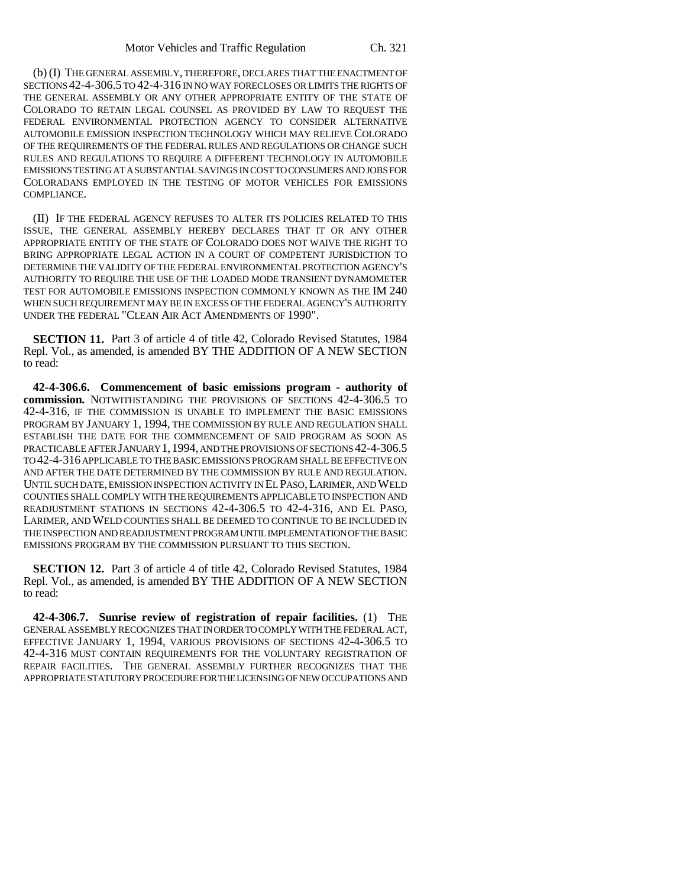(b) (I) THE GENERAL ASSEMBLY, THEREFORE, DECLARES THAT THE ENACTMENT OF SECTIONS 42-4-306.5 TO 42-4-316 IN NO WAY FORECLOSES OR LIMITS THE RIGHTS OF THE GENERAL ASSEMBLY OR ANY OTHER APPROPRIATE ENTITY OF THE STATE OF COLORADO TO RETAIN LEGAL COUNSEL AS PROVIDED BY LAW TO REQUEST THE FEDERAL ENVIRONMENTAL PROTECTION AGENCY TO CONSIDER ALTERNATIVE AUTOMOBILE EMISSION INSPECTION TECHNOLOGY WHICH MAY RELIEVE COLORADO OF THE REQUIREMENTS OF THE FEDERAL RULES AND REGULATIONS OR CHANGE SUCH RULES AND REGULATIONS TO REQUIRE A DIFFERENT TECHNOLOGY IN AUTOMOBILE EMISSIONS TESTING AT A SUBSTANTIAL SAVINGS IN COST TO CONSUMERS AND JOBS FOR COLORADANS EMPLOYED IN THE TESTING OF MOTOR VEHICLES FOR EMISSIONS COMPLIANCE.

(II) IF THE FEDERAL AGENCY REFUSES TO ALTER ITS POLICIES RELATED TO THIS ISSUE, THE GENERAL ASSEMBLY HEREBY DECLARES THAT IT OR ANY OTHER APPROPRIATE ENTITY OF THE STATE OF COLORADO DOES NOT WAIVE THE RIGHT TO BRING APPROPRIATE LEGAL ACTION IN A COURT OF COMPETENT JURISDICTION TO DETERMINE THE VALIDITY OF THE FEDERAL ENVIRONMENTAL PROTECTION AGENCY'S AUTHORITY TO REQUIRE THE USE OF THE LOADED MODE TRANSIENT DYNAMOMETER TEST FOR AUTOMOBILE EMISSIONS INSPECTION COMMONLY KNOWN AS THE IM 240 WHEN SUCH REQUIREMENT MAY BE IN EXCESS OF THE FEDERAL AGENCY'S AUTHORITY UNDER THE FEDERAL "CLEAN AIR ACT AMENDMENTS OF 1990".

**SECTION 11.** Part 3 of article 4 of title 42, Colorado Revised Statutes, 1984 Repl. Vol., as amended, is amended BY THE ADDITION OF A NEW SECTION to read:

**42-4-306.6. Commencement of basic emissions program - authority of commission.** NOTWITHSTANDING THE PROVISIONS OF SECTIONS 42-4-306.5 TO 42-4-316, IF THE COMMISSION IS UNABLE TO IMPLEMENT THE BASIC EMISSIONS PROGRAM BY JANUARY 1, 1994, THE COMMISSION BY RULE AND REGULATION SHALL ESTABLISH THE DATE FOR THE COMMENCEMENT OF SAID PROGRAM AS SOON AS PRACTICABLE AFTER JANUARY 1, 1994, AND THE PROVISIONS OF SECTIONS 42-4-306.5 TO 42-4-316 APPLICABLE TO THE BASIC EMISSIONS PROGRAM SHALL BE EFFECTIVE ON AND AFTER THE DATE DETERMINED BY THE COMMISSION BY RULE AND REGULATION. UNTIL SUCH DATE, EMISSION INSPECTION ACTIVITY IN EL PASO, LARIMER, AND WELD COUNTIES SHALL COMPLY WITH THE REQUIREMENTS APPLICABLE TO INSPECTION AND READJUSTMENT STATIONS IN SECTIONS 42-4-306.5 TO 42-4-316, AND EL PASO, LARIMER, AND WELD COUNTIES SHALL BE DEEMED TO CONTINUE TO BE INCLUDED IN THE INSPECTION AND READJUSTMENT PROGRAM UNTIL IMPLEMENTATION OF THE BASIC EMISSIONS PROGRAM BY THE COMMISSION PURSUANT TO THIS SECTION.

**SECTION 12.** Part 3 of article 4 of title 42, Colorado Revised Statutes, 1984 Repl. Vol., as amended, is amended BY THE ADDITION OF A NEW SECTION to read:

**42-4-306.7. Sunrise review of registration of repair facilities.** (1) THE GENERAL ASSEMBLY RECOGNIZES THAT IN ORDER TO COMPLY WITH THE FEDERAL ACT, EFFECTIVE JANUARY 1, 1994, VARIOUS PROVISIONS OF SECTIONS 42-4-306.5 TO 42-4-316 MUST CONTAIN REQUIREMENTS FOR THE VOLUNTARY REGISTRATION OF REPAIR FACILITIES. THE GENERAL ASSEMBLY FURTHER RECOGNIZES THAT THE APPROPRIATE STATUTORY PROCEDURE FOR THE LICENSING OF NEW OCCUPATIONS AND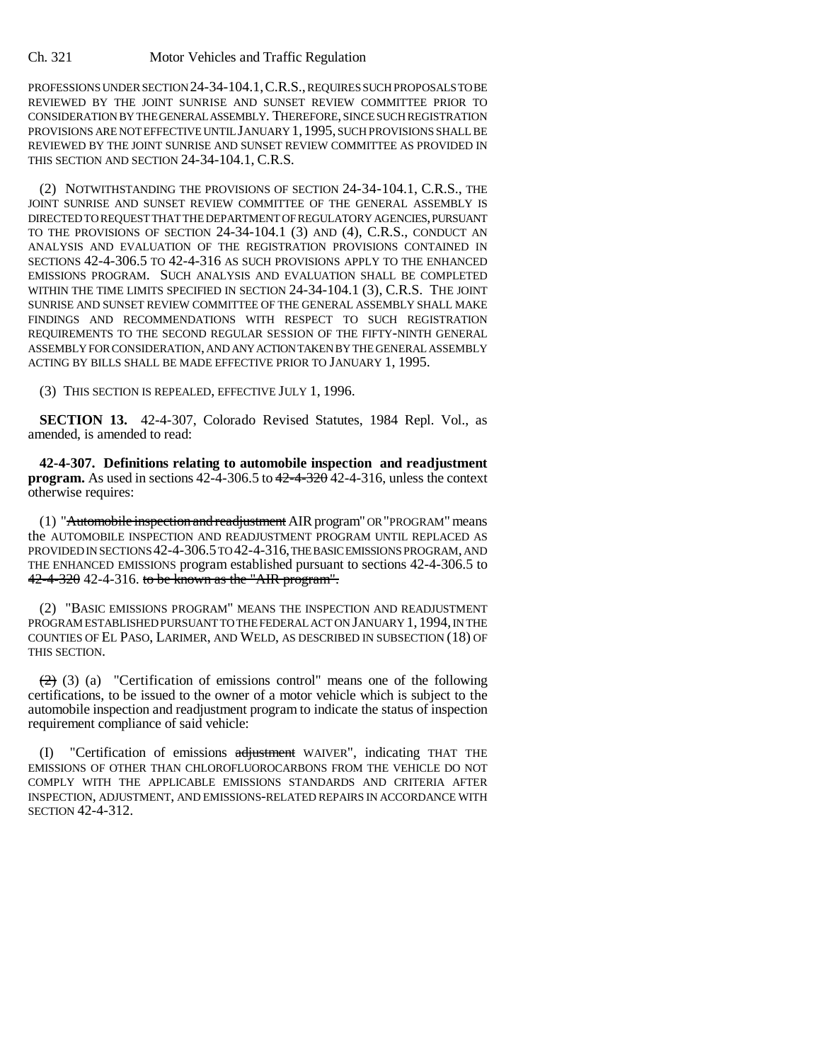PROFESSIONS UNDER SECTION 24-34-104.1, C.R.S., REQUIRES SUCH PROPOSALS TO BE REVIEWED BY THE JOINT SUNRISE AND SUNSET REVIEW COMMITTEE PRIOR TO CONSIDERATION BY THE GENERAL ASSEMBLY. THEREFORE, SINCE SUCH REGISTRATION PROVISIONS ARE NOT EFFECTIVE UNTIL JANUARY 1, 1995, SUCH PROVISIONS SHALL BE REVIEWED BY THE JOINT SUNRISE AND SUNSET REVIEW COMMITTEE AS PROVIDED IN THIS SECTION AND SECTION 24-34-104.1, C.R.S.

(2) NOTWITHSTANDING THE PROVISIONS OF SECTION 24-34-104.1, C.R.S., THE JOINT SUNRISE AND SUNSET REVIEW COMMITTEE OF THE GENERAL ASSEMBLY IS DIRECTED TO REQUEST THAT THE DEPARTMENT OF REGULATORY AGENCIES, PURSUANT TO THE PROVISIONS OF SECTION 24-34-104.1 (3) AND (4), C.R.S., CONDUCT AN ANALYSIS AND EVALUATION OF THE REGISTRATION PROVISIONS CONTAINED IN SECTIONS 42-4-306.5 TO 42-4-316 AS SUCH PROVISIONS APPLY TO THE ENHANCED EMISSIONS PROGRAM. SUCH ANALYSIS AND EVALUATION SHALL BE COMPLETED WITHIN THE TIME LIMITS SPECIFIED IN SECTION 24-34-104.1 (3), C.R.S. THE JOINT SUNRISE AND SUNSET REVIEW COMMITTEE OF THE GENERAL ASSEMBLY SHALL MAKE FINDINGS AND RECOMMENDATIONS WITH RESPECT TO SUCH REGISTRATION REQUIREMENTS TO THE SECOND REGULAR SESSION OF THE FIFTY-NINTH GENERAL ASSEMBLY FOR CONSIDERATION, AND ANY ACTION TAKEN BY THE GENERAL ASSEMBLY ACTING BY BILLS SHALL BE MADE EFFECTIVE PRIOR TO JANUARY 1, 1995.

(3) THIS SECTION IS REPEALED, EFFECTIVE JULY 1, 1996.

**SECTION 13.** 42-4-307, Colorado Revised Statutes, 1984 Repl. Vol., as amended, is amended to read:

**42-4-307. Definitions relating to automobile inspection and readjustment program.** As used in sections 42-4-306.5 to ~~42-4-320~~ 42-4-316, unless the context otherwise requires:

(1) "~~Automobile inspection and readjustment~~ AIR program" OR "PROGRAM" means the AUTOMOBILE INSPECTION AND READJUSTMENT PROGRAM UNTIL REPLACED AS PROVIDED IN SECTIONS 42-4-306.5 TO 42-4-316, THE BASIC EMISSIONS PROGRAM, AND THE ENHANCED EMISSIONS program established pursuant to sections 42-4-306.5 to ~~42-4-320~~ 42-4-316. ~~to be known as the "AIR program".~~

(2) "BASIC EMISSIONS PROGRAM" MEANS THE INSPECTION AND READJUSTMENT PROGRAM ESTABLISHED PURSUANT TO THE FEDERAL ACT ON JANUARY 1, 1994, IN THE COUNTIES OF EL PASO, LARIMER, AND WELD, AS DESCRIBED IN SUBSECTION (18) OF THIS SECTION.

~~(2)~~ (3) (a) "Certification of emissions control" means one of the following certifications, to be issued to the owner of a motor vehicle which is subject to the automobile inspection and readjustment program to indicate the status of inspection requirement compliance of said vehicle:

(I) "Certification of emissions ~~adjustment~~ WAIVER", indicating THAT THE EMISSIONS OF OTHER THAN CHLOROFLUOROCARBONS FROM THE VEHICLE DO NOT COMPLY WITH THE APPLICABLE EMISSIONS STANDARDS AND CRITERIA AFTER INSPECTION, ADJUSTMENT, AND EMISSIONS-RELATED REPAIRS IN ACCORDANCE WITH SECTION 42-4-312.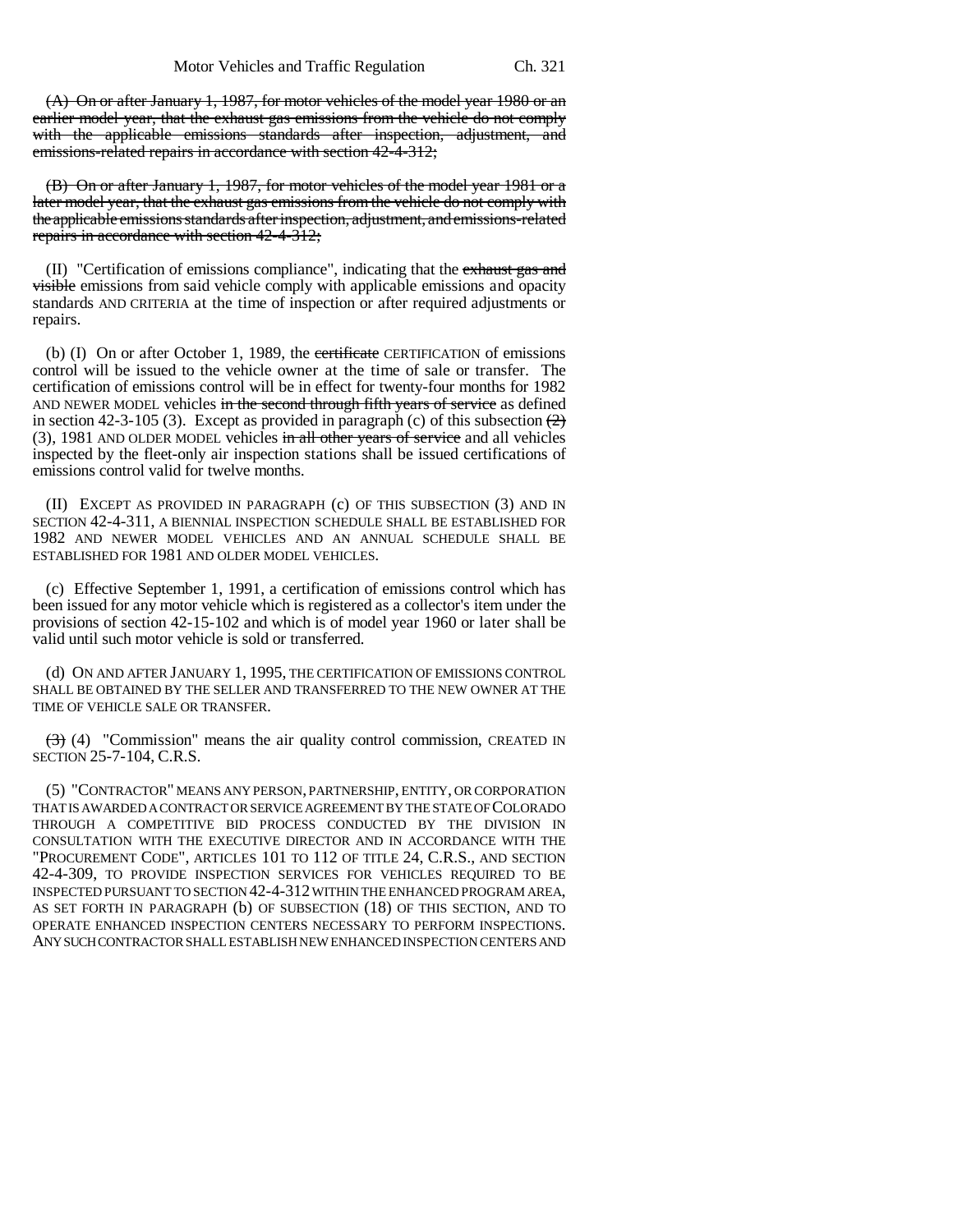(A) ~~On or after January 1, 1987, for motor vehicles of the model year 1980 or an earlier model year, that the exhaust gas emissions from the vehicle do not comply with the applicable emissions standards after inspection, adjustment, and emissions-related repairs in accordance with section 42-4-312;~~

(B) ~~On or after January 1, 1987, for motor vehicles of the model year 1981 or a later model year, that the exhaust gas emissions from the vehicle do not comply with the applicable emissions standards after inspection, adjustment, and emissions-related repairs in accordance with section 42-4-312;~~

(II) "Certification of emissions compliance", indicating that the ~~exhaust gas and visible~~ emissions from said vehicle comply with applicable emissions and opacity standards AND CRITERIA at the time of inspection or after required adjustments or repairs.

(b) (I) On or after October 1, 1989, the ~~certificate~~ CERTIFICATION of emissions control will be issued to the vehicle owner at the time of sale or transfer. The certification of emissions control will be in effect for twenty-four months for 1982 AND NEWER MODEL vehicles ~~in the second through fifth years of service~~ as defined in section 42-3-105 (3). Except as provided in paragraph (c) of this subsection ~~(2)~~ (3), 1981 AND OLDER MODEL vehicles ~~in all other years of service~~ and all vehicles inspected by the fleet-only air inspection stations shall be issued certifications of emissions control valid for twelve months.

(II) EXCEPT AS PROVIDED IN PARAGRAPH (c) OF THIS SUBSECTION (3) AND IN SECTION 42-4-311, A BIENNIAL INSPECTION SCHEDULE SHALL BE ESTABLISHED FOR 1982 AND NEWER MODEL VEHICLES AND AN ANNUAL SCHEDULE SHALL BE ESTABLISHED FOR 1981 AND OLDER MODEL VEHICLES.

(c) Effective September 1, 1991, a certification of emissions control which has been issued for any motor vehicle which is registered as a collector's item under the provisions of section 42-15-102 and which is of model year 1960 or later shall be valid until such motor vehicle is sold or transferred.

(d) ON AND AFTER JANUARY 1, 1995, THE CERTIFICATION OF EMISSIONS CONTROL SHALL BE OBTAINED BY THE SELLER AND TRANSFERRED TO THE NEW OWNER AT THE TIME OF VEHICLE SALE OR TRANSFER.

~~(3)~~ (4) "Commission" means the air quality control commission, CREATED IN SECTION 25-7-104, C.R.S.

(5) "CONTRACTOR" MEANS ANY PERSON, PARTNERSHIP, ENTITY, OR CORPORATION THAT IS AWARDED A CONTRACT OR SERVICE AGREEMENT BY THE STATE OF COLORADO THROUGH A COMPETITIVE BID PROCESS CONDUCTED BY THE DIVISION IN CONSULTATION WITH THE EXECUTIVE DIRECTOR AND IN ACCORDANCE WITH THE "PROCUREMENT CODE", ARTICLES 101 TO 112 OF TITLE 24, C.R.S., AND SECTION 42-4-309, TO PROVIDE INSPECTION SERVICES FOR VEHICLES REQUIRED TO BE INSPECTED PURSUANT TO SECTION 42-4-312 WITHIN THE ENHANCED PROGRAM AREA, AS SET FORTH IN PARAGRAPH (b) OF SUBSECTION (18) OF THIS SECTION, AND TO OPERATE ENHANCED INSPECTION CENTERS NECESSARY TO PERFORM INSPECTIONS. ANY SUCH CONTRACTOR SHALL ESTABLISH NEW ENHANCED INSPECTION CENTERS AND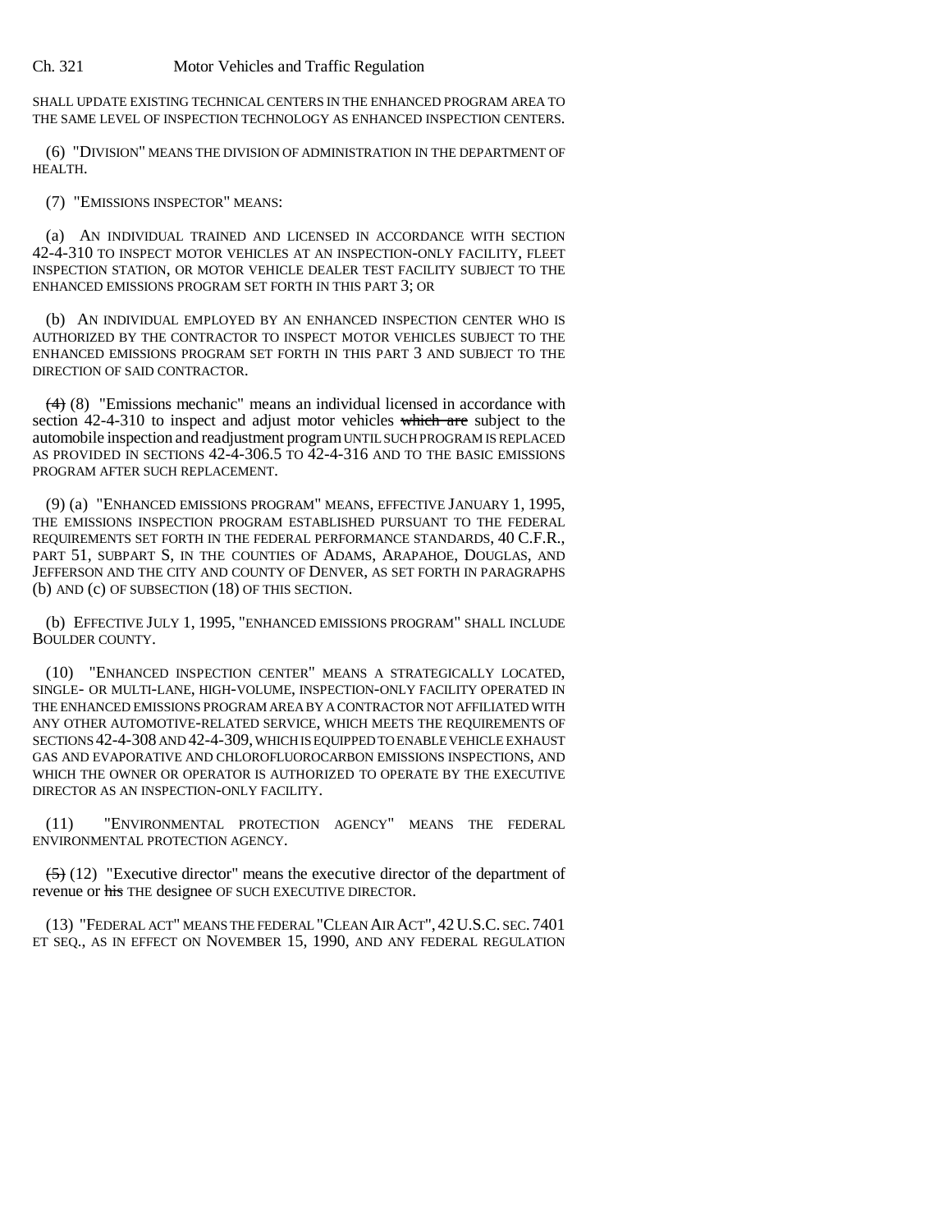SHALL UPDATE EXISTING TECHNICAL CENTERS IN THE ENHANCED PROGRAM AREA TO THE SAME LEVEL OF INSPECTION TECHNOLOGY AS ENHANCED INSPECTION CENTERS.

(6) "DIVISION" MEANS THE DIVISION OF ADMINISTRATION IN THE DEPARTMENT OF HEALTH.

(7) "EMISSIONS INSPECTOR" MEANS:

(a) AN INDIVIDUAL TRAINED AND LICENSED IN ACCORDANCE WITH SECTION 42-4-310 TO INSPECT MOTOR VEHICLES AT AN INSPECTION-ONLY FACILITY, FLEET INSPECTION STATION, OR MOTOR VEHICLE DEALER TEST FACILITY SUBJECT TO THE ENHANCED EMISSIONS PROGRAM SET FORTH IN THIS PART 3; OR

(b) AN INDIVIDUAL EMPLOYED BY AN ENHANCED INSPECTION CENTER WHO IS AUTHORIZED BY THE CONTRACTOR TO INSPECT MOTOR VEHICLES SUBJECT TO THE ENHANCED EMISSIONS PROGRAM SET FORTH IN THIS PART 3 AND SUBJECT TO THE DIRECTION OF SAID CONTRACTOR.

~~(4)~~ (8) "Emissions mechanic" means an individual licensed in accordance with section 42-4-310 to inspect and adjust motor vehicles ~~which are~~ subject to the automobile inspection and readjustment program UNTIL SUCH PROGRAM IS REPLACED AS PROVIDED IN SECTIONS 42-4-306.5 TO 42-4-316 AND TO THE BASIC EMISSIONS PROGRAM AFTER SUCH REPLACEMENT.

(9) (a) "ENHANCED EMISSIONS PROGRAM" MEANS, EFFECTIVE JANUARY 1, 1995, THE EMISSIONS INSPECTION PROGRAM ESTABLISHED PURSUANT TO THE FEDERAL REQUIREMENTS SET FORTH IN THE FEDERAL PERFORMANCE STANDARDS, 40 C.F.R., PART 51, SUBPART S, IN THE COUNTIES OF ADAMS, ARAPAHOE, DOUGLAS, AND JEFFERSON AND THE CITY AND COUNTY OF DENVER, AS SET FORTH IN PARAGRAPHS (b) AND (c) OF SUBSECTION (18) OF THIS SECTION.

(b) EFFECTIVE JULY 1, 1995, "ENHANCED EMISSIONS PROGRAM" SHALL INCLUDE BOULDER COUNTY.

(10) "ENHANCED INSPECTION CENTER" MEANS A STRATEGICALLY LOCATED, SINGLE- OR MULTI-LANE, HIGH-VOLUME, INSPECTION-ONLY FACILITY OPERATED IN THE ENHANCED EMISSIONS PROGRAM AREA BY A CONTRACTOR NOT AFFILIATED WITH ANY OTHER AUTOMOTIVE-RELATED SERVICE, WHICH MEETS THE REQUIREMENTS OF SECTIONS 42-4-308 AND 42-4-309, WHICH IS EQUIPPED TO ENABLE VEHICLE EXHAUST GAS AND EVAPORATIVE AND CHLOROFLUOROCARBON EMISSIONS INSPECTIONS, AND WHICH THE OWNER OR OPERATOR IS AUTHORIZED TO OPERATE BY THE EXECUTIVE DIRECTOR AS AN INSPECTION-ONLY FACILITY.

(11) "ENVIRONMENTAL PROTECTION AGENCY" MEANS THE FEDERAL ENVIRONMENTAL PROTECTION AGENCY.

~~(5)~~ (12) "Executive director" means the executive director of the department of revenue or ~~his~~ THE designee OF SUCH EXECUTIVE DIRECTOR.

(13) "FEDERAL ACT" MEANS THE FEDERAL "CLEAN AIR ACT", 42 U.S.C. SEC. 7401 ET SEQ., AS IN EFFECT ON NOVEMBER 15, 1990, AND ANY FEDERAL REGULATION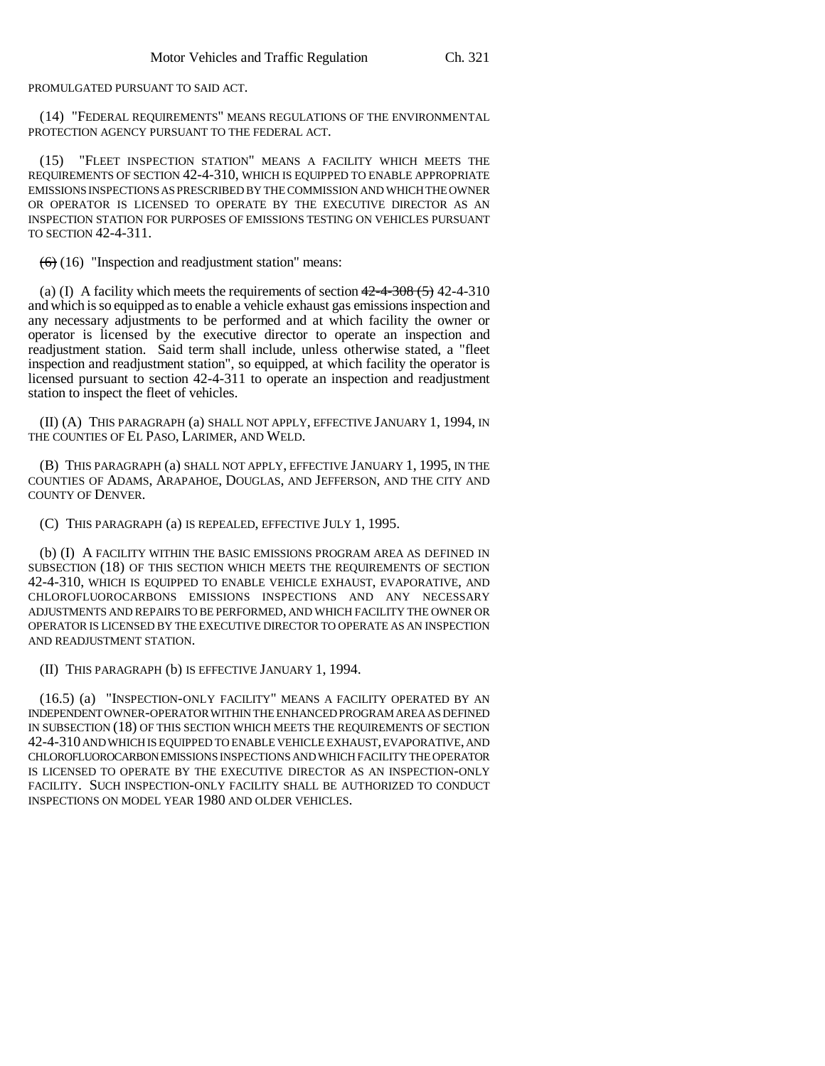PROMULGATED PURSUANT TO SAID ACT.

(14) "FEDERAL REQUIREMENTS" MEANS REGULATIONS OF THE ENVIRONMENTAL PROTECTION AGENCY PURSUANT TO THE FEDERAL ACT.

(15) "FLEET INSPECTION STATION" MEANS A FACILITY WHICH MEETS THE REQUIREMENTS OF SECTION 42-4-310, WHICH IS EQUIPPED TO ENABLE APPROPRIATE EMISSIONS INSPECTIONS AS PRESCRIBED BY THE COMMISSION AND WHICH THE OWNER OR OPERATOR IS LICENSED TO OPERATE BY THE EXECUTIVE DIRECTOR AS AN INSPECTION STATION FOR PURPOSES OF EMISSIONS TESTING ON VEHICLES PURSUANT TO SECTION 42-4-311.

~~(6)~~ (16) "Inspection and readjustment station" means:

(a) (I) A facility which meets the requirements of section ~~42-4-308 (5)~~ 42-4-310 and which is so equipped as to enable a vehicle exhaust gas emissions inspection and any necessary adjustments to be performed and at which facility the owner or operator is licensed by the executive director to operate an inspection and readjustment station. Said term shall include, unless otherwise stated, a "fleet inspection and readjustment station", so equipped, at which facility the operator is licensed pursuant to section 42-4-311 to operate an inspection and readjustment station to inspect the fleet of vehicles.

(II) (A) THIS PARAGRAPH (a) SHALL NOT APPLY, EFFECTIVE JANUARY 1, 1994, IN THE COUNTIES OF EL PASO, LARIMER, AND WELD.

(B) THIS PARAGRAPH (a) SHALL NOT APPLY, EFFECTIVE JANUARY 1, 1995, IN THE COUNTIES OF ADAMS, ARAPAHOE, DOUGLAS, AND JEFFERSON, AND THE CITY AND COUNTY OF DENVER.

(C) THIS PARAGRAPH (a) IS REPEALED, EFFECTIVE JULY 1, 1995.

(b) (I) A FACILITY WITHIN THE BASIC EMISSIONS PROGRAM AREA AS DEFINED IN SUBSECTION (18) OF THIS SECTION WHICH MEETS THE REQUIREMENTS OF SECTION 42-4-310, WHICH IS EQUIPPED TO ENABLE VEHICLE EXHAUST, EVAPORATIVE, AND CHLOROFLUOROCARBONS EMISSIONS INSPECTIONS AND ANY NECESSARY ADJUSTMENTS AND REPAIRS TO BE PERFORMED, AND WHICH FACILITY THE OWNER OR OPERATOR IS LICENSED BY THE EXECUTIVE DIRECTOR TO OPERATE AS AN INSPECTION AND READJUSTMENT STATION.

(II) THIS PARAGRAPH (b) IS EFFECTIVE JANUARY 1, 1994.

(16.5) (a) "INSPECTION-ONLY FACILITY" MEANS A FACILITY OPERATED BY AN INDEPENDENT OWNER-OPERATOR WITHIN THE ENHANCED PROGRAM AREA AS DEFINED IN SUBSECTION (18) OF THIS SECTION WHICH MEETS THE REQUIREMENTS OF SECTION 42-4-310 AND WHICH IS EQUIPPED TO ENABLE VEHICLE EXHAUST, EVAPORATIVE, AND CHLOROFLUOROCARBON EMISSIONS INSPECTIONS AND WHICH FACILITY THE OPERATOR IS LICENSED TO OPERATE BY THE EXECUTIVE DIRECTOR AS AN INSPECTION-ONLY FACILITY. SUCH INSPECTION-ONLY FACILITY SHALL BE AUTHORIZED TO CONDUCT INSPECTIONS ON MODEL YEAR 1980 AND OLDER VEHICLES.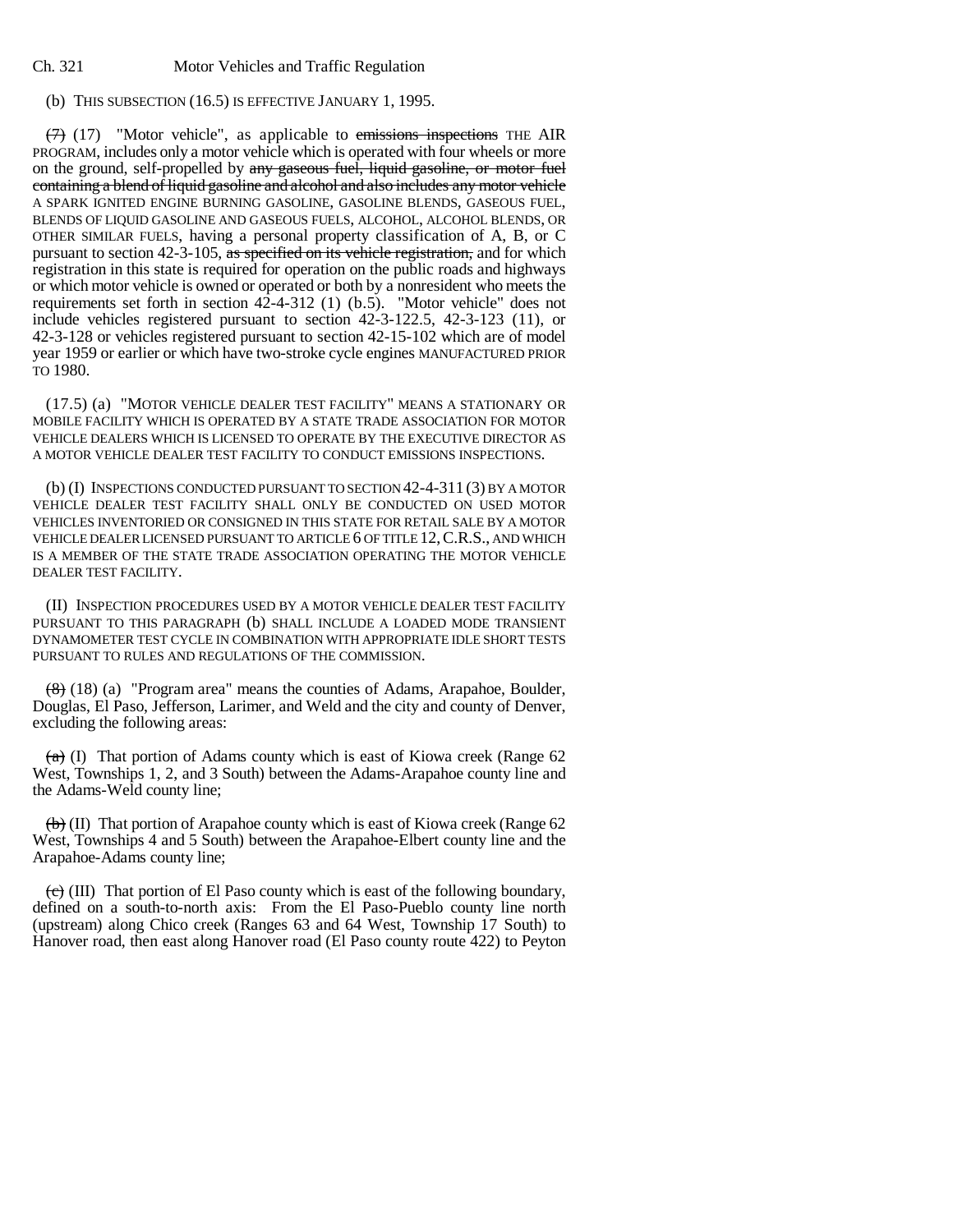(b) THIS SUBSECTION (16.5) IS EFFECTIVE JANUARY 1, 1995.

~~(7)~~ (17) "Motor vehicle", as applicable to ~~emissions inspections~~ THE AIR PROGRAM, includes only a motor vehicle which is operated with four wheels or more on the ground, self-propelled by ~~any gaseous fuel, liquid gasoline, or motor fuel containing a blend of liquid gasoline and alcohol and also includes any motor vehicle~~ A SPARK IGNITED ENGINE BURNING GASOLINE, GASOLINE BLENDS, GASEOUS FUEL, BLENDS OF LIQUID GASOLINE AND GASEOUS FUELS, ALCOHOL, ALCOHOL BLENDS, OR OTHER SIMILAR FUELS, having a personal property classification of A, B, or C pursuant to section 42-3-105, ~~as specified on its vehicle registration,~~ and for which registration in this state is required for operation on the public roads and highways or which motor vehicle is owned or operated or both by a nonresident who meets the requirements set forth in section 42-4-312 (1) (b.5). "Motor vehicle" does not include vehicles registered pursuant to section 42-3-122.5, 42-3-123 (11), or 42-3-128 or vehicles registered pursuant to section 42-15-102 which are of model year 1959 or earlier or which have two-stroke cycle engines MANUFACTURED PRIOR TO 1980.

(17.5) (a) "MOTOR VEHICLE DEALER TEST FACILITY" MEANS A STATIONARY OR MOBILE FACILITY WHICH IS OPERATED BY A STATE TRADE ASSOCIATION FOR MOTOR VEHICLE DEALERS WHICH IS LICENSED TO OPERATE BY THE EXECUTIVE DIRECTOR AS A MOTOR VEHICLE DEALER TEST FACILITY TO CONDUCT EMISSIONS INSPECTIONS.

(b) (I) INSPECTIONS CONDUCTED PURSUANT TO SECTION 42-4-311 (3) BY A MOTOR VEHICLE DEALER TEST FACILITY SHALL ONLY BE CONDUCTED ON USED MOTOR VEHICLES INVENTORIED OR CONSIGNED IN THIS STATE FOR RETAIL SALE BY A MOTOR VEHICLE DEALER LICENSED PURSUANT TO ARTICLE 6 OF TITLE 12, C.R.S., AND WHICH IS A MEMBER OF THE STATE TRADE ASSOCIATION OPERATING THE MOTOR VEHICLE DEALER TEST FACILITY.

(II) INSPECTION PROCEDURES USED BY A MOTOR VEHICLE DEALER TEST FACILITY PURSUANT TO THIS PARAGRAPH (b) SHALL INCLUDE A LOADED MODE TRANSIENT DYNAMOMETER TEST CYCLE IN COMBINATION WITH APPROPRIATE IDLE SHORT TESTS PURSUANT TO RULES AND REGULATIONS OF THE COMMISSION.

~~(8)~~ (18) (a) "Program area" means the counties of Adams, Arapahoe, Boulder, Douglas, El Paso, Jefferson, Larimer, and Weld and the city and county of Denver, excluding the following areas:

~~(a)~~ (I) That portion of Adams county which is east of Kiowa creek (Range 62 West, Townships 1, 2, and 3 South) between the Adams-Arapahoe county line and the Adams-Weld county line;

~~(b)~~ (II) That portion of Arapahoe county which is east of Kiowa creek (Range 62 West, Townships 4 and 5 South) between the Arapahoe-Elbert county line and the Arapahoe-Adams county line;

~~(c)~~ (III) That portion of El Paso county which is east of the following boundary, defined on a south-to-north axis: From the El Paso-Pueblo county line north (upstream) along Chico creek (Ranges 63 and 64 West, Township 17 South) to Hanover road, then east along Hanover road (El Paso county route 422) to Peyton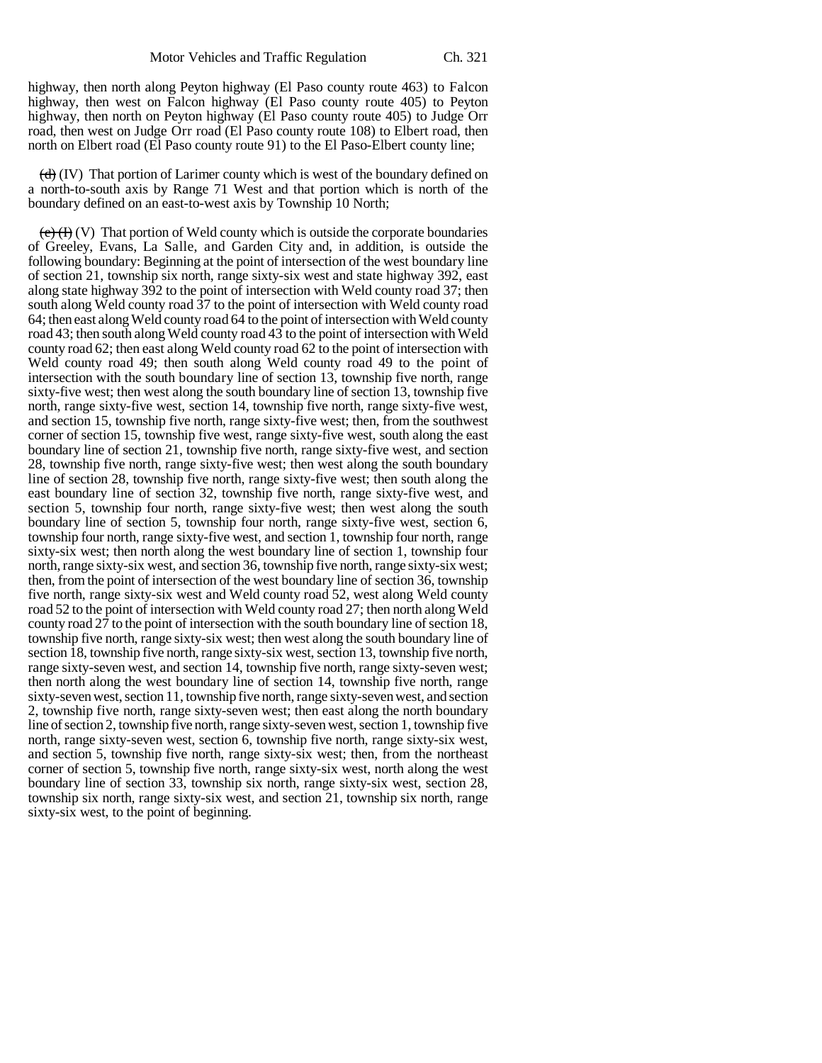highway, then north along Peyton highway (El Paso county route 463) to Falcon highway, then west on Falcon highway (El Paso county route 405) to Peyton highway, then north on Peyton highway (El Paso county route 405) to Judge Orr road, then west on Judge Orr road (El Paso county route 108) to Elbert road, then north on Elbert road (El Paso county route 91) to the El Paso-Elbert county line;

~~(d)~~ (IV) That portion of Larimer county which is west of the boundary defined on a north-to-south axis by Range 71 West and that portion which is north of the boundary defined on an east-to-west axis by Township 10 North;

~~(e) (I)~~ (V) That portion of Weld county which is outside the corporate boundaries of Greeley, Evans, La Salle, and Garden City and, in addition, is outside the following boundary: Beginning at the point of intersection of the west boundary line of section 21, township six north, range sixty-six west and state highway 392, east along state highway 392 to the point of intersection with Weld county road 37; then south along Weld county road 37 to the point of intersection with Weld county road 64; then east along Weld county road 64 to the point of intersection with Weld county road 43; then south along Weld county road 43 to the point of intersection with Weld county road 62; then east along Weld county road 62 to the point of intersection with Weld county road 49; then south along Weld county road 49 to the point of intersection with the south boundary line of section 13, township five north, range sixty-five west; then west along the south boundary line of section 13, township five north, range sixty-five west, section 14, township five north, range sixty-five west, and section 15, township five north, range sixty-five west; then, from the southwest corner of section 15, township five west, range sixty-five west, south along the east boundary line of section 21, township five north, range sixty-five west, and section 28, township five north, range sixty-five west; then west along the south boundary line of section 28, township five north, range sixty-five west; then south along the east boundary line of section 32, township five north, range sixty-five west, and section 5, township four north, range sixty-five west; then west along the south boundary line of section 5, township four north, range sixty-five west, section 6, township four north, range sixty-five west, and section 1, township four north, range sixty-six west; then north along the west boundary line of section 1, township four north, range sixty-six west, and section 36, township five north, range sixty-six west; then, from the point of intersection of the west boundary line of section 36, township five north, range sixty-six west and Weld county road 52, west along Weld county road 52 to the point of intersection with Weld county road 27; then north along Weld county road 27 to the point of intersection with the south boundary line of section 18, township five north, range sixty-six west; then west along the south boundary line of section 18, township five north, range sixty-six west, section 13, township five north, range sixty-seven west, and section 14, township five north, range sixty-seven west; then north along the west boundary line of section 14, township five north, range sixty-seven west, section 11, township five north, range sixty-seven west, and section 2, township five north, range sixty-seven west; then east along the north boundary line of section 2, township five north, range sixty-seven west, section 1, township five north, range sixty-seven west, section 6, township five north, range sixty-six west, and section 5, township five north, range sixty-six west; then, from the northeast corner of section 5, township five north, range sixty-six west, north along the west boundary line of section 33, township six north, range sixty-six west, section 28, township six north, range sixty-six west, and section 21, township six north, range sixty-six west, to the point of beginning.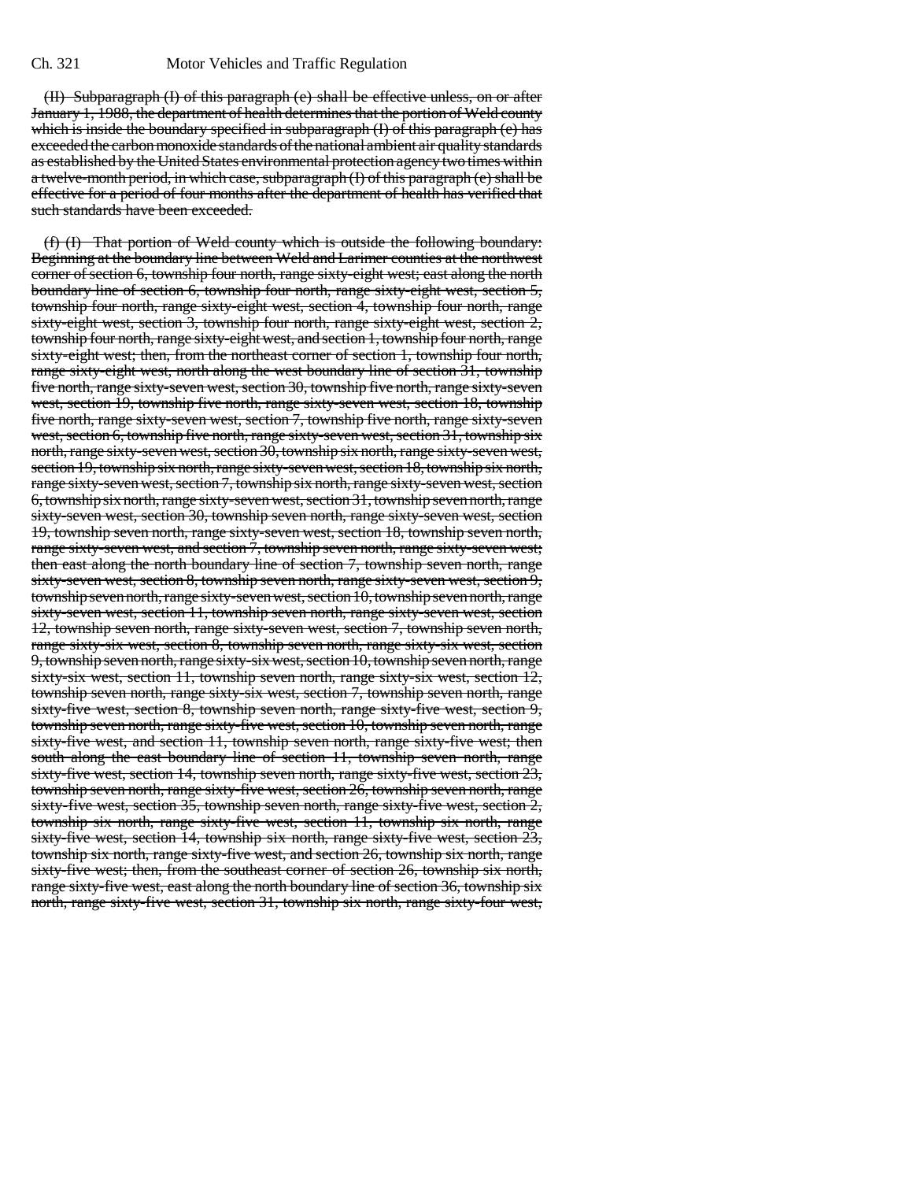(II) Subparagraph (I) of this paragraph (e) shall be effective unless, on or after January 1, 1988, the department of health determines that the portion of Weld county which is inside the boundary specified in subparagraph (I) of this paragraph (e) has exceeded the carbon monoxide standards of the national ambient air quality standards as established by the United States environmental protection agency two times within a twelve-month period, in which case, subparagraph (I) of this paragraph (e) shall be effective for a period of four months after the department of health has verified that such standards have been exceeded.

(f) (I) That portion of Weld county which is outside the following boundary: Beginning at the boundary line between Weld and Larimer counties at the northwest corner of section 6, township four north, range sixty-eight west; east along the north boundary line of section 6, township four north, range sixty-eight west, section 5, township four north, range sixty-eight west, section 4, township four north, range sixty-eight west, section 3, township four north, range sixty-eight west, section 2, township four north, range sixty-eight west, and section 1, township four north, range sixty-eight west; then, from the northeast corner of section 1, township four north, range sixty-eight west, north along the west boundary line of section 31, township five north, range sixty-seven west, section 30, township five north, range sixty-seven west, section 19, township five north, range sixty-seven west, section 18, township five north, range sixty-seven west, section 7, township five north, range sixty-seven west, section 6, township five north, range sixty-seven west, section 31, township six north, range sixty-seven west, section 30, township six north, range sixty-seven west, section 19, township six north, range sixty-seven west, section 18, township six north, range sixty-seven west, section 7, township six north, range sixty-seven west, section 6, township six north, range sixty-seven west, section 31, township seven north, range sixty-seven west, section 30, township seven north, range sixty-seven west, section 19, township seven north, range sixty-seven west, section 18, township seven north, range sixty-seven west, and section 7, township seven north, range sixty-seven west; then east along the north boundary line of section 7, township seven north, range sixty-seven west, section 8, township seven north, range sixty-seven west, section 9, township seven north, range sixty-seven west, section 10, township seven north, range sixty-seven west, section 11, township seven north, range sixty-seven west, section 12, township seven north, range sixty-seven west, section 7, township seven north, range sixty-six west, section 8, township seven north, range sixty-six west, section 9, township seven north, range sixty-six west, section 10, township seven north, range sixty-six west, section 11, township seven north, range sixty-six west, section 12, township seven north, range sixty-six west, section 7, township seven north, range sixty-five west, section 8, township seven north, range sixty-five west, section 9, township seven north, range sixty-five west, section 10, township seven north, range sixty-five west, and section 11, township seven north, range sixty-five west; then south along the east boundary line of section 11, township seven north, range sixty-five west, section 14, township seven north, range sixty-five west, section 23, township seven north, range sixty-five west, section 26, township seven north, range sixty-five west, section 35, township seven north, range sixty-five west, section 2, township six north, range sixty-five west, section 11, township six north, range sixty-five west, section 14, township six north, range sixty-five west, section 23, township six north, range sixty-five west, and section 26, township six north, range sixty-five west; then, from the southeast corner of section 26, township six north, range sixty-five west, east along the north boundary line of section 36, township six north, range sixty-five west, section 31, township six north, range sixty-four west,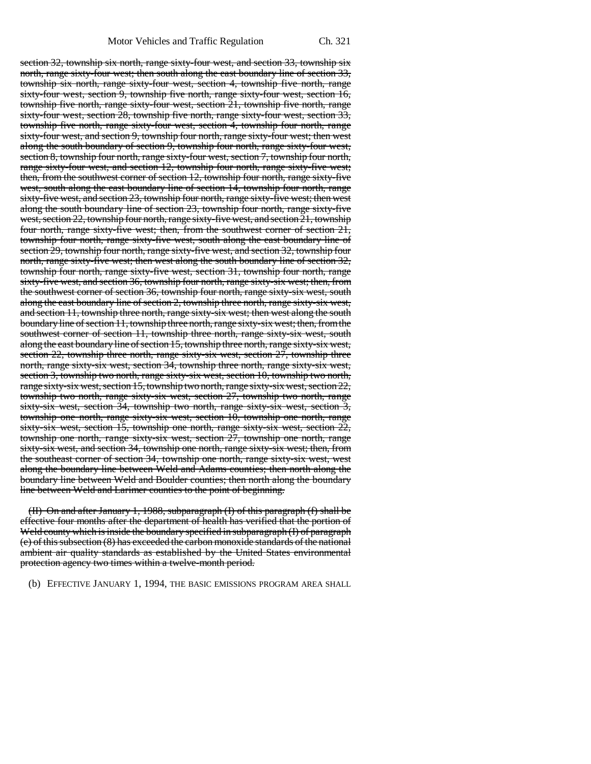section 32, township six north, range sixty-four west, and section 33, township six north, range sixty-four west; then south along the east boundary line of section 33, township six north, range sixty-four west, section 4, township five north, range sixty-four west, section 9, township five north, range sixty-four west, section 16, township five north, range sixty-four west, section 21, township five north, range sixty-four west, section 28, township five north, range sixty-four west, section 33, township five north, range sixty-four west, section 4, township four north, range sixty-four west, and section 9, township four north, range sixty-four west; then west along the south boundary of section 9, township four north, range sixty-four west, section 8, township four north, range sixty-four west, section 7, township four north, range sixty-four west, and section 12, township four north, range sixty-five west; then, from the southwest corner of section 12, township four north, range sixty-five west, south along the east boundary line of section 14, township four north, range sixty-five west, and section 23, township four north, range sixty-five west; then west along the south boundary line of section 23, township four north, range sixty-five west, section 22, township four north, range sixty-five west, and section 21, township four north, range sixty-five west; then, from the southwest corner of section 21, township four north, range sixty-five west, south along the east boundary line of section 29, township four north, range sixty-five west, and section 32, township four north, range sixty-five west; then west along the south boundary line of section 32, township four north, range sixty-five west, section 31, township four north, range sixty-five west, and section 36, township four north, range sixty-six west; then, from the southwest corner of section 36, township four north, range sixty-six west, south along the east boundary line of section 2, township three north, range sixty-six west, and section 11, township three north, range sixty-six west; then west along the south boundary line of section 11, township three north, range sixty-six west; then, from the southwest corner of section 11, township three north, range sixty-six west, south along the east boundary line of section 15, township three north, range sixty-six west, section 22, township three north, range sixty-six west, section 27, township three north, range sixty-six west, section 34, township three north, range sixty-six west, section 3, township two north, range sixty-six west, section 10, township two north, range sixty-six west, section 15, township two north, range sixty-six west, section 22, township two north, range sixty-six west, section 27, township two north, range sixty-six west, section 34, township two north, range sixty-six west, section 3, township one north, range sixty-six west, section 10, township one north, range sixty-six west, section 15, township one north, range sixty-six west, section 22, township one north, range sixty-six west, section 27, township one north, range sixty-six west, and section 34, township one north, range sixty-six west; then, from the southeast corner of section 34, township one north, range sixty-six west, west along the boundary line between Weld and Adams counties; then north along the boundary line between Weld and Boulder counties; then north along the boundary line between Weld and Larimer counties to the point of beginning.

(II) On and after January 1, 1988, subparagraph (I) of this paragraph (f) shall be effective four months after the department of health has verified that the portion of Weld county which is inside the boundary specified in subparagraph (I) of paragraph (e) of this subsection (8) has exceeded the carbon monoxide standards of the national ambient air quality standards as established by the United States environmental protection agency two times within a twelve-month period.

(b) EFFECTIVE JANUARY 1, 1994, THE BASIC EMISSIONS PROGRAM AREA SHALL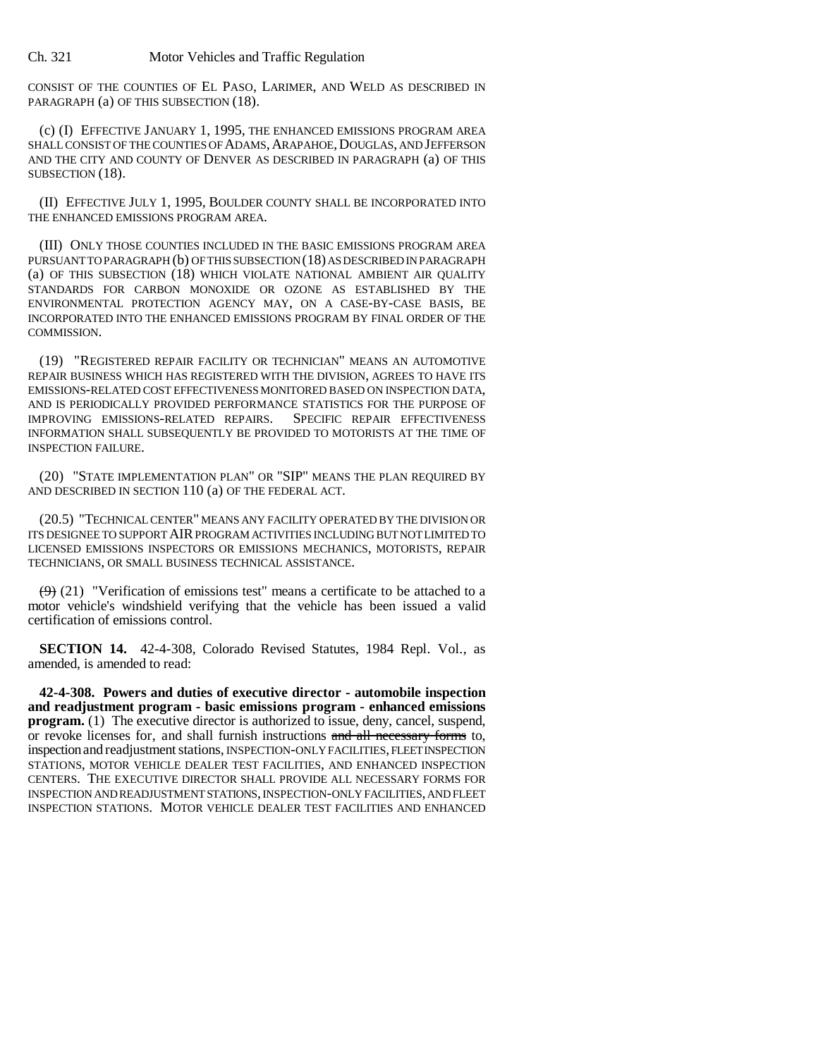CONSIST OF THE COUNTIES OF EL PASO, LARIMER, AND WELD AS DESCRIBED IN PARAGRAPH (a) OF THIS SUBSECTION (18).

(c) (I) EFFECTIVE JANUARY 1, 1995, THE ENHANCED EMISSIONS PROGRAM AREA SHALL CONSIST OF THE COUNTIES OF ADAMS, ARAPAHOE, DOUGLAS, AND JEFFERSON AND THE CITY AND COUNTY OF DENVER AS DESCRIBED IN PARAGRAPH (a) OF THIS SUBSECTION (18).

(II) EFFECTIVE JULY 1, 1995, BOULDER COUNTY SHALL BE INCORPORATED INTO THE ENHANCED EMISSIONS PROGRAM AREA.

(III) ONLY THOSE COUNTIES INCLUDED IN THE BASIC EMISSIONS PROGRAM AREA PURSUANT TO PARAGRAPH (b) OF THIS SUBSECTION (18) AS DESCRIBED IN PARAGRAPH (a) OF THIS SUBSECTION (18) WHICH VIOLATE NATIONAL AMBIENT AIR QUALITY STANDARDS FOR CARBON MONOXIDE OR OZONE AS ESTABLISHED BY THE ENVIRONMENTAL PROTECTION AGENCY MAY, ON A CASE-BY-CASE BASIS, BE INCORPORATED INTO THE ENHANCED EMISSIONS PROGRAM BY FINAL ORDER OF THE COMMISSION.

(19) "REGISTERED REPAIR FACILITY OR TECHNICIAN" MEANS AN AUTOMOTIVE REPAIR BUSINESS WHICH HAS REGISTERED WITH THE DIVISION, AGREES TO HAVE ITS EMISSIONS-RELATED COST EFFECTIVENESS MONITORED BASED ON INSPECTION DATA, AND IS PERIODICALLY PROVIDED PERFORMANCE STATISTICS FOR THE PURPOSE OF IMPROVING EMISSIONS-RELATED REPAIRS. SPECIFIC REPAIR EFFECTIVENESS INFORMATION SHALL SUBSEQUENTLY BE PROVIDED TO MOTORISTS AT THE TIME OF INSPECTION FAILURE.

(20) "STATE IMPLEMENTATION PLAN" OR "SIP" MEANS THE PLAN REQUIRED BY AND DESCRIBED IN SECTION 110 (a) OF THE FEDERAL ACT.

(20.5) "TECHNICAL CENTER" MEANS ANY FACILITY OPERATED BY THE DIVISION OR ITS DESIGNEE TO SUPPORT AIR PROGRAM ACTIVITIES INCLUDING BUT NOT LIMITED TO LICENSED EMISSIONS INSPECTORS OR EMISSIONS MECHANICS, MOTORISTS, REPAIR TECHNICIANS, OR SMALL BUSINESS TECHNICAL ASSISTANCE.

~~(9)~~ (21) "Verification of emissions test" means a certificate to be attached to a motor vehicle's windshield verifying that the vehicle has been issued a valid certification of emissions control.

**SECTION 14.** 42-4-308, Colorado Revised Statutes, 1984 Repl. Vol., as amended, is amended to read:

**42-4-308. Powers and duties of executive director - automobile inspection and readjustment program - basic emissions program - enhanced emissions program.** (1) The executive director is authorized to issue, deny, cancel, suspend, or revoke licenses for, and shall furnish instructions ~~and all necessary forms~~ to, inspection and readjustment stations, INSPECTION-ONLY FACILITIES, FLEET INSPECTION STATIONS, MOTOR VEHICLE DEALER TEST FACILITIES, AND ENHANCED INSPECTION CENTERS. THE EXECUTIVE DIRECTOR SHALL PROVIDE ALL NECESSARY FORMS FOR INSPECTION AND READJUSTMENT STATIONS, INSPECTION-ONLY FACILITIES, AND FLEET INSPECTION STATIONS. MOTOR VEHICLE DEALER TEST FACILITIES AND ENHANCED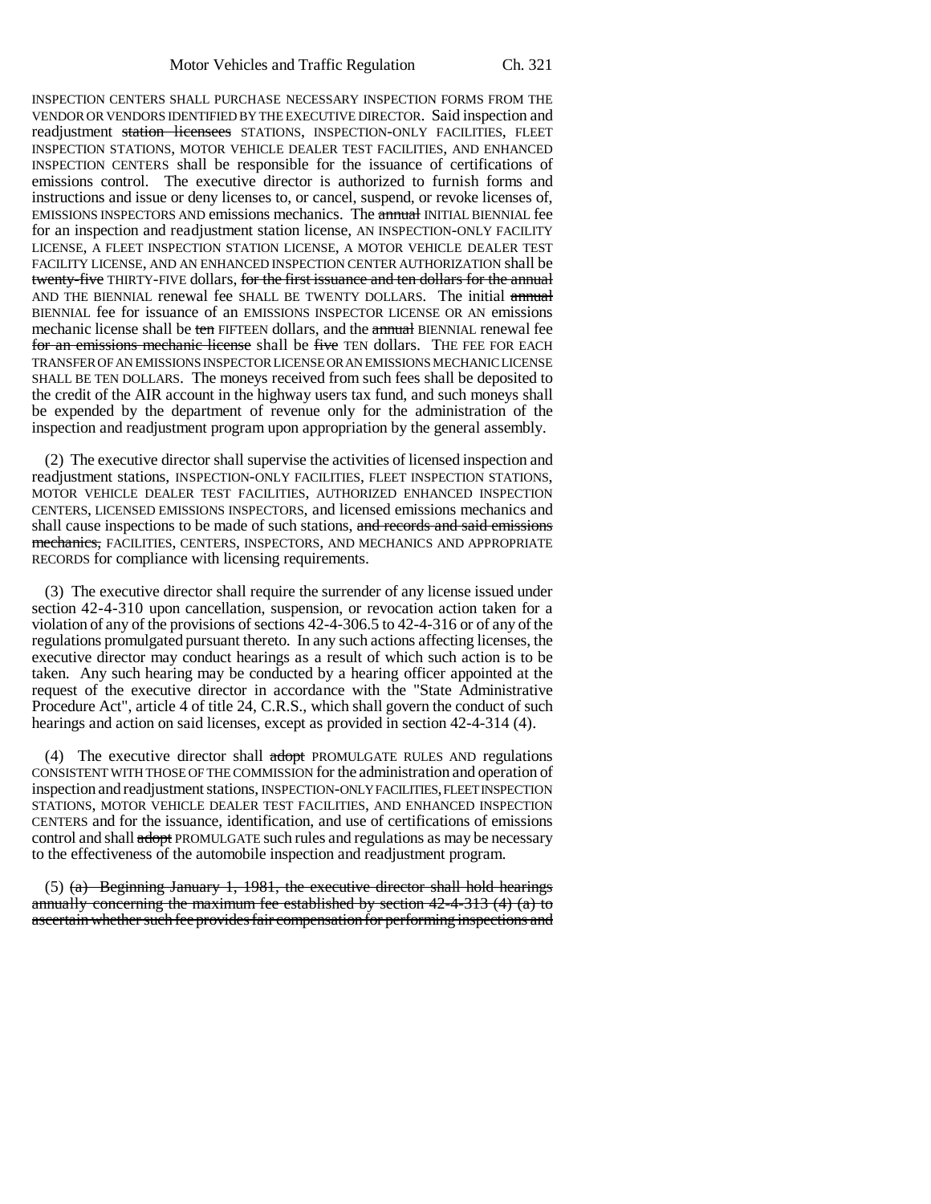INSPECTION CENTERS SHALL PURCHASE NECESSARY INSPECTION FORMS FROM THE VENDOR OR VENDORS IDENTIFIED BY THE EXECUTIVE DIRECTOR. Said inspection and readjustment ~~station licensees~~ STATIONS, INSPECTION-ONLY FACILITIES, FLEET INSPECTION STATIONS, MOTOR VEHICLE DEALER TEST FACILITIES, AND ENHANCED INSPECTION CENTERS shall be responsible for the issuance of certifications of emissions control. The executive director is authorized to furnish forms and instructions and issue or deny licenses to, or cancel, suspend, or revoke licenses of, EMISSIONS INSPECTORS AND emissions mechanics. The ~~annual~~ INITIAL BIENNIAL fee for an inspection and readjustment station license, AN INSPECTION-ONLY FACILITY LICENSE, A FLEET INSPECTION STATION LICENSE, A MOTOR VEHICLE DEALER TEST FACILITY LICENSE, AND AN ENHANCED INSPECTION CENTER AUTHORIZATION shall be ~~twenty-five~~ THIRTY-FIVE dollars, ~~for the first issuance and ten dollars for the annual~~ AND THE BIENNIAL renewal fee SHALL BE TWENTY DOLLARS. The initial ~~annual~~ BIENNIAL fee for issuance of an EMISSIONS INSPECTOR LICENSE OR AN emissions mechanic license shall be ~~ten~~ FIFTEEN dollars, and the ~~annual~~ BIENNIAL renewal fee ~~for an emissions mechanic license~~ shall be ~~five~~ TEN dollars. THE FEE FOR EACH TRANSFER OF AN EMISSIONS INSPECTOR LICENSE OR AN EMISSIONS MECHANIC LICENSE SHALL BE TEN DOLLARS. The moneys received from such fees shall be deposited to the credit of the AIR account in the highway users tax fund, and such moneys shall be expended by the department of revenue only for the administration of the inspection and readjustment program upon appropriation by the general assembly.

(2) The executive director shall supervise the activities of licensed inspection and readjustment stations, INSPECTION-ONLY FACILITIES, FLEET INSPECTION STATIONS, MOTOR VEHICLE DEALER TEST FACILITIES, AUTHORIZED ENHANCED INSPECTION CENTERS, LICENSED EMISSIONS INSPECTORS, and licensed emissions mechanics and shall cause inspections to be made of such stations, ~~and records and said emissions mechanics,~~ FACILITIES, CENTERS, INSPECTORS, AND MECHANICS AND APPROPRIATE RECORDS for compliance with licensing requirements.

(3) The executive director shall require the surrender of any license issued under section 42-4-310 upon cancellation, suspension, or revocation action taken for a violation of any of the provisions of sections 42-4-306.5 to 42-4-316 or of any of the regulations promulgated pursuant thereto. In any such actions affecting licenses, the executive director may conduct hearings as a result of which such action is to be taken. Any such hearing may be conducted by a hearing officer appointed at the request of the executive director in accordance with the "State Administrative Procedure Act", article 4 of title 24, C.R.S., which shall govern the conduct of such hearings and action on said licenses, except as provided in section 42-4-314 (4).

(4) The executive director shall ~~adopt~~ PROMULGATE RULES AND regulations CONSISTENT WITH THOSE OF THE COMMISSION for the administration and operation of inspection and readjustment stations, INSPECTION-ONLY FACILITIES, FLEET INSPECTION STATIONS, MOTOR VEHICLE DEALER TEST FACILITIES, AND ENHANCED INSPECTION CENTERS and for the issuance, identification, and use of certifications of emissions control and shall ~~adopt~~ PROMULGATE such rules and regulations as may be necessary to the effectiveness of the automobile inspection and readjustment program.

(5) ~~(a) Beginning January 1, 1981, the executive director shall hold hearings annually concerning the maximum fee established by section 42-4-313 (4) (a) to ascertain whether such fee provides fair compensation for performing inspections and~~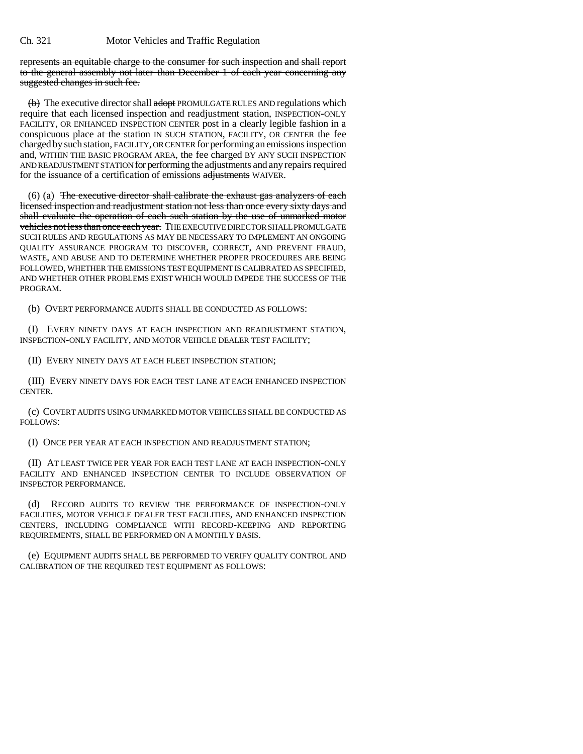represents an equitable charge to the consumer for such inspection and shall report to the general assembly not later than December 1 of each year concerning any suggested changes in such fee.

~~(b)~~ The executive director shall ~~adopt~~ PROMULGATE RULES AND regulations which require that each licensed inspection and readjustment station, INSPECTION-ONLY FACILITY, OR ENHANCED INSPECTION CENTER post in a clearly legible fashion in a conspicuous place ~~at the station~~ IN SUCH STATION, FACILITY, OR CENTER the fee charged by such station, FACILITY, OR CENTER for performing an emissions inspection and, WITHIN THE BASIC PROGRAM AREA, the fee charged BY ANY SUCH INSPECTION AND READJUSTMENT STATION for performing the adjustments and any repairs required for the issuance of a certification of emissions ~~adjustments~~ WAIVER.

(6) (a) ~~The executive director shall calibrate the exhaust gas analyzers of each licensed inspection and readjustment station not less than once every sixty days and shall evaluate the operation of each such station by the use of unmarked motor vehicles not less than once each year.~~ THE EXECUTIVE DIRECTOR SHALL PROMULGATE SUCH RULES AND REGULATIONS AS MAY BE NECESSARY TO IMPLEMENT AN ONGOING QUALITY ASSURANCE PROGRAM TO DISCOVER, CORRECT, AND PREVENT FRAUD, WASTE, AND ABUSE AND TO DETERMINE WHETHER PROPER PROCEDURES ARE BEING FOLLOWED, WHETHER THE EMISSIONS TEST EQUIPMENT IS CALIBRATED AS SPECIFIED, AND WHETHER OTHER PROBLEMS EXIST WHICH WOULD IMPEDE THE SUCCESS OF THE PROGRAM.

(b) OVERT PERFORMANCE AUDITS SHALL BE CONDUCTED AS FOLLOWS:

(I) EVERY NINETY DAYS AT EACH INSPECTION AND READJUSTMENT STATION, INSPECTION-ONLY FACILITY, AND MOTOR VEHICLE DEALER TEST FACILITY;

(II) EVERY NINETY DAYS AT EACH FLEET INSPECTION STATION;

(III) EVERY NINETY DAYS FOR EACH TEST LANE AT EACH ENHANCED INSPECTION CENTER.

(c) COVERT AUDITS USING UNMARKED MOTOR VEHICLES SHALL BE CONDUCTED AS FOLLOWS:

(I) ONCE PER YEAR AT EACH INSPECTION AND READJUSTMENT STATION;

(II) AT LEAST TWICE PER YEAR FOR EACH TEST LANE AT EACH INSPECTION-ONLY FACILITY AND ENHANCED INSPECTION CENTER TO INCLUDE OBSERVATION OF INSPECTOR PERFORMANCE.

(d) RECORD AUDITS TO REVIEW THE PERFORMANCE OF INSPECTION-ONLY FACILITIES, MOTOR VEHICLE DEALER TEST FACILITIES, AND ENHANCED INSPECTION CENTERS, INCLUDING COMPLIANCE WITH RECORD-KEEPING AND REPORTING REQUIREMENTS, SHALL BE PERFORMED ON A MONTHLY BASIS.

(e) EQUIPMENT AUDITS SHALL BE PERFORMED TO VERIFY QUALITY CONTROL AND CALIBRATION OF THE REQUIRED TEST EQUIPMENT AS FOLLOWS: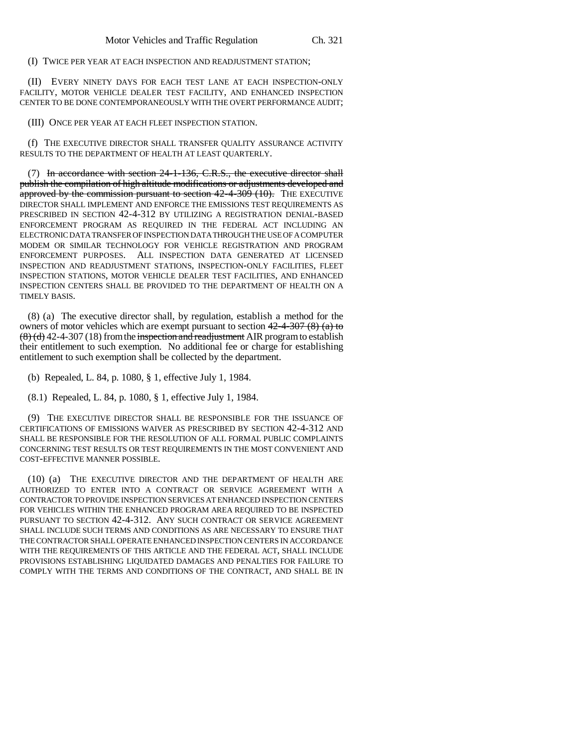(I) TWICE PER YEAR AT EACH INSPECTION AND READJUSTMENT STATION;

(II) EVERY NINETY DAYS FOR EACH TEST LANE AT EACH INSPECTION-ONLY FACILITY, MOTOR VEHICLE DEALER TEST FACILITY, AND ENHANCED INSPECTION CENTER TO BE DONE CONTEMPORANEOUSLY WITH THE OVERT PERFORMANCE AUDIT;

(III) ONCE PER YEAR AT EACH FLEET INSPECTION STATION.

(f) THE EXECUTIVE DIRECTOR SHALL TRANSFER QUALITY ASSURANCE ACTIVITY RESULTS TO THE DEPARTMENT OF HEALTH AT LEAST QUARTERLY.

(7) ~~In accordance with section 24-1-136, C.R.S., the executive director shall publish the compilation of high altitude modifications or adjustments developed and approved by the commission pursuant to section 42-4-309 (10).~~ THE EXECUTIVE DIRECTOR SHALL IMPLEMENT AND ENFORCE THE EMISSIONS TEST REQUIREMENTS AS PRESCRIBED IN SECTION 42-4-312 BY UTILIZING A REGISTRATION DENIAL-BASED ENFORCEMENT PROGRAM AS REQUIRED IN THE FEDERAL ACT INCLUDING AN ELECTRONIC DATA TRANSFER OF INSPECTION DATA THROUGH THE USE OF A COMPUTER MODEM OR SIMILAR TECHNOLOGY FOR VEHICLE REGISTRATION AND PROGRAM ENFORCEMENT PURPOSES. ALL INSPECTION DATA GENERATED AT LICENSED INSPECTION AND READJUSTMENT STATIONS, INSPECTION-ONLY FACILITIES, FLEET INSPECTION STATIONS, MOTOR VEHICLE DEALER TEST FACILITIES, AND ENHANCED INSPECTION CENTERS SHALL BE PROVIDED TO THE DEPARTMENT OF HEALTH ON A TIMELY BASIS.

(8) (a) The executive director shall, by regulation, establish a method for the owners of motor vehicles which are exempt pursuant to section ~~42-4-307 (8) (a) to (8) (d)~~ 42-4-307 (18) from the ~~inspection and readjustment~~ AIR program to establish their entitlement to such exemption. No additional fee or charge for establishing entitlement to such exemption shall be collected by the department.

(b) Repealed, L. 84, p. 1080, § 1, effective July 1, 1984.

(8.1) Repealed, L. 84, p. 1080, § 1, effective July 1, 1984.

(9) THE EXECUTIVE DIRECTOR SHALL BE RESPONSIBLE FOR THE ISSUANCE OF CERTIFICATIONS OF EMISSIONS WAIVER AS PRESCRIBED BY SECTION 42-4-312 AND SHALL BE RESPONSIBLE FOR THE RESOLUTION OF ALL FORMAL PUBLIC COMPLAINTS CONCERNING TEST RESULTS OR TEST REQUIREMENTS IN THE MOST CONVENIENT AND COST-EFFECTIVE MANNER POSSIBLE.

(10) (a) THE EXECUTIVE DIRECTOR AND THE DEPARTMENT OF HEALTH ARE AUTHORIZED TO ENTER INTO A CONTRACT OR SERVICE AGREEMENT WITH A CONTRACTOR TO PROVIDE INSPECTION SERVICES AT ENHANCED INSPECTION CENTERS FOR VEHICLES WITHIN THE ENHANCED PROGRAM AREA REQUIRED TO BE INSPECTED PURSUANT TO SECTION 42-4-312. ANY SUCH CONTRACT OR SERVICE AGREEMENT SHALL INCLUDE SUCH TERMS AND CONDITIONS AS ARE NECESSARY TO ENSURE THAT THE CONTRACTOR SHALL OPERATE ENHANCED INSPECTION CENTERS IN ACCORDANCE WITH THE REQUIREMENTS OF THIS ARTICLE AND THE FEDERAL ACT, SHALL INCLUDE PROVISIONS ESTABLISHING LIQUIDATED DAMAGES AND PENALTIES FOR FAILURE TO COMPLY WITH THE TERMS AND CONDITIONS OF THE CONTRACT, AND SHALL BE IN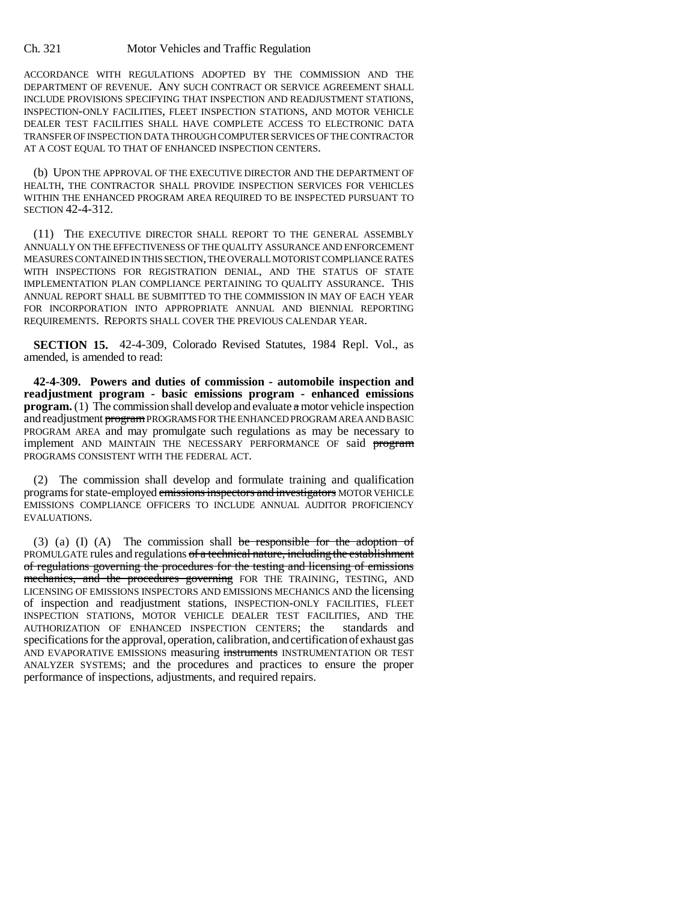ACCORDANCE WITH REGULATIONS ADOPTED BY THE COMMISSION AND THE DEPARTMENT OF REVENUE. ANY SUCH CONTRACT OR SERVICE AGREEMENT SHALL INCLUDE PROVISIONS SPECIFYING THAT INSPECTION AND READJUSTMENT STATIONS, INSPECTION-ONLY FACILITIES, FLEET INSPECTION STATIONS, AND MOTOR VEHICLE DEALER TEST FACILITIES SHALL HAVE COMPLETE ACCESS TO ELECTRONIC DATA TRANSFER OF INSPECTION DATA THROUGH COMPUTER SERVICES OF THE CONTRACTOR AT A COST EQUAL TO THAT OF ENHANCED INSPECTION CENTERS.

(b) UPON THE APPROVAL OF THE EXECUTIVE DIRECTOR AND THE DEPARTMENT OF HEALTH, THE CONTRACTOR SHALL PROVIDE INSPECTION SERVICES FOR VEHICLES WITHIN THE ENHANCED PROGRAM AREA REQUIRED TO BE INSPECTED PURSUANT TO SECTION 42-4-312.

(11) THE EXECUTIVE DIRECTOR SHALL REPORT TO THE GENERAL ASSEMBLY ANNUALLY ON THE EFFECTIVENESS OF THE QUALITY ASSURANCE AND ENFORCEMENT MEASURES CONTAINED IN THIS SECTION, THE OVERALL MOTORIST COMPLIANCE RATES WITH INSPECTIONS FOR REGISTRATION DENIAL, AND THE STATUS OF STATE IMPLEMENTATION PLAN COMPLIANCE PERTAINING TO QUALITY ASSURANCE. THIS ANNUAL REPORT SHALL BE SUBMITTED TO THE COMMISSION IN MAY OF EACH YEAR FOR INCORPORATION INTO APPROPRIATE ANNUAL AND BIENNIAL REPORTING REQUIREMENTS. REPORTS SHALL COVER THE PREVIOUS CALENDAR YEAR.

**SECTION 15.** 42-4-309, Colorado Revised Statutes, 1984 Repl. Vol., as amended, is amended to read:

**42-4-309. Powers and duties of commission - automobile inspection and readjustment program - basic emissions program - enhanced emissions program.** (1) The commission shall develop and evaluate ~~a~~ motor vehicle inspection and readjustment ~~program~~ PROGRAMS FOR THE ENHANCED PROGRAM AREA AND BASIC PROGRAM AREA and may promulgate such regulations as may be necessary to implement AND MAINTAIN THE NECESSARY PERFORMANCE OF said ~~program~~ PROGRAMS CONSISTENT WITH THE FEDERAL ACT.

(2) The commission shall develop and formulate training and qualification programs for state-employed ~~emissions inspectors and investigators~~ MOTOR VEHICLE EMISSIONS COMPLIANCE OFFICERS TO INCLUDE ANNUAL AUDITOR PROFICIENCY EVALUATIONS.

(3) (a) (I) (A) The commission shall ~~be responsible for the adoption of~~ PROMULGATE rules and regulations ~~of a technical nature, including the establishment of regulations governing the procedures for the testing and licensing of emissions mechanics, and the procedures governing~~ FOR THE TRAINING, TESTING, AND LICENSING OF EMISSIONS INSPECTORS AND EMISSIONS MECHANICS AND the licensing of inspection and readjustment stations, INSPECTION-ONLY FACILITIES, FLEET INSPECTION STATIONS, MOTOR VEHICLE DEALER TEST FACILITIES, AND THE AUTHORIZATION OF ENHANCED INSPECTION CENTERS; the standards and specifications for the approval, operation, calibration, and certification of exhaust gas AND EVAPORATIVE EMISSIONS measuring ~~instruments~~ INSTRUMENTATION OR TEST ANALYZER SYSTEMS; and the procedures and practices to ensure the proper performance of inspections, adjustments, and required repairs.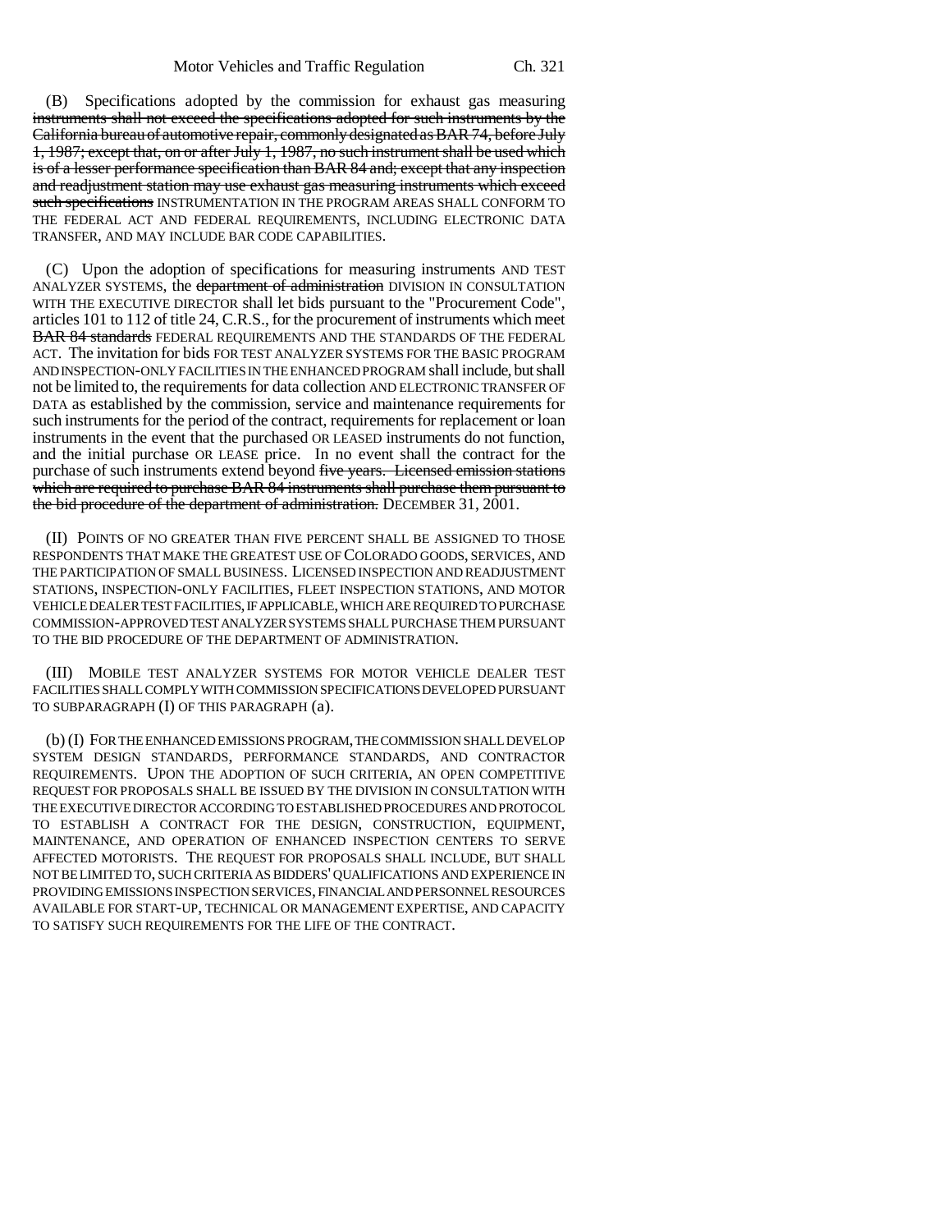(B) Specifications adopted by the commission for exhaust gas measuring ~~instruments shall not exceed the specifications adopted for such instruments by the California bureau of automotive repair, commonly designated as BAR 74, before July 1, 1987; except that, on or after July 1, 1987, no such instrument shall be used which is of a lesser performance specification than BAR 84 and; except that any inspection and readjustment station may use exhaust gas measuring instruments which exceed such specifications~~ INSTRUMENTATION IN THE PROGRAM AREAS SHALL CONFORM TO THE FEDERAL ACT AND FEDERAL REQUIREMENTS, INCLUDING ELECTRONIC DATA TRANSFER, AND MAY INCLUDE BAR CODE CAPABILITIES.

(C) Upon the adoption of specifications for measuring instruments AND TEST ANALYZER SYSTEMS, the ~~department of administration~~ DIVISION IN CONSULTATION WITH THE EXECUTIVE DIRECTOR shall let bids pursuant to the "Procurement Code", articles 101 to 112 of title 24, C.R.S., for the procurement of instruments which meet ~~BAR 84 standards~~ FEDERAL REQUIREMENTS AND THE STANDARDS OF THE FEDERAL ACT. The invitation for bids FOR TEST ANALYZER SYSTEMS FOR THE BASIC PROGRAM AND INSPECTION-ONLY FACILITIES IN THE ENHANCED PROGRAM shall include, but shall not be limited to, the requirements for data collection AND ELECTRONIC TRANSFER OF DATA as established by the commission, service and maintenance requirements for such instruments for the period of the contract, requirements for replacement or loan instruments in the event that the purchased OR LEASED instruments do not function, and the initial purchase OR LEASE price. In no event shall the contract for the purchase of such instruments extend beyond ~~five years. Licensed emission stations which are required to purchase BAR 84 instruments shall purchase them pursuant to the bid procedure of the department of administration.~~ DECEMBER 31, 2001.

(II) POINTS OF NO GREATER THAN FIVE PERCENT SHALL BE ASSIGNED TO THOSE RESPONDENTS THAT MAKE THE GREATEST USE OF COLORADO GOODS, SERVICES, AND THE PARTICIPATION OF SMALL BUSINESS. LICENSED INSPECTION AND READJUSTMENT STATIONS, INSPECTION-ONLY FACILITIES, FLEET INSPECTION STATIONS, AND MOTOR VEHICLE DEALER TEST FACILITIES, IF APPLICABLE, WHICH ARE REQUIRED TO PURCHASE COMMISSION-APPROVED TEST ANALYZER SYSTEMS SHALL PURCHASE THEM PURSUANT TO THE BID PROCEDURE OF THE DEPARTMENT OF ADMINISTRATION.

(III) MOBILE TEST ANALYZER SYSTEMS FOR MOTOR VEHICLE DEALER TEST FACILITIES SHALL COMPLY WITH COMMISSION SPECIFICATIONS DEVELOPED PURSUANT TO SUBPARAGRAPH (I) OF THIS PARAGRAPH (a).

(b) (I) FOR THE ENHANCED EMISSIONS PROGRAM, THE COMMISSION SHALL DEVELOP SYSTEM DESIGN STANDARDS, PERFORMANCE STANDARDS, AND CONTRACTOR REQUIREMENTS. UPON THE ADOPTION OF SUCH CRITERIA, AN OPEN COMPETITIVE REQUEST FOR PROPOSALS SHALL BE ISSUED BY THE DIVISION IN CONSULTATION WITH THE EXECUTIVE DIRECTOR ACCORDING TO ESTABLISHED PROCEDURES AND PROTOCOL TO ESTABLISH A CONTRACT FOR THE DESIGN, CONSTRUCTION, EQUIPMENT, MAINTENANCE, AND OPERATION OF ENHANCED INSPECTION CENTERS TO SERVE AFFECTED MOTORISTS. THE REQUEST FOR PROPOSALS SHALL INCLUDE, BUT SHALL NOT BE LIMITED TO, SUCH CRITERIA AS BIDDERS' QUALIFICATIONS AND EXPERIENCE IN PROVIDING EMISSIONS INSPECTION SERVICES, FINANCIAL AND PERSONNEL RESOURCES AVAILABLE FOR START-UP, TECHNICAL OR MANAGEMENT EXPERTISE, AND CAPACITY TO SATISFY SUCH REQUIREMENTS FOR THE LIFE OF THE CONTRACT.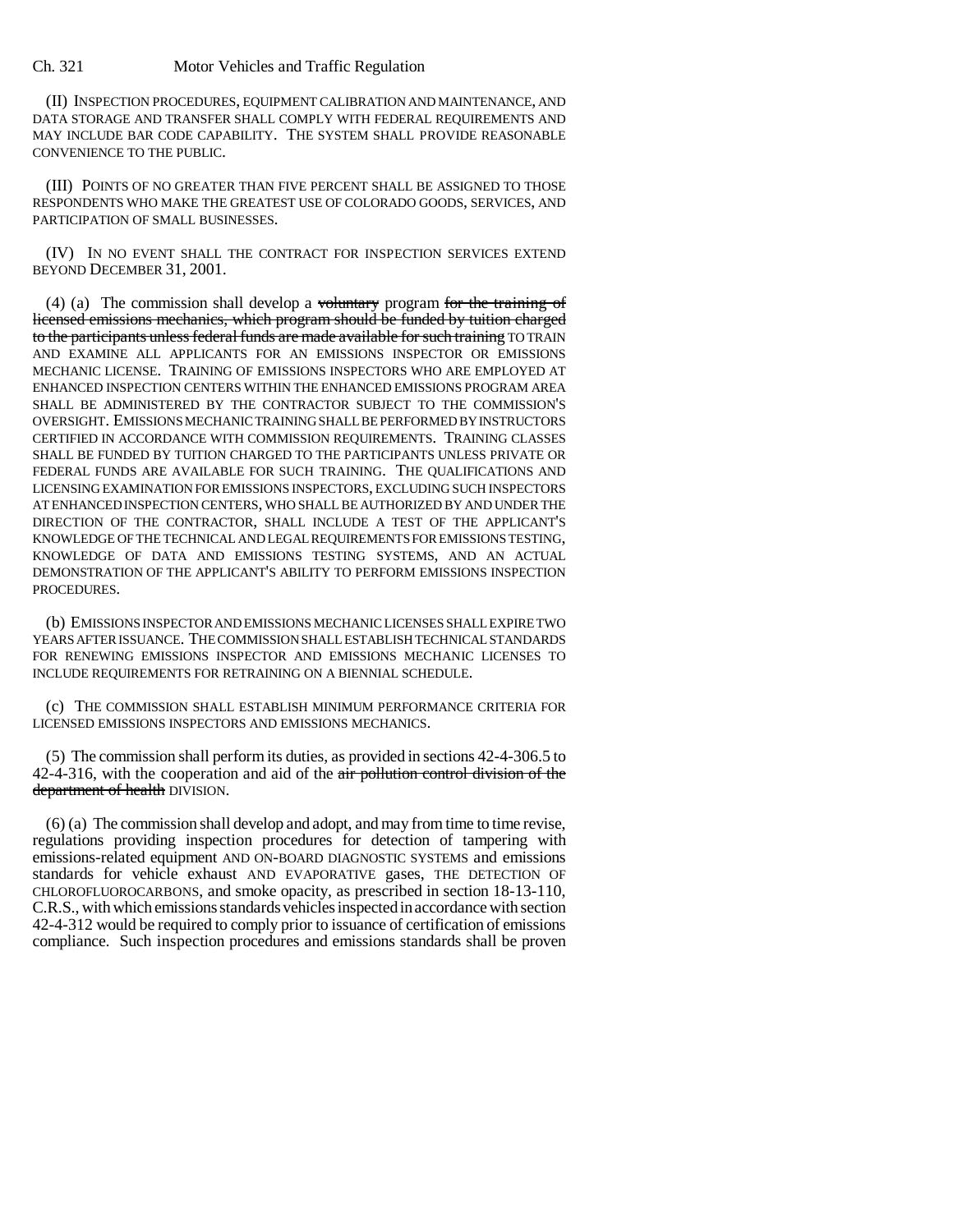(II) INSPECTION PROCEDURES, EQUIPMENT CALIBRATION AND MAINTENANCE, AND DATA STORAGE AND TRANSFER SHALL COMPLY WITH FEDERAL REQUIREMENTS AND MAY INCLUDE BAR CODE CAPABILITY. THE SYSTEM SHALL PROVIDE REASONABLE CONVENIENCE TO THE PUBLIC.

(III) POINTS OF NO GREATER THAN FIVE PERCENT SHALL BE ASSIGNED TO THOSE RESPONDENTS WHO MAKE THE GREATEST USE OF COLORADO GOODS, SERVICES, AND PARTICIPATION OF SMALL BUSINESSES.

(IV) IN NO EVENT SHALL THE CONTRACT FOR INSPECTION SERVICES EXTEND BEYOND DECEMBER 31, 2001.

(4) (a) The commission shall develop a ~~voluntary~~ program ~~for the training of licensed emissions mechanics, which program should be funded by tuition charged to the participants unless federal funds are made available for such training~~ TO TRAIN AND EXAMINE ALL APPLICANTS FOR AN EMISSIONS INSPECTOR OR EMISSIONS MECHANIC LICENSE. TRAINING OF EMISSIONS INSPECTORS WHO ARE EMPLOYED AT ENHANCED INSPECTION CENTERS WITHIN THE ENHANCED EMISSIONS PROGRAM AREA SHALL BE ADMINISTERED BY THE CONTRACTOR SUBJECT TO THE COMMISSION'S OVERSIGHT. EMISSIONS MECHANIC TRAINING SHALL BE PERFORMED BY INSTRUCTORS CERTIFIED IN ACCORDANCE WITH COMMISSION REQUIREMENTS. TRAINING CLASSES SHALL BE FUNDED BY TUITION CHARGED TO THE PARTICIPANTS UNLESS PRIVATE OR FEDERAL FUNDS ARE AVAILABLE FOR SUCH TRAINING. THE QUALIFICATIONS AND LICENSING EXAMINATION FOR EMISSIONS INSPECTORS, EXCLUDING SUCH INSPECTORS AT ENHANCED INSPECTION CENTERS, WHO SHALL BE AUTHORIZED BY AND UNDER THE DIRECTION OF THE CONTRACTOR, SHALL INCLUDE A TEST OF THE APPLICANT'S KNOWLEDGE OF THE TECHNICAL AND LEGAL REQUIREMENTS FOR EMISSIONS TESTING, KNOWLEDGE OF DATA AND EMISSIONS TESTING SYSTEMS, AND AN ACTUAL DEMONSTRATION OF THE APPLICANT'S ABILITY TO PERFORM EMISSIONS INSPECTION PROCEDURES.

(b) EMISSIONS INSPECTOR AND EMISSIONS MECHANIC LICENSES SHALL EXPIRE TWO YEARS AFTER ISSUANCE. THE COMMISSION SHALL ESTABLISH TECHNICAL STANDARDS FOR RENEWING EMISSIONS INSPECTOR AND EMISSIONS MECHANIC LICENSES TO INCLUDE REQUIREMENTS FOR RETRAINING ON A BIENNIAL SCHEDULE.

(c) THE COMMISSION SHALL ESTABLISH MINIMUM PERFORMANCE CRITERIA FOR LICENSED EMISSIONS INSPECTORS AND EMISSIONS MECHANICS.

(5) The commission shall perform its duties, as provided in sections 42-4-306.5 to 42-4-316, with the cooperation and aid of the ~~air pollution control division of the department of health~~ DIVISION.

(6) (a) The commission shall develop and adopt, and may from time to time revise, regulations providing inspection procedures for detection of tampering with emissions-related equipment AND ON-BOARD DIAGNOSTIC SYSTEMS and emissions standards for vehicle exhaust AND EVAPORATIVE gases, THE DETECTION OF CHLOROFLUOROCARBONS, and smoke opacity, as prescribed in section 18-13-110, C.R.S., with which emissions standards vehicles inspected in accordance with section 42-4-312 would be required to comply prior to issuance of certification of emissions compliance. Such inspection procedures and emissions standards shall be proven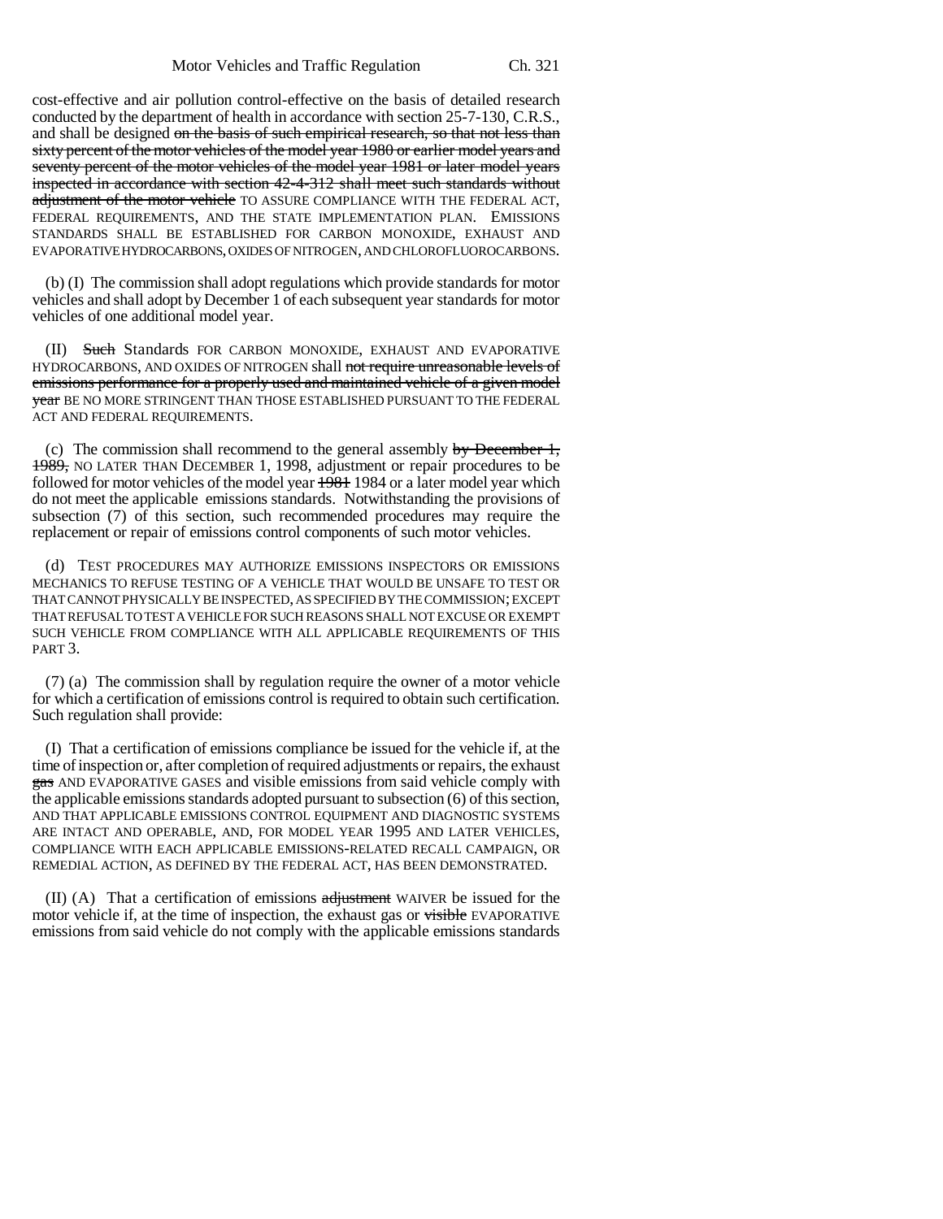cost-effective and air pollution control-effective on the basis of detailed research conducted by the department of health in accordance with section 25-7-130, C.R.S., and shall be designed ~~on the basis of such empirical research, so that not less than sixty percent of the motor vehicles of the model year 1980 or earlier model years and seventy percent of the motor vehicles of the model year 1981 or later model years inspected in accordance with section 42-4-312 shall meet such standards without adjustment of the motor vehicle~~ TO ASSURE COMPLIANCE WITH THE FEDERAL ACT, FEDERAL REQUIREMENTS, AND THE STATE IMPLEMENTATION PLAN. EMISSIONS STANDARDS SHALL BE ESTABLISHED FOR CARBON MONOXIDE, EXHAUST AND EVAPORATIVE HYDROCARBONS, OXIDES OF NITROGEN, AND CHLOROFLUOROCARBONS.

(b) (I) The commission shall adopt regulations which provide standards for motor vehicles and shall adopt by December 1 of each subsequent year standards for motor vehicles of one additional model year.

(II) ~~Such~~ Standards FOR CARBON MONOXIDE, EXHAUST AND EVAPORATIVE HYDROCARBONS, AND OXIDES OF NITROGEN shall ~~not require unreasonable levels of emissions performance for a properly used and maintained vehicle of a given model year~~ BE NO MORE STRINGENT THAN THOSE ESTABLISHED PURSUANT TO THE FEDERAL ACT AND FEDERAL REQUIREMENTS.

(c) The commission shall recommend to the general assembly ~~by December 1, 1989,~~ NO LATER THAN DECEMBER 1, 1998, adjustment or repair procedures to be followed for motor vehicles of the model year ~~1981~~ 1984 or a later model year which do not meet the applicable emissions standards. Notwithstanding the provisions of subsection (7) of this section, such recommended procedures may require the replacement or repair of emissions control components of such motor vehicles.

(d) TEST PROCEDURES MAY AUTHORIZE EMISSIONS INSPECTORS OR EMISSIONS MECHANICS TO REFUSE TESTING OF A VEHICLE THAT WOULD BE UNSAFE TO TEST OR THAT CANNOT PHYSICALLY BE INSPECTED, AS SPECIFIED BY THE COMMISSION; EXCEPT THAT REFUSAL TO TEST A VEHICLE FOR SUCH REASONS SHALL NOT EXCUSE OR EXEMPT SUCH VEHICLE FROM COMPLIANCE WITH ALL APPLICABLE REQUIREMENTS OF THIS PART 3.

(7) (a) The commission shall by regulation require the owner of a motor vehicle for which a certification of emissions control is required to obtain such certification. Such regulation shall provide:

(I) That a certification of emissions compliance be issued for the vehicle if, at the time of inspection or, after completion of required adjustments or repairs, the exhaust ~~gas~~ AND EVAPORATIVE GASES and visible emissions from said vehicle comply with the applicable emissions standards adopted pursuant to subsection (6) of this section, AND THAT APPLICABLE EMISSIONS CONTROL EQUIPMENT AND DIAGNOSTIC SYSTEMS ARE INTACT AND OPERABLE, AND, FOR MODEL YEAR 1995 AND LATER VEHICLES, COMPLIANCE WITH EACH APPLICABLE EMISSIONS-RELATED RECALL CAMPAIGN, OR REMEDIAL ACTION, AS DEFINED BY THE FEDERAL ACT, HAS BEEN DEMONSTRATED.

(II) (A) That a certification of emissions ~~adjustment~~ WAIVER be issued for the motor vehicle if, at the time of inspection, the exhaust gas or ~~visible~~ EVAPORATIVE emissions from said vehicle do not comply with the applicable emissions standards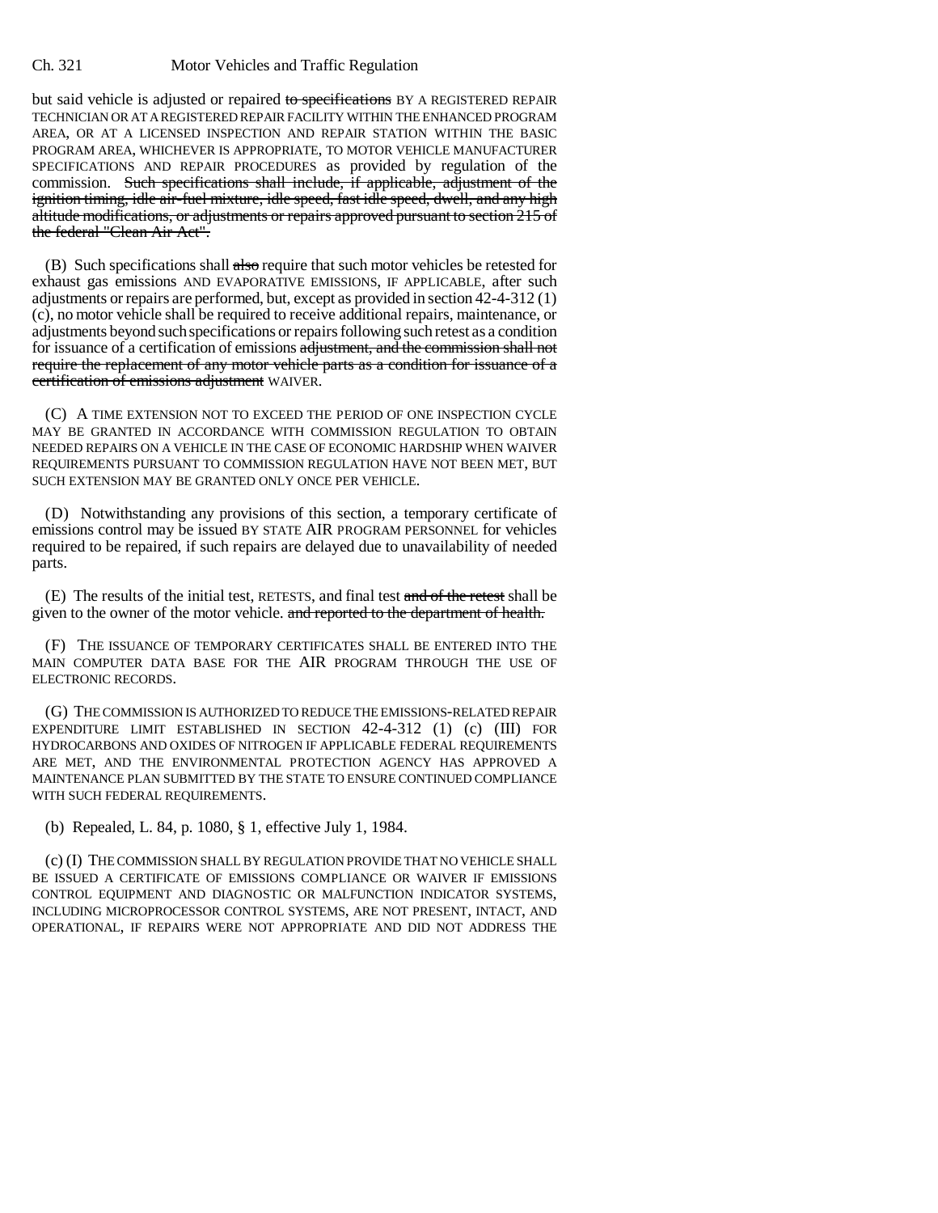but said vehicle is adjusted or repaired ~~to specifications~~ BY A REGISTERED REPAIR TECHNICIAN OR AT A REGISTERED REPAIR FACILITY WITHIN THE ENHANCED PROGRAM AREA, OR AT A LICENSED INSPECTION AND REPAIR STATION WITHIN THE BASIC PROGRAM AREA, WHICHEVER IS APPROPRIATE, TO MOTOR VEHICLE MANUFACTURER SPECIFICATIONS AND REPAIR PROCEDURES as provided by regulation of the commission. ~~Such specifications shall include, if applicable, adjustment of the ignition timing, idle air-fuel mixture, idle speed, fast idle speed, dwell, and any high altitude modifications, or adjustments or repairs approved pursuant to section 215 of the federal "Clean Air Act".~~

(B) Such specifications shall ~~also~~ require that such motor vehicles be retested for exhaust gas emissions AND EVAPORATIVE EMISSIONS, IF APPLICABLE, after such adjustments or repairs are performed, but, except as provided in section 42-4-312 (1) (c), no motor vehicle shall be required to receive additional repairs, maintenance, or adjustments beyond such specifications or repairs following such retest as a condition for issuance of a certification of emissions ~~adjustment, and the commission shall not require the replacement of any motor vehicle parts as a condition for issuance of a certification of emissions adjustment~~ WAIVER.

(C) A TIME EXTENSION NOT TO EXCEED THE PERIOD OF ONE INSPECTION CYCLE MAY BE GRANTED IN ACCORDANCE WITH COMMISSION REGULATION TO OBTAIN NEEDED REPAIRS ON A VEHICLE IN THE CASE OF ECONOMIC HARDSHIP WHEN WAIVER REQUIREMENTS PURSUANT TO COMMISSION REGULATION HAVE NOT BEEN MET, BUT SUCH EXTENSION MAY BE GRANTED ONLY ONCE PER VEHICLE.

(D) Notwithstanding any provisions of this section, a temporary certificate of emissions control may be issued BY STATE AIR PROGRAM PERSONNEL for vehicles required to be repaired, if such repairs are delayed due to unavailability of needed parts.

(E) The results of the initial test, RETESTS, and final test ~~and of the retest~~ shall be given to the owner of the motor vehicle. ~~and reported to the department of health.~~

(F) THE ISSUANCE OF TEMPORARY CERTIFICATES SHALL BE ENTERED INTO THE MAIN COMPUTER DATA BASE FOR THE AIR PROGRAM THROUGH THE USE OF ELECTRONIC RECORDS.

(G) THE COMMISSION IS AUTHORIZED TO REDUCE THE EMISSIONS-RELATED REPAIR EXPENDITURE LIMIT ESTABLISHED IN SECTION 42-4-312 (1) (c) (III) FOR HYDROCARBONS AND OXIDES OF NITROGEN IF APPLICABLE FEDERAL REQUIREMENTS ARE MET, AND THE ENVIRONMENTAL PROTECTION AGENCY HAS APPROVED A MAINTENANCE PLAN SUBMITTED BY THE STATE TO ENSURE CONTINUED COMPLIANCE WITH SUCH FEDERAL REQUIREMENTS.

(b) Repealed, L. 84, p. 1080, § 1, effective July 1, 1984.

(c) (I) THE COMMISSION SHALL BY REGULATION PROVIDE THAT NO VEHICLE SHALL BE ISSUED A CERTIFICATE OF EMISSIONS COMPLIANCE OR WAIVER IF EMISSIONS CONTROL EQUIPMENT AND DIAGNOSTIC OR MALFUNCTION INDICATOR SYSTEMS, INCLUDING MICROPROCESSOR CONTROL SYSTEMS, ARE NOT PRESENT, INTACT, AND OPERATIONAL, IF REPAIRS WERE NOT APPROPRIATE AND DID NOT ADDRESS THE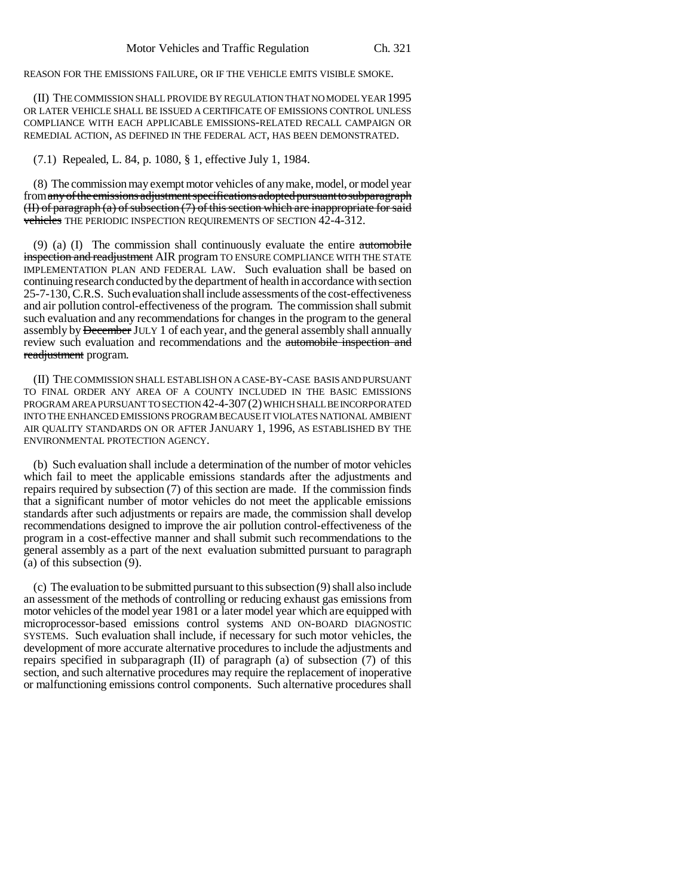REASON FOR THE EMISSIONS FAILURE, OR IF THE VEHICLE EMITS VISIBLE SMOKE.

(II) THE COMMISSION SHALL PROVIDE BY REGULATION THAT NO MODEL YEAR 1995 OR LATER VEHICLE SHALL BE ISSUED A CERTIFICATE OF EMISSIONS CONTROL UNLESS COMPLIANCE WITH EACH APPLICABLE EMISSIONS-RELATED RECALL CAMPAIGN OR REMEDIAL ACTION, AS DEFINED IN THE FEDERAL ACT, HAS BEEN DEMONSTRATED.

(7.1) Repealed, L. 84, p. 1080, § 1, effective July 1, 1984.

(8) The commission may exempt motor vehicles of any make, model, or model year from ~~any of the emissions adjustment specifications adopted pursuant to subparagraph (II) of paragraph (a) of subsection (7) of this section which are inappropriate for said vehicles~~ THE PERIODIC INSPECTION REQUIREMENTS OF SECTION 42-4-312.

(9) (a) (I) The commission shall continuously evaluate the entire ~~automobile inspection and readjustment~~ AIR program TO ENSURE COMPLIANCE WITH THE STATE IMPLEMENTATION PLAN AND FEDERAL LAW. Such evaluation shall be based on continuing research conducted by the department of health in accordance with section 25-7-130, C.R.S. Such evaluation shall include assessments of the cost-effectiveness and air pollution control-effectiveness of the program. The commission shall submit such evaluation and any recommendations for changes in the program to the general assembly by ~~December~~ JULY 1 of each year, and the general assembly shall annually review such evaluation and recommendations and the ~~automobile inspection and readjustment~~ program.

(II) THE COMMISSION SHALL ESTABLISH ON A CASE-BY-CASE BASIS AND PURSUANT TO FINAL ORDER ANY AREA OF A COUNTY INCLUDED IN THE BASIC EMISSIONS PROGRAM AREA PURSUANT TO SECTION 42-4-307 (2) WHICH SHALL BE INCORPORATED INTO THE ENHANCED EMISSIONS PROGRAM BECAUSE IT VIOLATES NATIONAL AMBIENT AIR QUALITY STANDARDS ON OR AFTER JANUARY 1, 1996, AS ESTABLISHED BY THE ENVIRONMENTAL PROTECTION AGENCY.

(b) Such evaluation shall include a determination of the number of motor vehicles which fail to meet the applicable emissions standards after the adjustments and repairs required by subsection (7) of this section are made. If the commission finds that a significant number of motor vehicles do not meet the applicable emissions standards after such adjustments or repairs are made, the commission shall develop recommendations designed to improve the air pollution control-effectiveness of the program in a cost-effective manner and shall submit such recommendations to the general assembly as a part of the next evaluation submitted pursuant to paragraph (a) of this subsection (9).

(c) The evaluation to be submitted pursuant to this subsection (9) shall also include an assessment of the methods of controlling or reducing exhaust gas emissions from motor vehicles of the model year 1981 or a later model year which are equipped with microprocessor-based emissions control systems AND ON-BOARD DIAGNOSTIC SYSTEMS. Such evaluation shall include, if necessary for such motor vehicles, the development of more accurate alternative procedures to include the adjustments and repairs specified in subparagraph (II) of paragraph (a) of subsection (7) of this section, and such alternative procedures may require the replacement of inoperative or malfunctioning emissions control components. Such alternative procedures shall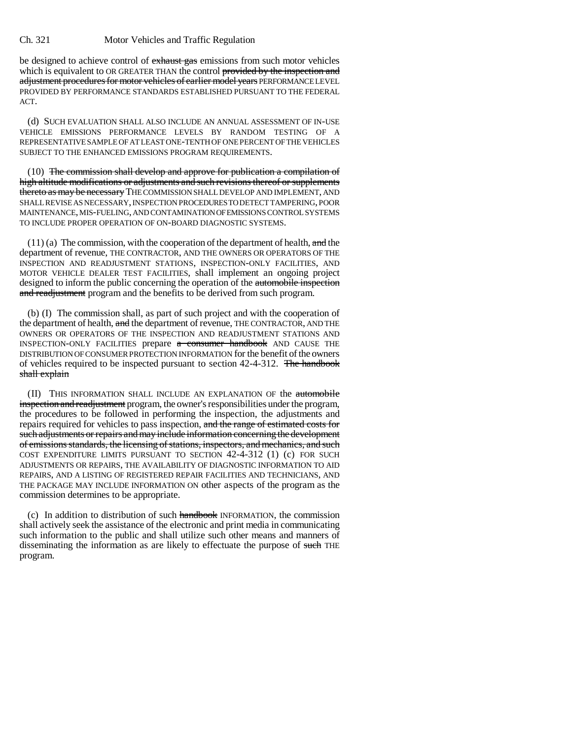be designed to achieve control of ~~exhaust gas~~ emissions from such motor vehicles which is equivalent to OR GREATER THAN the control ~~provided by the inspection and adjustment procedures for motor vehicles of earlier model years~~ PERFORMANCE LEVEL PROVIDED BY PERFORMANCE STANDARDS ESTABLISHED PURSUANT TO THE FEDERAL ACT.

(d) SUCH EVALUATION SHALL ALSO INCLUDE AN ANNUAL ASSESSMENT OF IN-USE VEHICLE EMISSIONS PERFORMANCE LEVELS BY RANDOM TESTING OF A REPRESENTATIVE SAMPLE OF AT LEAST ONE-TENTH OF ONE PERCENT OF THE VEHICLES SUBJECT TO THE ENHANCED EMISSIONS PROGRAM REQUIREMENTS.

(10) ~~The commission shall develop and approve for publication a compilation of high altitude modifications or adjustments and such revisions thereof or supplements thereto as may be necessary~~ THE COMMISSION SHALL DEVELOP AND IMPLEMENT, AND SHALL REVISE AS NECESSARY, INSPECTION PROCEDURES TO DETECT TAMPERING, POOR MAINTENANCE, MIS-FUELING, AND CONTAMINATION OF EMISSIONS CONTROL SYSTEMS TO INCLUDE PROPER OPERATION OF ON-BOARD DIAGNOSTIC SYSTEMS.

(11) (a) The commission, with the cooperation of the department of health, ~~and~~ the department of revenue, THE CONTRACTOR, AND THE OWNERS OR OPERATORS OF THE INSPECTION AND READJUSTMENT STATIONS, INSPECTION-ONLY FACILITIES, AND MOTOR VEHICLE DEALER TEST FACILITIES, shall implement an ongoing project designed to inform the public concerning the operation of the ~~automobile inspection and readjustment~~ program and the benefits to be derived from such program.

(b) (I) The commission shall, as part of such project and with the cooperation of the department of health, ~~and~~ the department of revenue, THE CONTRACTOR, AND THE OWNERS OR OPERATORS OF THE INSPECTION AND READJUSTMENT STATIONS AND INSPECTION-ONLY FACILITIES prepare ~~a consumer handbook~~ AND CAUSE THE DISTRIBUTION OF CONSUMER PROTECTION INFORMATION for the benefit of the owners of vehicles required to be inspected pursuant to section 42-4-312. ~~The handbook shall explain~~

(II) THIS INFORMATION SHALL INCLUDE AN EXPLANATION OF the ~~automobile inspection and readjustment~~ program, the owner's responsibilities under the program, the procedures to be followed in performing the inspection, the adjustments and repairs required for vehicles to pass inspection, ~~and the range of estimated costs for such adjustments or repairs and may include information concerning the development of emissions standards, the licensing of stations, inspectors, and mechanics, and such~~ COST EXPENDITURE LIMITS PURSUANT TO SECTION 42-4-312 (1) (c) FOR SUCH ADJUSTMENTS OR REPAIRS, THE AVAILABILITY OF DIAGNOSTIC INFORMATION TO AID REPAIRS, AND A LISTING OF REGISTERED REPAIR FACILITIES AND TECHNICIANS, AND THE PACKAGE MAY INCLUDE INFORMATION ON other aspects of the program as the commission determines to be appropriate.

(c) In addition to distribution of such ~~handbook~~ INFORMATION, the commission shall actively seek the assistance of the electronic and print media in communicating such information to the public and shall utilize such other means and manners of disseminating the information as are likely to effectuate the purpose of ~~such~~ THE program.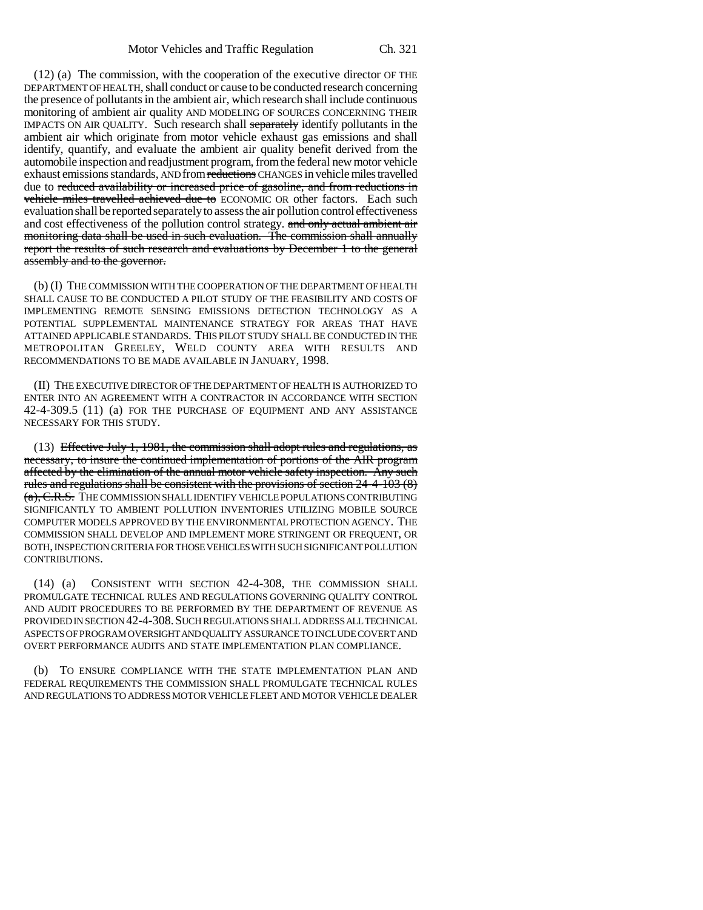(12) (a) The commission, with the cooperation of the executive director OF THE DEPARTMENT OF HEALTH, shall conduct or cause to be conducted research concerning the presence of pollutants in the ambient air, which research shall include continuous monitoring of ambient air quality AND MODELING OF SOURCES CONCERNING THEIR IMPACTS ON AIR QUALITY. Such research shall ~~separately~~ identify pollutants in the ambient air which originate from motor vehicle exhaust gas emissions and shall identify, quantify, and evaluate the ambient air quality benefit derived from the automobile inspection and readjustment program, from the federal new motor vehicle exhaust emissions standards, AND from ~~reductions~~ CHANGES in vehicle miles travelled due to ~~reduced availability or increased price of gasoline, and from reductions in vehicle miles travelled achieved due to~~ ECONOMIC OR other factors. Each such evaluation shall be reported separately to assess the air pollution control effectiveness and cost effectiveness of the pollution control strategy. ~~and only actual ambient air monitoring data shall be used in such evaluation. The commission shall annually report the results of such research and evaluations by December 1 to the general assembly and to the governor.~~

(b) (I) THE COMMISSION WITH THE COOPERATION OF THE DEPARTMENT OF HEALTH SHALL CAUSE TO BE CONDUCTED A PILOT STUDY OF THE FEASIBILITY AND COSTS OF IMPLEMENTING REMOTE SENSING EMISSIONS DETECTION TECHNOLOGY AS A POTENTIAL SUPPLEMENTAL MAINTENANCE STRATEGY FOR AREAS THAT HAVE ATTAINED APPLICABLE STANDARDS. THIS PILOT STUDY SHALL BE CONDUCTED IN THE METROPOLITAN GREELEY, WELD COUNTY AREA WITH RESULTS AND RECOMMENDATIONS TO BE MADE AVAILABLE IN JANUARY, 1998.

(II) THE EXECUTIVE DIRECTOR OF THE DEPARTMENT OF HEALTH IS AUTHORIZED TO ENTER INTO AN AGREEMENT WITH A CONTRACTOR IN ACCORDANCE WITH SECTION 42-4-309.5 (11) (a) FOR THE PURCHASE OF EQUIPMENT AND ANY ASSISTANCE NECESSARY FOR THIS STUDY.

(13) ~~Effective July 1, 1981, the commission shall adopt rules and regulations, as necessary, to insure the continued implementation of portions of the AIR program affected by the elimination of the annual motor vehicle safety inspection. Any such rules and regulations shall be consistent with the provisions of section 24-4-103 (8) (a), C.R.S.~~ THE COMMISSION SHALL IDENTIFY VEHICLE POPULATIONS CONTRIBUTING SIGNIFICANTLY TO AMBIENT POLLUTION INVENTORIES UTILIZING MOBILE SOURCE COMPUTER MODELS APPROVED BY THE ENVIRONMENTAL PROTECTION AGENCY. THE COMMISSION SHALL DEVELOP AND IMPLEMENT MORE STRINGENT OR FREQUENT, OR BOTH, INSPECTION CRITERIA FOR THOSE VEHICLES WITH SUCH SIGNIFICANT POLLUTION CONTRIBUTIONS.

(14) (a) CONSISTENT WITH SECTION 42-4-308, THE COMMISSION SHALL PROMULGATE TECHNICAL RULES AND REGULATIONS GOVERNING QUALITY CONTROL AND AUDIT PROCEDURES TO BE PERFORMED BY THE DEPARTMENT OF REVENUE AS PROVIDED IN SECTION 42-4-308. SUCH REGULATIONS SHALL ADDRESS ALL TECHNICAL ASPECTS OF PROGRAM OVERSIGHT AND QUALITY ASSURANCE TO INCLUDE COVERT AND OVERT PERFORMANCE AUDITS AND STATE IMPLEMENTATION PLAN COMPLIANCE.

(b) TO ENSURE COMPLIANCE WITH THE STATE IMPLEMENTATION PLAN AND FEDERAL REQUIREMENTS THE COMMISSION SHALL PROMULGATE TECHNICAL RULES AND REGULATIONS TO ADDRESS MOTOR VEHICLE FLEET AND MOTOR VEHICLE DEALER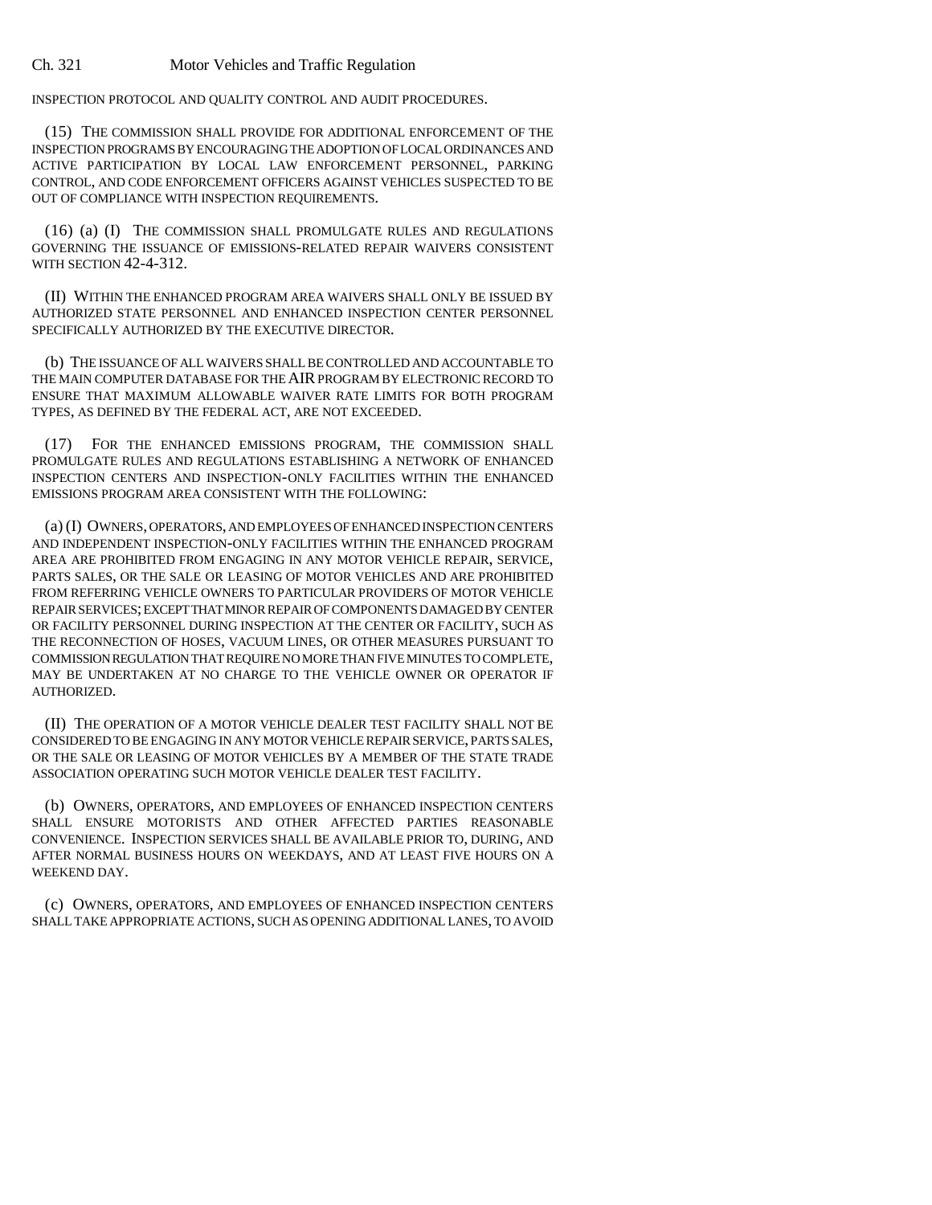INSPECTION PROTOCOL AND QUALITY CONTROL AND AUDIT PROCEDURES.

(15) THE COMMISSION SHALL PROVIDE FOR ADDITIONAL ENFORCEMENT OF THE INSPECTION PROGRAMS BY ENCOURAGING THE ADOPTION OF LOCAL ORDINANCES AND ACTIVE PARTICIPATION BY LOCAL LAW ENFORCEMENT PERSONNEL, PARKING CONTROL, AND CODE ENFORCEMENT OFFICERS AGAINST VEHICLES SUSPECTED TO BE OUT OF COMPLIANCE WITH INSPECTION REQUIREMENTS.

(16) (a) (I) THE COMMISSION SHALL PROMULGATE RULES AND REGULATIONS GOVERNING THE ISSUANCE OF EMISSIONS-RELATED REPAIR WAIVERS CONSISTENT WITH SECTION 42-4-312.

(II) WITHIN THE ENHANCED PROGRAM AREA WAIVERS SHALL ONLY BE ISSUED BY AUTHORIZED STATE PERSONNEL AND ENHANCED INSPECTION CENTER PERSONNEL SPECIFICALLY AUTHORIZED BY THE EXECUTIVE DIRECTOR.

(b) THE ISSUANCE OF ALL WAIVERS SHALL BE CONTROLLED AND ACCOUNTABLE TO THE MAIN COMPUTER DATABASE FOR THE AIR PROGRAM BY ELECTRONIC RECORD TO ENSURE THAT MAXIMUM ALLOWABLE WAIVER RATE LIMITS FOR BOTH PROGRAM TYPES, AS DEFINED BY THE FEDERAL ACT, ARE NOT EXCEEDED.

(17) FOR THE ENHANCED EMISSIONS PROGRAM, THE COMMISSION SHALL PROMULGATE RULES AND REGULATIONS ESTABLISHING A NETWORK OF ENHANCED INSPECTION CENTERS AND INSPECTION-ONLY FACILITIES WITHIN THE ENHANCED EMISSIONS PROGRAM AREA CONSISTENT WITH THE FOLLOWING:

(a) (I) OWNERS, OPERATORS, AND EMPLOYEES OF ENHANCED INSPECTION CENTERS AND INDEPENDENT INSPECTION-ONLY FACILITIES WITHIN THE ENHANCED PROGRAM AREA ARE PROHIBITED FROM ENGAGING IN ANY MOTOR VEHICLE REPAIR, SERVICE, PARTS SALES, OR THE SALE OR LEASING OF MOTOR VEHICLES AND ARE PROHIBITED FROM REFERRING VEHICLE OWNERS TO PARTICULAR PROVIDERS OF MOTOR VEHICLE REPAIR SERVICES; EXCEPT THAT MINOR REPAIR OF COMPONENTS DAMAGED BY CENTER OR FACILITY PERSONNEL DURING INSPECTION AT THE CENTER OR FACILITY, SUCH AS THE RECONNECTION OF HOSES, VACUUM LINES, OR OTHER MEASURES PURSUANT TO COMMISSION REGULATION THAT REQUIRE NO MORE THAN FIVE MINUTES TO COMPLETE, MAY BE UNDERTAKEN AT NO CHARGE TO THE VEHICLE OWNER OR OPERATOR IF AUTHORIZED.

(II) THE OPERATION OF A MOTOR VEHICLE DEALER TEST FACILITY SHALL NOT BE CONSIDERED TO BE ENGAGING IN ANY MOTOR VEHICLE REPAIR SERVICE, PARTS SALES, OR THE SALE OR LEASING OF MOTOR VEHICLES BY A MEMBER OF THE STATE TRADE ASSOCIATION OPERATING SUCH MOTOR VEHICLE DEALER TEST FACILITY.

(b) OWNERS, OPERATORS, AND EMPLOYEES OF ENHANCED INSPECTION CENTERS SHALL ENSURE MOTORISTS AND OTHER AFFECTED PARTIES REASONABLE CONVENIENCE. INSPECTION SERVICES SHALL BE AVAILABLE PRIOR TO, DURING, AND AFTER NORMAL BUSINESS HOURS ON WEEKDAYS, AND AT LEAST FIVE HOURS ON A WEEKEND DAY.

(c) OWNERS, OPERATORS, AND EMPLOYEES OF ENHANCED INSPECTION CENTERS SHALL TAKE APPROPRIATE ACTIONS, SUCH AS OPENING ADDITIONAL LANES, TO AVOID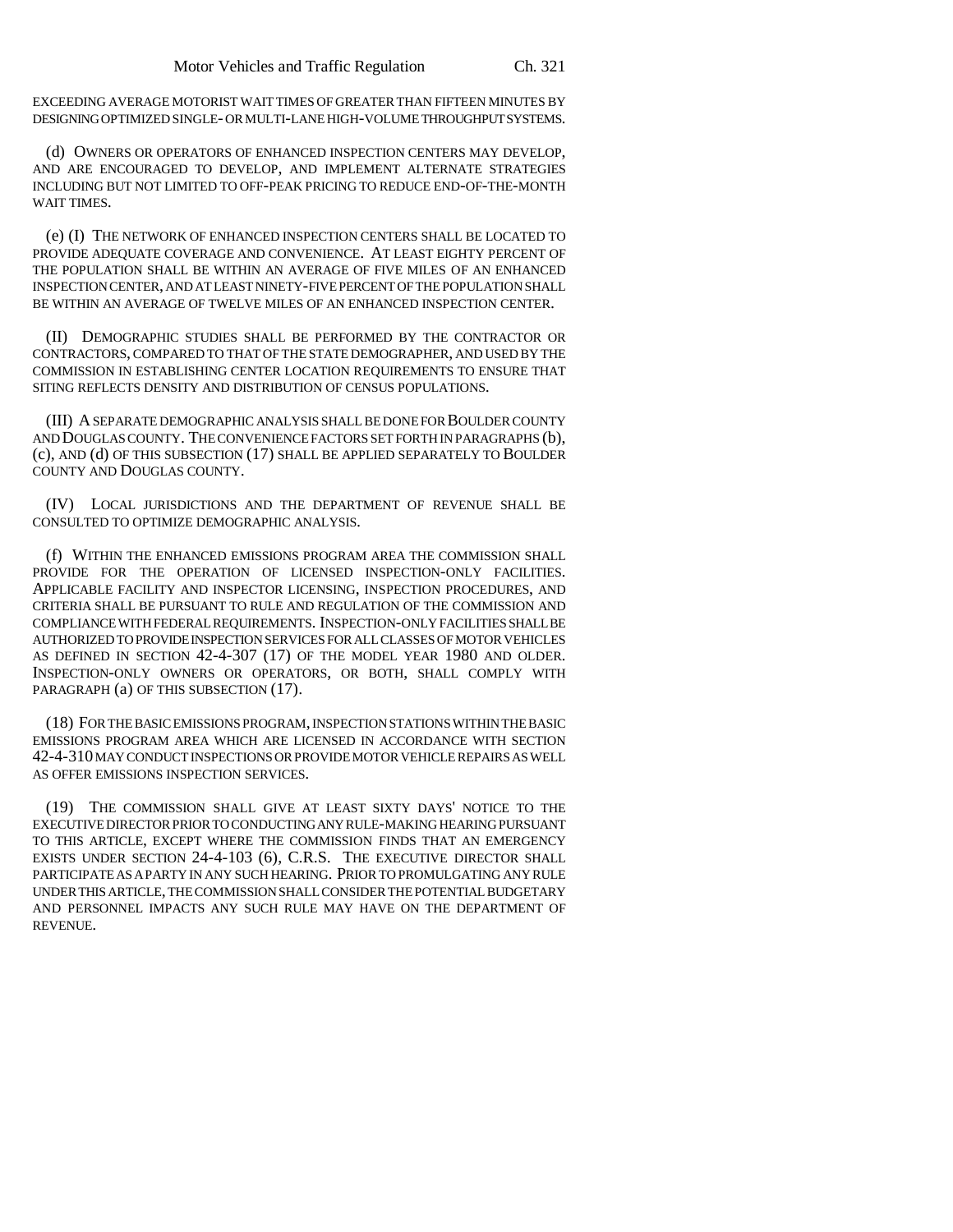EXCEEDING AVERAGE MOTORIST WAIT TIMES OF GREATER THAN FIFTEEN MINUTES BY DESIGNING OPTIMIZED SINGLE- OR MULTI-LANE HIGH-VOLUME THROUGHPUT SYSTEMS.

(d) OWNERS OR OPERATORS OF ENHANCED INSPECTION CENTERS MAY DEVELOP, AND ARE ENCOURAGED TO DEVELOP, AND IMPLEMENT ALTERNATE STRATEGIES INCLUDING BUT NOT LIMITED TO OFF-PEAK PRICING TO REDUCE END-OF-THE-MONTH WAIT TIMES.

(e) (I) THE NETWORK OF ENHANCED INSPECTION CENTERS SHALL BE LOCATED TO PROVIDE ADEQUATE COVERAGE AND CONVENIENCE. AT LEAST EIGHTY PERCENT OF THE POPULATION SHALL BE WITHIN AN AVERAGE OF FIVE MILES OF AN ENHANCED INSPECTION CENTER, AND AT LEAST NINETY-FIVE PERCENT OF THE POPULATION SHALL BE WITHIN AN AVERAGE OF TWELVE MILES OF AN ENHANCED INSPECTION CENTER.

(II) DEMOGRAPHIC STUDIES SHALL BE PERFORMED BY THE CONTRACTOR OR CONTRACTORS, COMPARED TO THAT OF THE STATE DEMOGRAPHER, AND USED BY THE COMMISSION IN ESTABLISHING CENTER LOCATION REQUIREMENTS TO ENSURE THAT SITING REFLECTS DENSITY AND DISTRIBUTION OF CENSUS POPULATIONS.

(III) A SEPARATE DEMOGRAPHIC ANALYSIS SHALL BE DONE FOR BOULDER COUNTY AND DOUGLAS COUNTY. THE CONVENIENCE FACTORS SET FORTH IN PARAGRAPHS (b), (c), AND (d) OF THIS SUBSECTION (17) SHALL BE APPLIED SEPARATELY TO BOULDER COUNTY AND DOUGLAS COUNTY.

(IV) LOCAL JURISDICTIONS AND THE DEPARTMENT OF REVENUE SHALL BE CONSULTED TO OPTIMIZE DEMOGRAPHIC ANALYSIS.

(f) WITHIN THE ENHANCED EMISSIONS PROGRAM AREA THE COMMISSION SHALL PROVIDE FOR THE OPERATION OF LICENSED INSPECTION-ONLY FACILITIES. APPLICABLE FACILITY AND INSPECTOR LICENSING, INSPECTION PROCEDURES, AND CRITERIA SHALL BE PURSUANT TO RULE AND REGULATION OF THE COMMISSION AND COMPLIANCE WITH FEDERAL REQUIREMENTS. INSPECTION-ONLY FACILITIES SHALL BE AUTHORIZED TO PROVIDE INSPECTION SERVICES FOR ALL CLASSES OF MOTOR VEHICLES AS DEFINED IN SECTION 42-4-307 (17) OF THE MODEL YEAR 1980 AND OLDER. INSPECTION-ONLY OWNERS OR OPERATORS, OR BOTH, SHALL COMPLY WITH PARAGRAPH (a) OF THIS SUBSECTION (17).

(18) FOR THE BASIC EMISSIONS PROGRAM, INSPECTION STATIONS WITHIN THE BASIC EMISSIONS PROGRAM AREA WHICH ARE LICENSED IN ACCORDANCE WITH SECTION 42-4-310 MAY CONDUCT INSPECTIONS OR PROVIDE MOTOR VEHICLE REPAIRS AS WELL AS OFFER EMISSIONS INSPECTION SERVICES.

(19) THE COMMISSION SHALL GIVE AT LEAST SIXTY DAYS' NOTICE TO THE EXECUTIVE DIRECTOR PRIOR TO CONDUCTING ANY RULE-MAKING HEARING PURSUANT TO THIS ARTICLE, EXCEPT WHERE THE COMMISSION FINDS THAT AN EMERGENCY EXISTS UNDER SECTION 24-4-103 (6), C.R.S. THE EXECUTIVE DIRECTOR SHALL PARTICIPATE AS A PARTY IN ANY SUCH HEARING. PRIOR TO PROMULGATING ANY RULE UNDER THIS ARTICLE, THE COMMISSION SHALL CONSIDER THE POTENTIAL BUDGETARY AND PERSONNEL IMPACTS ANY SUCH RULE MAY HAVE ON THE DEPARTMENT OF REVENUE.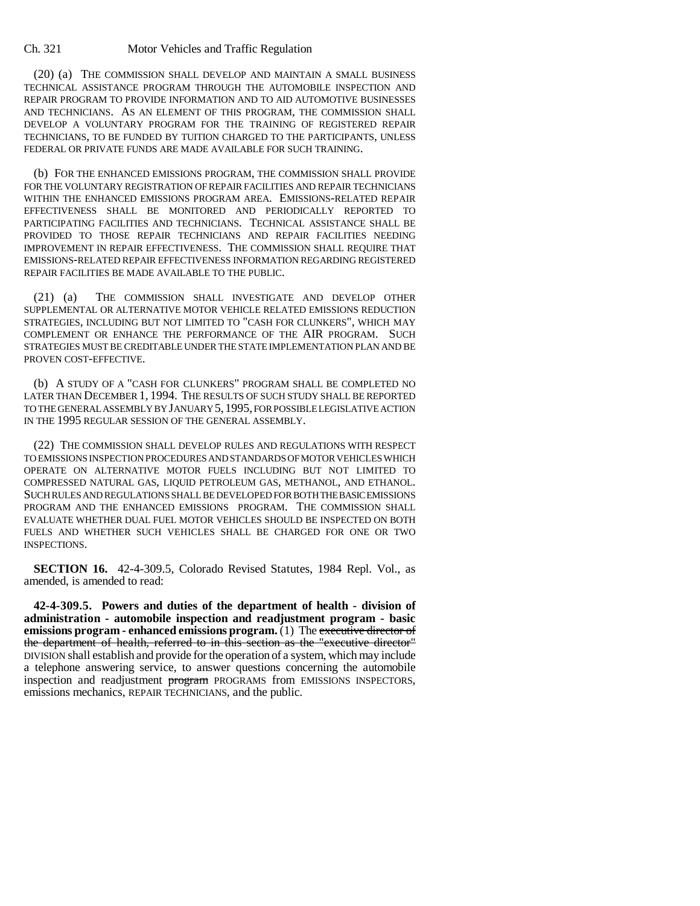(20) (a) THE COMMISSION SHALL DEVELOP AND MAINTAIN A SMALL BUSINESS TECHNICAL ASSISTANCE PROGRAM THROUGH THE AUTOMOBILE INSPECTION AND REPAIR PROGRAM TO PROVIDE INFORMATION AND TO AID AUTOMOTIVE BUSINESSES AND TECHNICIANS. AS AN ELEMENT OF THIS PROGRAM, THE COMMISSION SHALL DEVELOP A VOLUNTARY PROGRAM FOR THE TRAINING OF REGISTERED REPAIR TECHNICIANS, TO BE FUNDED BY TUITION CHARGED TO THE PARTICIPANTS, UNLESS FEDERAL OR PRIVATE FUNDS ARE MADE AVAILABLE FOR SUCH TRAINING.

(b) FOR THE ENHANCED EMISSIONS PROGRAM, THE COMMISSION SHALL PROVIDE FOR THE VOLUNTARY REGISTRATION OF REPAIR FACILITIES AND REPAIR TECHNICIANS WITHIN THE ENHANCED EMISSIONS PROGRAM AREA. EMISSIONS-RELATED REPAIR EFFECTIVENESS SHALL BE MONITORED AND PERIODICALLY REPORTED TO PARTICIPATING FACILITIES AND TECHNICIANS. TECHNICAL ASSISTANCE SHALL BE PROVIDED TO THOSE REPAIR TECHNICIANS AND REPAIR FACILITIES NEEDING IMPROVEMENT IN REPAIR EFFECTIVENESS. THE COMMISSION SHALL REQUIRE THAT EMISSIONS-RELATED REPAIR EFFECTIVENESS INFORMATION REGARDING REGISTERED REPAIR FACILITIES BE MADE AVAILABLE TO THE PUBLIC.

(21) (a) THE COMMISSION SHALL INVESTIGATE AND DEVELOP OTHER SUPPLEMENTAL OR ALTERNATIVE MOTOR VEHICLE RELATED EMISSIONS REDUCTION STRATEGIES, INCLUDING BUT NOT LIMITED TO "CASH FOR CLUNKERS", WHICH MAY COMPLEMENT OR ENHANCE THE PERFORMANCE OF THE AIR PROGRAM. SUCH STRATEGIES MUST BE CREDITABLE UNDER THE STATE IMPLEMENTATION PLAN AND BE PROVEN COST-EFFECTIVE.

(b) A STUDY OF A "CASH FOR CLUNKERS" PROGRAM SHALL BE COMPLETED NO LATER THAN DECEMBER 1, 1994. THE RESULTS OF SUCH STUDY SHALL BE REPORTED TO THE GENERAL ASSEMBLY BY JANUARY 5, 1995, FOR POSSIBLE LEGISLATIVE ACTION IN THE 1995 REGULAR SESSION OF THE GENERAL ASSEMBLY.

(22) THE COMMISSION SHALL DEVELOP RULES AND REGULATIONS WITH RESPECT TO EMISSIONS INSPECTION PROCEDURES AND STANDARDS OF MOTOR VEHICLES WHICH OPERATE ON ALTERNATIVE MOTOR FUELS INCLUDING BUT NOT LIMITED TO COMPRESSED NATURAL GAS, LIQUID PETROLEUM GAS, METHANOL, AND ETHANOL. SUCH RULES AND REGULATIONS SHALL BE DEVELOPED FOR BOTH THE BASIC EMISSIONS PROGRAM AND THE ENHANCED EMISSIONS PROGRAM. THE COMMISSION SHALL EVALUATE WHETHER DUAL FUEL MOTOR VEHICLES SHOULD BE INSPECTED ON BOTH FUELS AND WHETHER SUCH VEHICLES SHALL BE CHARGED FOR ONE OR TWO INSPECTIONS.

**SECTION 16.** 42-4-309.5, Colorado Revised Statutes, 1984 Repl. Vol., as amended, is amended to read:

**42-4-309.5. Powers and duties of the department of health - division of administration - automobile inspection and readjustment program - basic emissions program - enhanced emissions program.** (1) The ~~executive director of the department of health, referred to in this section as the "executive director"~~ DIVISION shall establish and provide for the operation of a system, which may include a telephone answering service, to answer questions concerning the automobile inspection and readjustment ~~program~~ PROGRAMS from EMISSIONS INSPECTORS, emissions mechanics, REPAIR TECHNICIANS, and the public.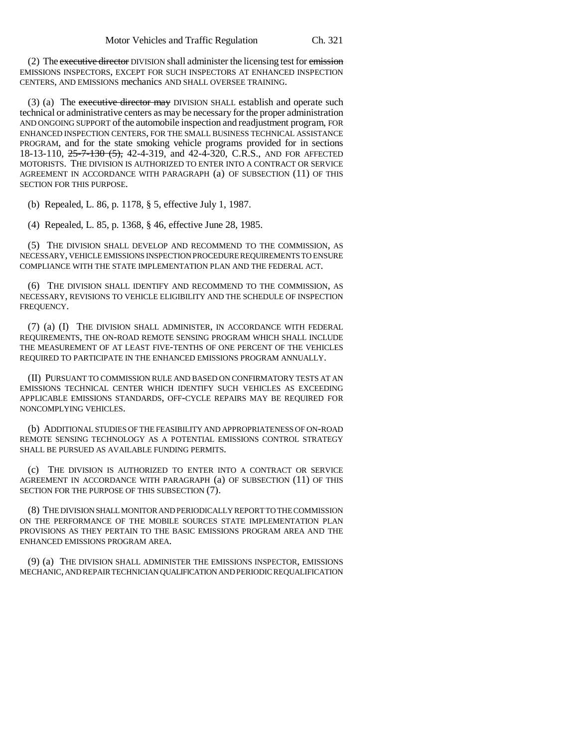(2) The ~~executive director~~ DIVISION shall administer the licensing test for ~~emission~~ EMISSIONS INSPECTORS, EXCEPT FOR SUCH INSPECTORS AT ENHANCED INSPECTION CENTERS, AND EMISSIONS mechanics AND SHALL OVERSEE TRAINING.

(3) (a) The ~~executive director may~~ DIVISION SHALL establish and operate such technical or administrative centers as may be necessary for the proper administration AND ONGOING SUPPORT of the automobile inspection and readjustment program, FOR ENHANCED INSPECTION CENTERS, FOR THE SMALL BUSINESS TECHNICAL ASSISTANCE PROGRAM, and for the state smoking vehicle programs provided for in sections 18-13-110, ~~25-7-130 (5),~~ 42-4-319, and 42-4-320, C.R.S., AND FOR AFFECTED MOTORISTS. THE DIVISION IS AUTHORIZED TO ENTER INTO A CONTRACT OR SERVICE AGREEMENT IN ACCORDANCE WITH PARAGRAPH (a) OF SUBSECTION (11) OF THIS SECTION FOR THIS PURPOSE.

(b) Repealed, L. 86, p. 1178, § 5, effective July 1, 1987.

(4) Repealed, L. 85, p. 1368, § 46, effective June 28, 1985.

(5) THE DIVISION SHALL DEVELOP AND RECOMMEND TO THE COMMISSION, AS NECESSARY, VEHICLE EMISSIONS INSPECTION PROCEDURE REQUIREMENTS TO ENSURE COMPLIANCE WITH THE STATE IMPLEMENTATION PLAN AND THE FEDERAL ACT.

(6) THE DIVISION SHALL IDENTIFY AND RECOMMEND TO THE COMMISSION, AS NECESSARY, REVISIONS TO VEHICLE ELIGIBILITY AND THE SCHEDULE OF INSPECTION FREQUENCY.

(7) (a) (I) THE DIVISION SHALL ADMINISTER, IN ACCORDANCE WITH FEDERAL REQUIREMENTS, THE ON-ROAD REMOTE SENSING PROGRAM WHICH SHALL INCLUDE THE MEASUREMENT OF AT LEAST FIVE-TENTHS OF ONE PERCENT OF THE VEHICLES REQUIRED TO PARTICIPATE IN THE ENHANCED EMISSIONS PROGRAM ANNUALLY.

(II) PURSUANT TO COMMISSION RULE AND BASED ON CONFIRMATORY TESTS AT AN EMISSIONS TECHNICAL CENTER WHICH IDENTIFY SUCH VEHICLES AS EXCEEDING APPLICABLE EMISSIONS STANDARDS, OFF-CYCLE REPAIRS MAY BE REQUIRED FOR NONCOMPLYING VEHICLES.

(b) ADDITIONAL STUDIES OF THE FEASIBILITY AND APPROPRIATENESS OF ON-ROAD REMOTE SENSING TECHNOLOGY AS A POTENTIAL EMISSIONS CONTROL STRATEGY SHALL BE PURSUED AS AVAILABLE FUNDING PERMITS.

(c) THE DIVISION IS AUTHORIZED TO ENTER INTO A CONTRACT OR SERVICE AGREEMENT IN ACCORDANCE WITH PARAGRAPH (a) OF SUBSECTION (11) OF THIS SECTION FOR THE PURPOSE OF THIS SUBSECTION (7).

(8) THE DIVISION SHALL MONITOR AND PERIODICALLY REPORT TO THE COMMISSION ON THE PERFORMANCE OF THE MOBILE SOURCES STATE IMPLEMENTATION PLAN PROVISIONS AS THEY PERTAIN TO THE BASIC EMISSIONS PROGRAM AREA AND THE ENHANCED EMISSIONS PROGRAM AREA.

(9) (a) THE DIVISION SHALL ADMINISTER THE EMISSIONS INSPECTOR, EMISSIONS MECHANIC, AND REPAIR TECHNICIAN QUALIFICATION AND PERIODIC REQUALIFICATION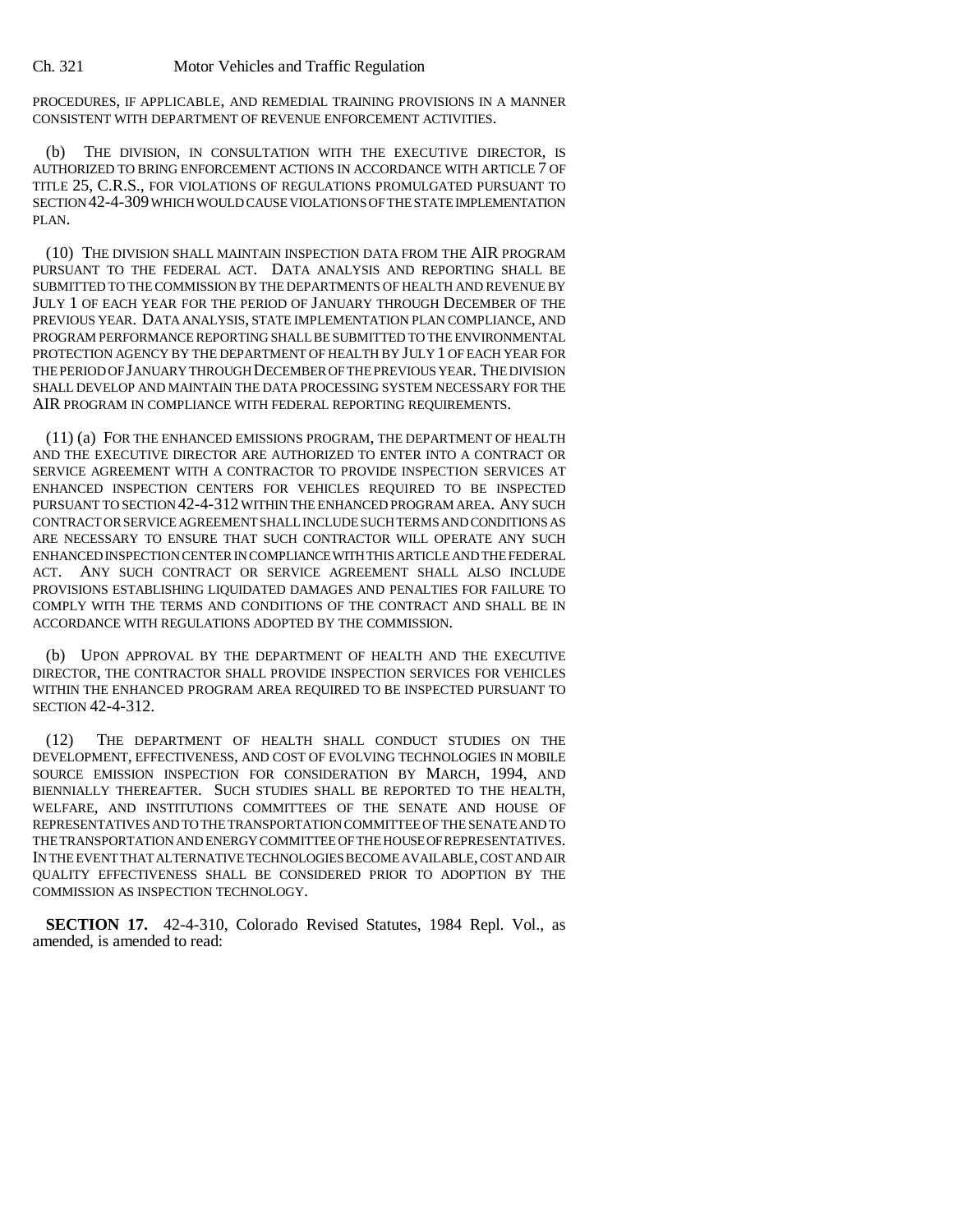PROCEDURES, IF APPLICABLE, AND REMEDIAL TRAINING PROVISIONS IN A MANNER CONSISTENT WITH DEPARTMENT OF REVENUE ENFORCEMENT ACTIVITIES.

(b) THE DIVISION, IN CONSULTATION WITH THE EXECUTIVE DIRECTOR, IS AUTHORIZED TO BRING ENFORCEMENT ACTIONS IN ACCORDANCE WITH ARTICLE 7 OF TITLE 25, C.R.S., FOR VIOLATIONS OF REGULATIONS PROMULGATED PURSUANT TO SECTION 42-4-309 WHICH WOULD CAUSE VIOLATIONS OF THE STATE IMPLEMENTATION PLAN.

(10) THE DIVISION SHALL MAINTAIN INSPECTION DATA FROM THE AIR PROGRAM PURSUANT TO THE FEDERAL ACT. DATA ANALYSIS AND REPORTING SHALL BE SUBMITTED TO THE COMMISSION BY THE DEPARTMENTS OF HEALTH AND REVENUE BY JULY 1 OF EACH YEAR FOR THE PERIOD OF JANUARY THROUGH DECEMBER OF THE PREVIOUS YEAR. DATA ANALYSIS, STATE IMPLEMENTATION PLAN COMPLIANCE, AND PROGRAM PERFORMANCE REPORTING SHALL BE SUBMITTED TO THE ENVIRONMENTAL PROTECTION AGENCY BY THE DEPARTMENT OF HEALTH BY JULY 1 OF EACH YEAR FOR THE PERIOD OF JANUARY THROUGH DECEMBER OF THE PREVIOUS YEAR. THE DIVISION SHALL DEVELOP AND MAINTAIN THE DATA PROCESSING SYSTEM NECESSARY FOR THE AIR PROGRAM IN COMPLIANCE WITH FEDERAL REPORTING REQUIREMENTS.

(11) (a) FOR THE ENHANCED EMISSIONS PROGRAM, THE DEPARTMENT OF HEALTH AND THE EXECUTIVE DIRECTOR ARE AUTHORIZED TO ENTER INTO A CONTRACT OR SERVICE AGREEMENT WITH A CONTRACTOR TO PROVIDE INSPECTION SERVICES AT ENHANCED INSPECTION CENTERS FOR VEHICLES REQUIRED TO BE INSPECTED PURSUANT TO SECTION 42-4-312 WITHIN THE ENHANCED PROGRAM AREA. ANY SUCH CONTRACT OR SERVICE AGREEMENT SHALL INCLUDE SUCH TERMS AND CONDITIONS AS ARE NECESSARY TO ENSURE THAT SUCH CONTRACTOR WILL OPERATE ANY SUCH ENHANCED INSPECTION CENTER IN COMPLIANCE WITH THIS ARTICLE AND THE FEDERAL ACT. ANY SUCH CONTRACT OR SERVICE AGREEMENT SHALL ALSO INCLUDE PROVISIONS ESTABLISHING LIQUIDATED DAMAGES AND PENALTIES FOR FAILURE TO COMPLY WITH THE TERMS AND CONDITIONS OF THE CONTRACT AND SHALL BE IN ACCORDANCE WITH REGULATIONS ADOPTED BY THE COMMISSION.

(b) UPON APPROVAL BY THE DEPARTMENT OF HEALTH AND THE EXECUTIVE DIRECTOR, THE CONTRACTOR SHALL PROVIDE INSPECTION SERVICES FOR VEHICLES WITHIN THE ENHANCED PROGRAM AREA REQUIRED TO BE INSPECTED PURSUANT TO SECTION 42-4-312.

(12) THE DEPARTMENT OF HEALTH SHALL CONDUCT STUDIES ON THE DEVELOPMENT, EFFECTIVENESS, AND COST OF EVOLVING TECHNOLOGIES IN MOBILE SOURCE EMISSION INSPECTION FOR CONSIDERATION BY MARCH, 1994, AND BIENNIALLY THEREAFTER. SUCH STUDIES SHALL BE REPORTED TO THE HEALTH, WELFARE, AND INSTITUTIONS COMMITTEES OF THE SENATE AND HOUSE OF REPRESENTATIVES AND TO THE TRANSPORTATION COMMITTEE OF THE SENATE AND TO THE TRANSPORTATION AND ENERGY COMMITTEE OF THE HOUSE OF REPRESENTATIVES. IN THE EVENT THAT ALTERNATIVE TECHNOLOGIES BECOME AVAILABLE, COST AND AIR QUALITY EFFECTIVENESS SHALL BE CONSIDERED PRIOR TO ADOPTION BY THE COMMISSION AS INSPECTION TECHNOLOGY.

**SECTION 17.** 42-4-310, Colorado Revised Statutes, 1984 Repl. Vol., as amended, is amended to read: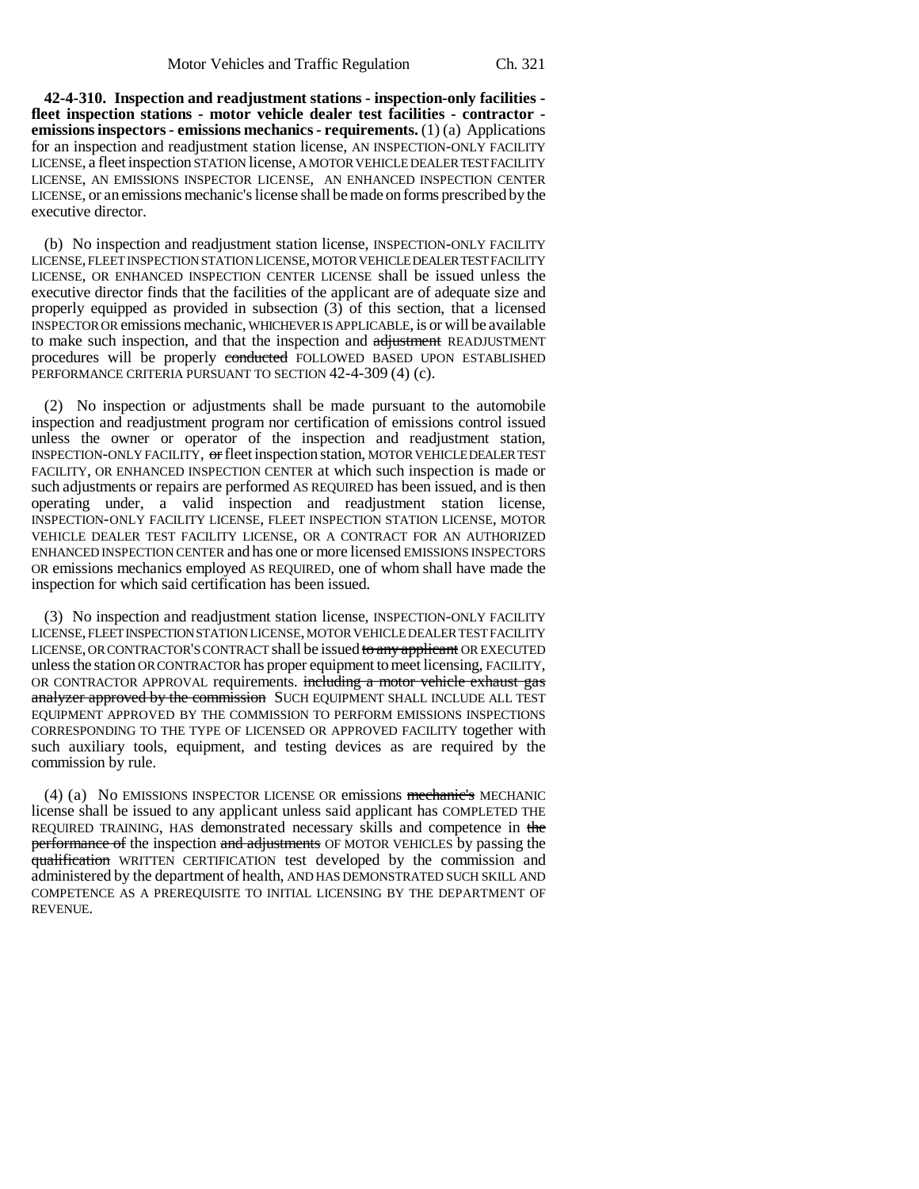**42-4-310. Inspection and readjustment stations - inspection-only facilities - fleet inspection stations - motor vehicle dealer test facilities - contractor - emissions inspectors - emissions mechanics - requirements.** (1) (a) Applications for an inspection and readjustment station license, AN INSPECTION-ONLY FACILITY LICENSE, a fleet inspection STATION license, A MOTOR VEHICLE DEALER TEST FACILITY LICENSE, AN EMISSIONS INSPECTOR LICENSE, AN ENHANCED INSPECTION CENTER LICENSE, or an emissions mechanic's license shall be made on forms prescribed by the executive director.

(b) No inspection and readjustment station license, INSPECTION-ONLY FACILITY LICENSE, FLEET INSPECTION STATION LICENSE, MOTOR VEHICLE DEALER TEST FACILITY LICENSE, OR ENHANCED INSPECTION CENTER LICENSE shall be issued unless the executive director finds that the facilities of the applicant are of adequate size and properly equipped as provided in subsection (3) of this section, that a licensed INSPECTOR OR emissions mechanic, WHICHEVER IS APPLICABLE, is or will be available to make such inspection, and that the inspection and ~~adjustment~~ READJUSTMENT procedures will be properly ~~conducted~~ FOLLOWED BASED UPON ESTABLISHED PERFORMANCE CRITERIA PURSUANT TO SECTION 42-4-309 (4) (c).

(2) No inspection or adjustments shall be made pursuant to the automobile inspection and readjustment program nor certification of emissions control issued unless the owner or operator of the inspection and readjustment station, INSPECTION-ONLY FACILITY, ~~or~~ fleet inspection station, MOTOR VEHICLE DEALER TEST FACILITY, OR ENHANCED INSPECTION CENTER at which such inspection is made or such adjustments or repairs are performed AS REQUIRED has been issued, and is then operating under, a valid inspection and readjustment station license, INSPECTION-ONLY FACILITY LICENSE, FLEET INSPECTION STATION LICENSE, MOTOR VEHICLE DEALER TEST FACILITY LICENSE, OR A CONTRACT FOR AN AUTHORIZED ENHANCED INSPECTION CENTER and has one or more licensed EMISSIONS INSPECTORS OR emissions mechanics employed AS REQUIRED, one of whom shall have made the inspection for which said certification has been issued.

(3) No inspection and readjustment station license, INSPECTION-ONLY FACILITY LICENSE, FLEET INSPECTION STATION LICENSE, MOTOR VEHICLE DEALER TEST FACILITY LICENSE, OR CONTRACTOR'S CONTRACT shall be issued ~~to any applicant~~ OR EXECUTED unless the station OR CONTRACTOR has proper equipment to meet licensing, FACILITY, OR CONTRACTOR APPROVAL requirements. ~~including a motor vehicle exhaust gas analyzer approved by the commission~~ SUCH EQUIPMENT SHALL INCLUDE ALL TEST EQUIPMENT APPROVED BY THE COMMISSION TO PERFORM EMISSIONS INSPECTIONS CORRESPONDING TO THE TYPE OF LICENSED OR APPROVED FACILITY together with such auxiliary tools, equipment, and testing devices as are required by the commission by rule.

(4) (a) No EMISSIONS INSPECTOR LICENSE OR emissions ~~mechanic's~~ MECHANIC license shall be issued to any applicant unless said applicant has COMPLETED THE REQUIRED TRAINING, HAS demonstrated necessary skills and competence in ~~the performance of~~ the inspection ~~and adjustments~~ OF MOTOR VEHICLES by passing the ~~qualification~~ WRITTEN CERTIFICATION test developed by the commission and administered by the department of health, AND HAS DEMONSTRATED SUCH SKILL AND COMPETENCE AS A PREREQUISITE TO INITIAL LICENSING BY THE DEPARTMENT OF REVENUE.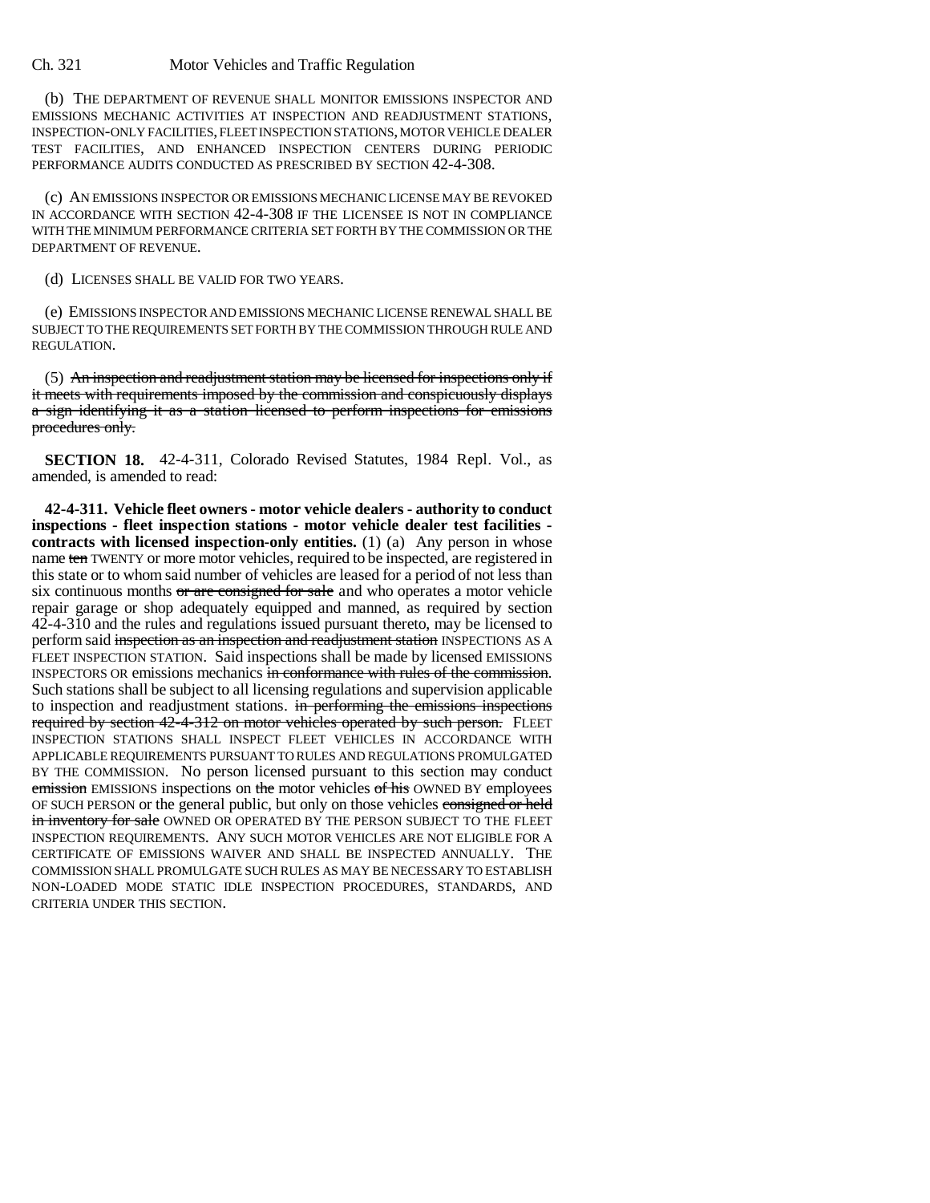(b) THE DEPARTMENT OF REVENUE SHALL MONITOR EMISSIONS INSPECTOR AND EMISSIONS MECHANIC ACTIVITIES AT INSPECTION AND READJUSTMENT STATIONS, INSPECTION-ONLY FACILITIES, FLEET INSPECTION STATIONS, MOTOR VEHICLE DEALER TEST FACILITIES, AND ENHANCED INSPECTION CENTERS DURING PERIODIC PERFORMANCE AUDITS CONDUCTED AS PRESCRIBED BY SECTION 42-4-308.

(c) AN EMISSIONS INSPECTOR OR EMISSIONS MECHANIC LICENSE MAY BE REVOKED IN ACCORDANCE WITH SECTION 42-4-308 IF THE LICENSEE IS NOT IN COMPLIANCE WITH THE MINIMUM PERFORMANCE CRITERIA SET FORTH BY THE COMMISSION OR THE DEPARTMENT OF REVENUE.

(d) LICENSES SHALL BE VALID FOR TWO YEARS.

(e) EMISSIONS INSPECTOR AND EMISSIONS MECHANIC LICENSE RENEWAL SHALL BE SUBJECT TO THE REQUIREMENTS SET FORTH BY THE COMMISSION THROUGH RULE AND REGULATION.

(5) ~~An inspection and readjustment station may be licensed for inspections only if it meets with requirements imposed by the commission and conspicuously displays a sign identifying it as a station licensed to perform inspections for emissions procedures only.~~

**SECTION 18.** 42-4-311, Colorado Revised Statutes, 1984 Repl. Vol., as amended, is amended to read:

**42-4-311. Vehicle fleet owners - motor vehicle dealers - authority to conduct inspections - fleet inspection stations - motor vehicle dealer test facilities - contracts with licensed inspection-only entities.** (1) (a) Any person in whose name ~~ten~~ TWENTY or more motor vehicles, required to be inspected, are registered in this state or to whom said number of vehicles are leased for a period of not less than six continuous months ~~or are consigned for sale~~ and who operates a motor vehicle repair garage or shop adequately equipped and manned, as required by section 42-4-310 and the rules and regulations issued pursuant thereto, may be licensed to perform said ~~inspection as an inspection and readjustment station~~ INSPECTIONS AS A FLEET INSPECTION STATION. Said inspections shall be made by licensed EMISSIONS INSPECTORS OR emissions mechanics ~~in conformance with rules of the commission~~. Such stations shall be subject to all licensing regulations and supervision applicable to inspection and readjustment stations. ~~in performing the emissions inspections required by section 42-4-312 on motor vehicles operated by such person.~~ FLEET INSPECTION STATIONS SHALL INSPECT FLEET VEHICLES IN ACCORDANCE WITH APPLICABLE REQUIREMENTS PURSUANT TO RULES AND REGULATIONS PROMULGATED BY THE COMMISSION. No person licensed pursuant to this section may conduct ~~emission~~ EMISSIONS inspections on ~~the~~ motor vehicles ~~of his~~ OWNED BY employees OF SUCH PERSON or the general public, but only on those vehicles ~~consigned or held in inventory for sale~~ OWNED OR OPERATED BY THE PERSON SUBJECT TO THE FLEET INSPECTION REQUIREMENTS. ANY SUCH MOTOR VEHICLES ARE NOT ELIGIBLE FOR A CERTIFICATE OF EMISSIONS WAIVER AND SHALL BE INSPECTED ANNUALLY. THE COMMISSION SHALL PROMULGATE SUCH RULES AS MAY BE NECESSARY TO ESTABLISH NON-LOADED MODE STATIC IDLE INSPECTION PROCEDURES, STANDARDS, AND CRITERIA UNDER THIS SECTION.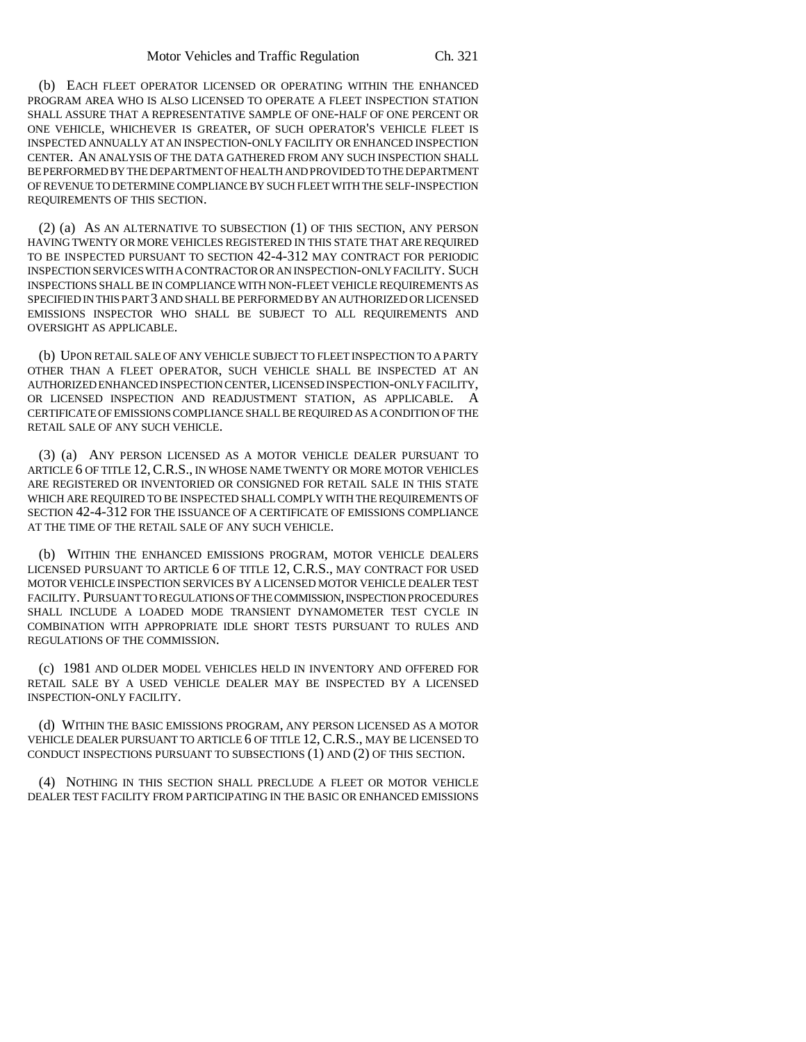(b) EACH FLEET OPERATOR LICENSED OR OPERATING WITHIN THE ENHANCED PROGRAM AREA WHO IS ALSO LICENSED TO OPERATE A FLEET INSPECTION STATION SHALL ASSURE THAT A REPRESENTATIVE SAMPLE OF ONE-HALF OF ONE PERCENT OR ONE VEHICLE, WHICHEVER IS GREATER, OF SUCH OPERATOR'S VEHICLE FLEET IS INSPECTED ANNUALLY AT AN INSPECTION-ONLY FACILITY OR ENHANCED INSPECTION CENTER. AN ANALYSIS OF THE DATA GATHERED FROM ANY SUCH INSPECTION SHALL BE PERFORMED BY THE DEPARTMENT OF HEALTH AND PROVIDED TO THE DEPARTMENT OF REVENUE TO DETERMINE COMPLIANCE BY SUCH FLEET WITH THE SELF-INSPECTION REQUIREMENTS OF THIS SECTION.

(2) (a) AS AN ALTERNATIVE TO SUBSECTION (1) OF THIS SECTION, ANY PERSON HAVING TWENTY OR MORE VEHICLES REGISTERED IN THIS STATE THAT ARE REQUIRED TO BE INSPECTED PURSUANT TO SECTION 42-4-312 MAY CONTRACT FOR PERIODIC INSPECTION SERVICES WITH A CONTRACTOR OR AN INSPECTION-ONLY FACILITY. SUCH INSPECTIONS SHALL BE IN COMPLIANCE WITH NON-FLEET VEHICLE REQUIREMENTS AS SPECIFIED IN THIS PART 3 AND SHALL BE PERFORMED BY AN AUTHORIZED OR LICENSED EMISSIONS INSPECTOR WHO SHALL BE SUBJECT TO ALL REQUIREMENTS AND OVERSIGHT AS APPLICABLE.

(b) UPON RETAIL SALE OF ANY VEHICLE SUBJECT TO FLEET INSPECTION TO A PARTY OTHER THAN A FLEET OPERATOR, SUCH VEHICLE SHALL BE INSPECTED AT AN AUTHORIZED ENHANCED INSPECTION CENTER, LICENSED INSPECTION-ONLY FACILITY, OR LICENSED INSPECTION AND READJUSTMENT STATION, AS APPLICABLE. A CERTIFICATE OF EMISSIONS COMPLIANCE SHALL BE REQUIRED AS A CONDITION OF THE RETAIL SALE OF ANY SUCH VEHICLE.

(3) (a) ANY PERSON LICENSED AS A MOTOR VEHICLE DEALER PURSUANT TO ARTICLE 6 OF TITLE 12, C.R.S., IN WHOSE NAME TWENTY OR MORE MOTOR VEHICLES ARE REGISTERED OR INVENTORIED OR CONSIGNED FOR RETAIL SALE IN THIS STATE WHICH ARE REQUIRED TO BE INSPECTED SHALL COMPLY WITH THE REQUIREMENTS OF SECTION 42-4-312 FOR THE ISSUANCE OF A CERTIFICATE OF EMISSIONS COMPLIANCE AT THE TIME OF THE RETAIL SALE OF ANY SUCH VEHICLE.

(b) WITHIN THE ENHANCED EMISSIONS PROGRAM, MOTOR VEHICLE DEALERS LICENSED PURSUANT TO ARTICLE 6 OF TITLE 12, C.R.S., MAY CONTRACT FOR USED MOTOR VEHICLE INSPECTION SERVICES BY A LICENSED MOTOR VEHICLE DEALER TEST FACILITY. PURSUANT TO REGULATIONS OF THE COMMISSION, INSPECTION PROCEDURES SHALL INCLUDE A LOADED MODE TRANSIENT DYNAMOMETER TEST CYCLE IN COMBINATION WITH APPROPRIATE IDLE SHORT TESTS PURSUANT TO RULES AND REGULATIONS OF THE COMMISSION.

(c) 1981 AND OLDER MODEL VEHICLES HELD IN INVENTORY AND OFFERED FOR RETAIL SALE BY A USED VEHICLE DEALER MAY BE INSPECTED BY A LICENSED INSPECTION-ONLY FACILITY.

(d) WITHIN THE BASIC EMISSIONS PROGRAM, ANY PERSON LICENSED AS A MOTOR VEHICLE DEALER PURSUANT TO ARTICLE 6 OF TITLE 12, C.R.S., MAY BE LICENSED TO CONDUCT INSPECTIONS PURSUANT TO SUBSECTIONS (1) AND (2) OF THIS SECTION.

(4) NOTHING IN THIS SECTION SHALL PRECLUDE A FLEET OR MOTOR VEHICLE DEALER TEST FACILITY FROM PARTICIPATING IN THE BASIC OR ENHANCED EMISSIONS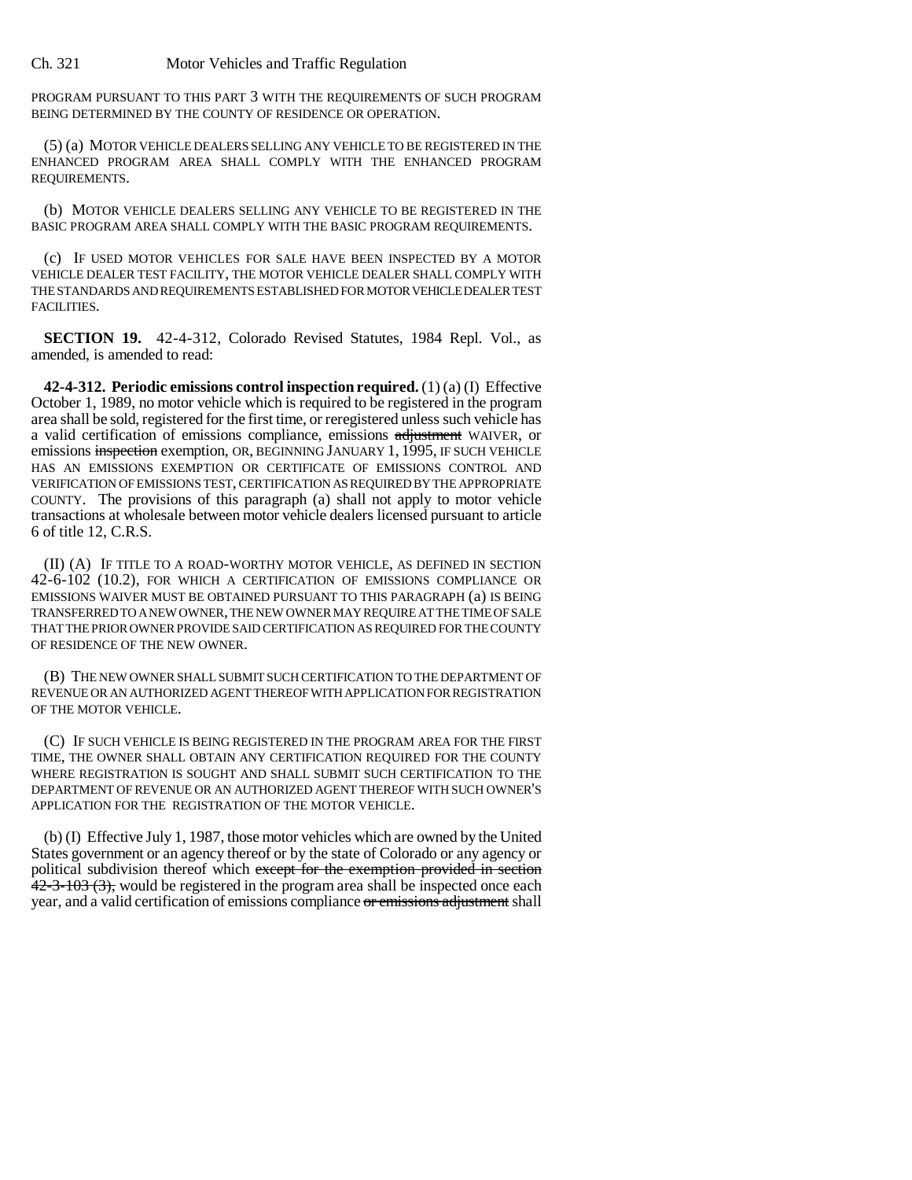PROGRAM PURSUANT TO THIS PART 3 WITH THE REQUIREMENTS OF SUCH PROGRAM BEING DETERMINED BY THE COUNTY OF RESIDENCE OR OPERATION.

(5) (a) MOTOR VEHICLE DEALERS SELLING ANY VEHICLE TO BE REGISTERED IN THE ENHANCED PROGRAM AREA SHALL COMPLY WITH THE ENHANCED PROGRAM REQUIREMENTS.

(b) MOTOR VEHICLE DEALERS SELLING ANY VEHICLE TO BE REGISTERED IN THE BASIC PROGRAM AREA SHALL COMPLY WITH THE BASIC PROGRAM REQUIREMENTS.

(c) IF USED MOTOR VEHICLES FOR SALE HAVE BEEN INSPECTED BY A MOTOR VEHICLE DEALER TEST FACILITY, THE MOTOR VEHICLE DEALER SHALL COMPLY WITH THE STANDARDS AND REQUIREMENTS ESTABLISHED FOR MOTOR VEHICLE DEALER TEST FACILITIES.

**SECTION 19.** 42-4-312, Colorado Revised Statutes, 1984 Repl. Vol., as amended, is amended to read:

**42-4-312. Periodic emissions control inspection required.** (1) (a) (I) Effective October 1, 1989, no motor vehicle which is required to be registered in the program area shall be sold, registered for the first time, or reregistered unless such vehicle has a valid certification of emissions compliance, emissions ~~adjustment~~ WAIVER, or emissions ~~inspection~~ exemption, OR, BEGINNING JANUARY 1, 1995, IF SUCH VEHICLE HAS AN EMISSIONS EXEMPTION OR CERTIFICATE OF EMISSIONS CONTROL AND VERIFICATION OF EMISSIONS TEST, CERTIFICATION AS REQUIRED BY THE APPROPRIATE COUNTY. The provisions of this paragraph (a) shall not apply to motor vehicle transactions at wholesale between motor vehicle dealers licensed pursuant to article 6 of title 12, C.R.S.

(II) (A) IF TITLE TO A ROAD-WORTHY MOTOR VEHICLE, AS DEFINED IN SECTION 42-6-102 (10.2), FOR WHICH A CERTIFICATION OF EMISSIONS COMPLIANCE OR EMISSIONS WAIVER MUST BE OBTAINED PURSUANT TO THIS PARAGRAPH (a) IS BEING TRANSFERRED TO A NEW OWNER, THE NEW OWNER MAY REQUIRE AT THE TIME OF SALE THAT THE PRIOR OWNER PROVIDE SAID CERTIFICATION AS REQUIRED FOR THE COUNTY OF RESIDENCE OF THE NEW OWNER.

(B) THE NEW OWNER SHALL SUBMIT SUCH CERTIFICATION TO THE DEPARTMENT OF REVENUE OR AN AUTHORIZED AGENT THEREOF WITH APPLICATION FOR REGISTRATION OF THE MOTOR VEHICLE.

(C) IF SUCH VEHICLE IS BEING REGISTERED IN THE PROGRAM AREA FOR THE FIRST TIME, THE OWNER SHALL OBTAIN ANY CERTIFICATION REQUIRED FOR THE COUNTY WHERE REGISTRATION IS SOUGHT AND SHALL SUBMIT SUCH CERTIFICATION TO THE DEPARTMENT OF REVENUE OR AN AUTHORIZED AGENT THEREOF WITH SUCH OWNER'S APPLICATION FOR THE REGISTRATION OF THE MOTOR VEHICLE.

(b) (I) Effective July 1, 1987, those motor vehicles which are owned by the United States government or an agency thereof or by the state of Colorado or any agency or political subdivision thereof which ~~except for the exemption provided in section 42-3-103 (3),~~ would be registered in the program area shall be inspected once each year, and a valid certification of emissions compliance ~~or emissions adjustment~~ shall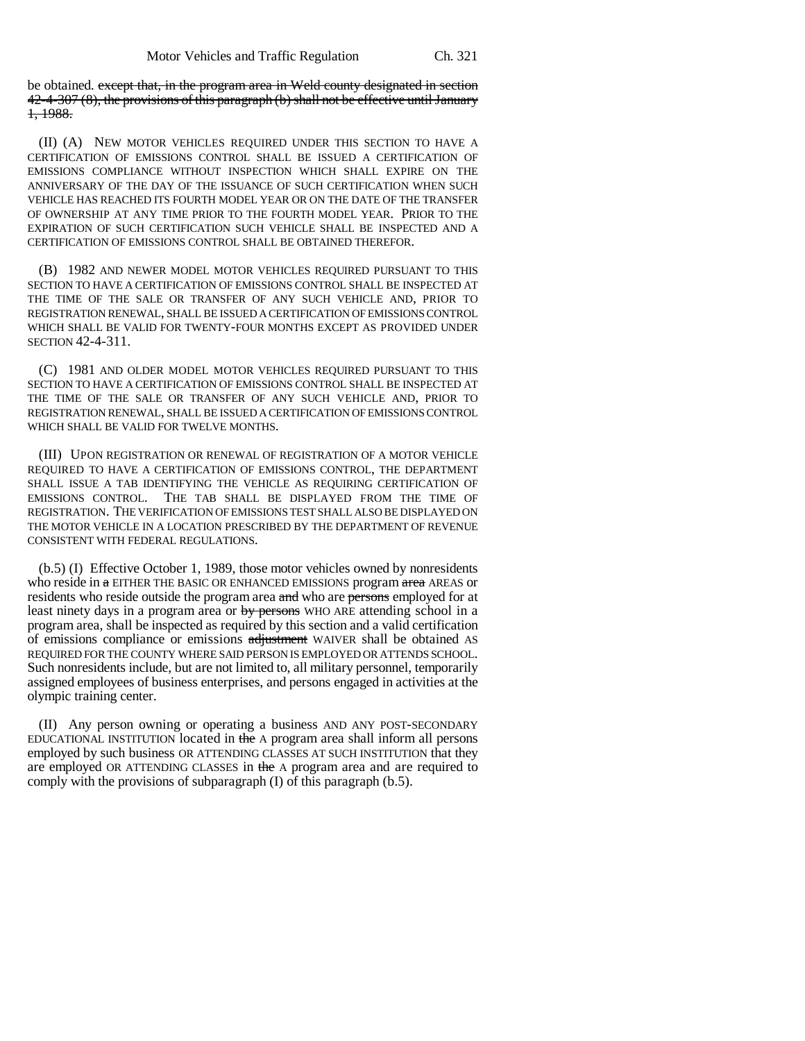be obtained. ~~except that, in the program area in Weld county designated in section 42-4-307 (8), the provisions of this paragraph (b) shall not be effective until January 1, 1988.~~

(II) (A) NEW MOTOR VEHICLES REQUIRED UNDER THIS SECTION TO HAVE A CERTIFICATION OF EMISSIONS CONTROL SHALL BE ISSUED A CERTIFICATION OF EMISSIONS COMPLIANCE WITHOUT INSPECTION WHICH SHALL EXPIRE ON THE ANNIVERSARY OF THE DAY OF THE ISSUANCE OF SUCH CERTIFICATION WHEN SUCH VEHICLE HAS REACHED ITS FOURTH MODEL YEAR OR ON THE DATE OF THE TRANSFER OF OWNERSHIP AT ANY TIME PRIOR TO THE FOURTH MODEL YEAR. PRIOR TO THE EXPIRATION OF SUCH CERTIFICATION SUCH VEHICLE SHALL BE INSPECTED AND A CERTIFICATION OF EMISSIONS CONTROL SHALL BE OBTAINED THEREFOR.

(B) 1982 AND NEWER MODEL MOTOR VEHICLES REQUIRED PURSUANT TO THIS SECTION TO HAVE A CERTIFICATION OF EMISSIONS CONTROL SHALL BE INSPECTED AT THE TIME OF THE SALE OR TRANSFER OF ANY SUCH VEHICLE AND, PRIOR TO REGISTRATION RENEWAL, SHALL BE ISSUED A CERTIFICATION OF EMISSIONS CONTROL WHICH SHALL BE VALID FOR TWENTY-FOUR MONTHS EXCEPT AS PROVIDED UNDER SECTION 42-4-311.

(C) 1981 AND OLDER MODEL MOTOR VEHICLES REQUIRED PURSUANT TO THIS SECTION TO HAVE A CERTIFICATION OF EMISSIONS CONTROL SHALL BE INSPECTED AT THE TIME OF THE SALE OR TRANSFER OF ANY SUCH VEHICLE AND, PRIOR TO REGISTRATION RENEWAL, SHALL BE ISSUED A CERTIFICATION OF EMISSIONS CONTROL WHICH SHALL BE VALID FOR TWELVE MONTHS.

(III) UPON REGISTRATION OR RENEWAL OF REGISTRATION OF A MOTOR VEHICLE REQUIRED TO HAVE A CERTIFICATION OF EMISSIONS CONTROL, THE DEPARTMENT SHALL ISSUE A TAB IDENTIFYING THE VEHICLE AS REQUIRING CERTIFICATION OF EMISSIONS CONTROL. THE TAB SHALL BE DISPLAYED FROM THE TIME OF REGISTRATION. THE VERIFICATION OF EMISSIONS TEST SHALL ALSO BE DISPLAYED ON THE MOTOR VEHICLE IN A LOCATION PRESCRIBED BY THE DEPARTMENT OF REVENUE CONSISTENT WITH FEDERAL REGULATIONS.

(b.5) (I) Effective October 1, 1989, those motor vehicles owned by nonresidents who reside in ~~a~~ EITHER THE BASIC OR ENHANCED EMISSIONS program ~~area~~ AREAS or residents who reside outside the program area ~~and~~ who are ~~persons~~ employed for at least ninety days in a program area or ~~by persons~~ WHO ARE attending school in a program area, shall be inspected as required by this section and a valid certification of emissions compliance or emissions ~~adjustment~~ WAIVER shall be obtained AS REQUIRED FOR THE COUNTY WHERE SAID PERSON IS EMPLOYED OR ATTENDS SCHOOL. Such nonresidents include, but are not limited to, all military personnel, temporarily assigned employees of business enterprises, and persons engaged in activities at the olympic training center.

(II) Any person owning or operating a business AND ANY POST-SECONDARY EDUCATIONAL INSTITUTION located in ~~the~~ A program area shall inform all persons employed by such business OR ATTENDING CLASSES AT SUCH INSTITUTION that they are employed OR ATTENDING CLASSES in ~~the~~ A program area and are required to comply with the provisions of subparagraph (I) of this paragraph (b.5).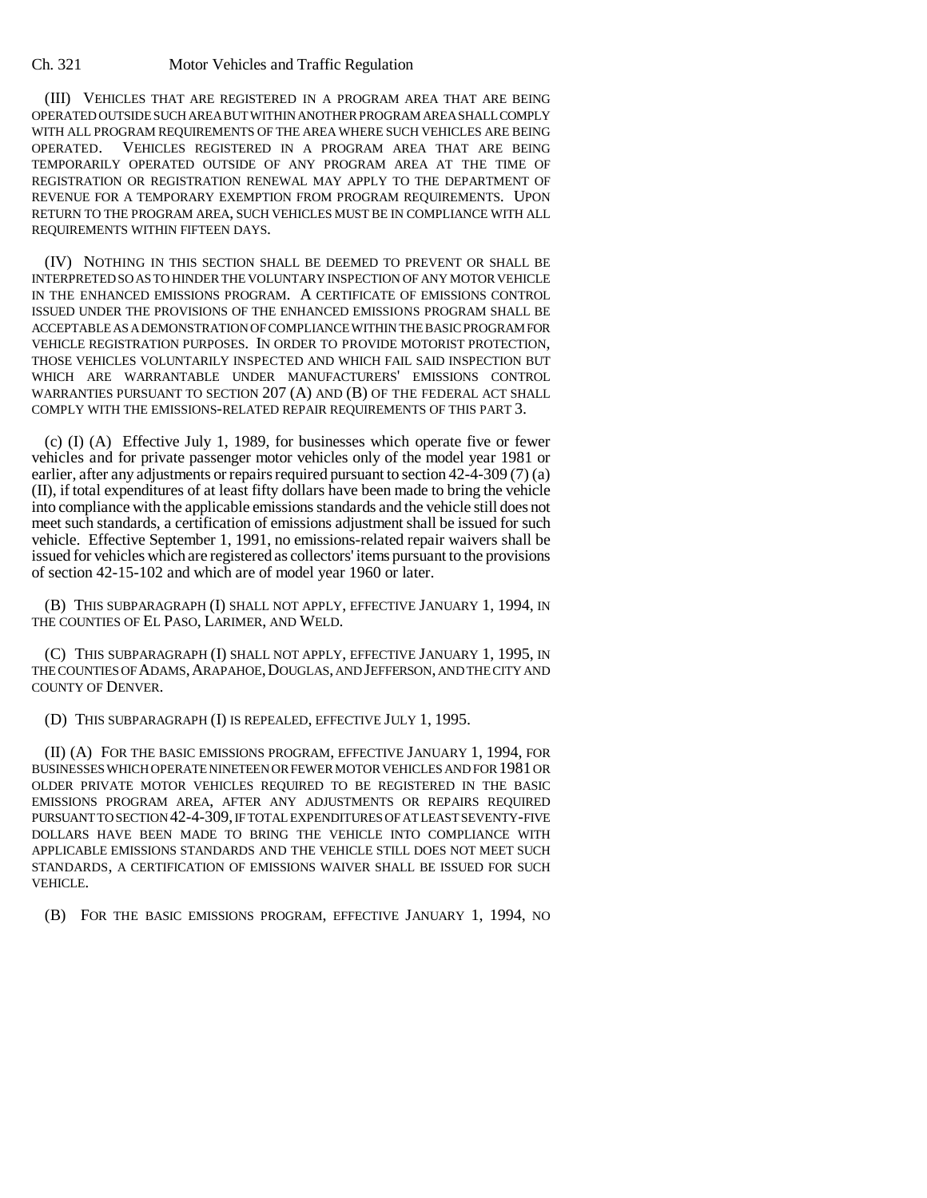(III) VEHICLES THAT ARE REGISTERED IN A PROGRAM AREA THAT ARE BEING OPERATED OUTSIDE SUCH AREA BUT WITHIN ANOTHER PROGRAM AREA SHALL COMPLY WITH ALL PROGRAM REQUIREMENTS OF THE AREA WHERE SUCH VEHICLES ARE BEING OPERATED. VEHICLES REGISTERED IN A PROGRAM AREA THAT ARE BEING TEMPORARILY OPERATED OUTSIDE OF ANY PROGRAM AREA AT THE TIME OF REGISTRATION OR REGISTRATION RENEWAL MAY APPLY TO THE DEPARTMENT OF REVENUE FOR A TEMPORARY EXEMPTION FROM PROGRAM REQUIREMENTS. UPON RETURN TO THE PROGRAM AREA, SUCH VEHICLES MUST BE IN COMPLIANCE WITH ALL REQUIREMENTS WITHIN FIFTEEN DAYS.

(IV) NOTHING IN THIS SECTION SHALL BE DEEMED TO PREVENT OR SHALL BE INTERPRETED SO AS TO HINDER THE VOLUNTARY INSPECTION OF ANY MOTOR VEHICLE IN THE ENHANCED EMISSIONS PROGRAM. A CERTIFICATE OF EMISSIONS CONTROL ISSUED UNDER THE PROVISIONS OF THE ENHANCED EMISSIONS PROGRAM SHALL BE ACCEPTABLE AS A DEMONSTRATION OF COMPLIANCE WITHIN THE BASIC PROGRAM FOR VEHICLE REGISTRATION PURPOSES. IN ORDER TO PROVIDE MOTORIST PROTECTION, THOSE VEHICLES VOLUNTARILY INSPECTED AND WHICH FAIL SAID INSPECTION BUT WHICH ARE WARRANTABLE UNDER MANUFACTURERS' EMISSIONS CONTROL WARRANTIES PURSUANT TO SECTION 207 (A) AND (B) OF THE FEDERAL ACT SHALL COMPLY WITH THE EMISSIONS-RELATED REPAIR REQUIREMENTS OF THIS PART 3.

(c) (I) (A) Effective July 1, 1989, for businesses which operate five or fewer vehicles and for private passenger motor vehicles only of the model year 1981 or earlier, after any adjustments or repairs required pursuant to section 42-4-309 (7) (a) (II), if total expenditures of at least fifty dollars have been made to bring the vehicle into compliance with the applicable emissions standards and the vehicle still does not meet such standards, a certification of emissions adjustment shall be issued for such vehicle. Effective September 1, 1991, no emissions-related repair waivers shall be issued for vehicles which are registered as collectors' items pursuant to the provisions of section 42-15-102 and which are of model year 1960 or later.

(B) THIS SUBPARAGRAPH (I) SHALL NOT APPLY, EFFECTIVE JANUARY 1, 1994, IN THE COUNTIES OF EL PASO, LARIMER, AND WELD.

(C) THIS SUBPARAGRAPH (I) SHALL NOT APPLY, EFFECTIVE JANUARY 1, 1995, IN THE COUNTIES OF ADAMS, ARAPAHOE, DOUGLAS, AND JEFFERSON, AND THE CITY AND COUNTY OF DENVER.

(D) THIS SUBPARAGRAPH (I) IS REPEALED, EFFECTIVE JULY 1, 1995.

(II) (A) FOR THE BASIC EMISSIONS PROGRAM, EFFECTIVE JANUARY 1, 1994, FOR BUSINESSES WHICH OPERATE NINETEEN OR FEWER MOTOR VEHICLES AND FOR 1981 OR OLDER PRIVATE MOTOR VEHICLES REQUIRED TO BE REGISTERED IN THE BASIC EMISSIONS PROGRAM AREA, AFTER ANY ADJUSTMENTS OR REPAIRS REQUIRED PURSUANT TO SECTION 42-4-309, IF TOTAL EXPENDITURES OF AT LEAST SEVENTY-FIVE DOLLARS HAVE BEEN MADE TO BRING THE VEHICLE INTO COMPLIANCE WITH APPLICABLE EMISSIONS STANDARDS AND THE VEHICLE STILL DOES NOT MEET SUCH STANDARDS, A CERTIFICATION OF EMISSIONS WAIVER SHALL BE ISSUED FOR SUCH VEHICLE.

(B) FOR THE BASIC EMISSIONS PROGRAM, EFFECTIVE JANUARY 1, 1994, NO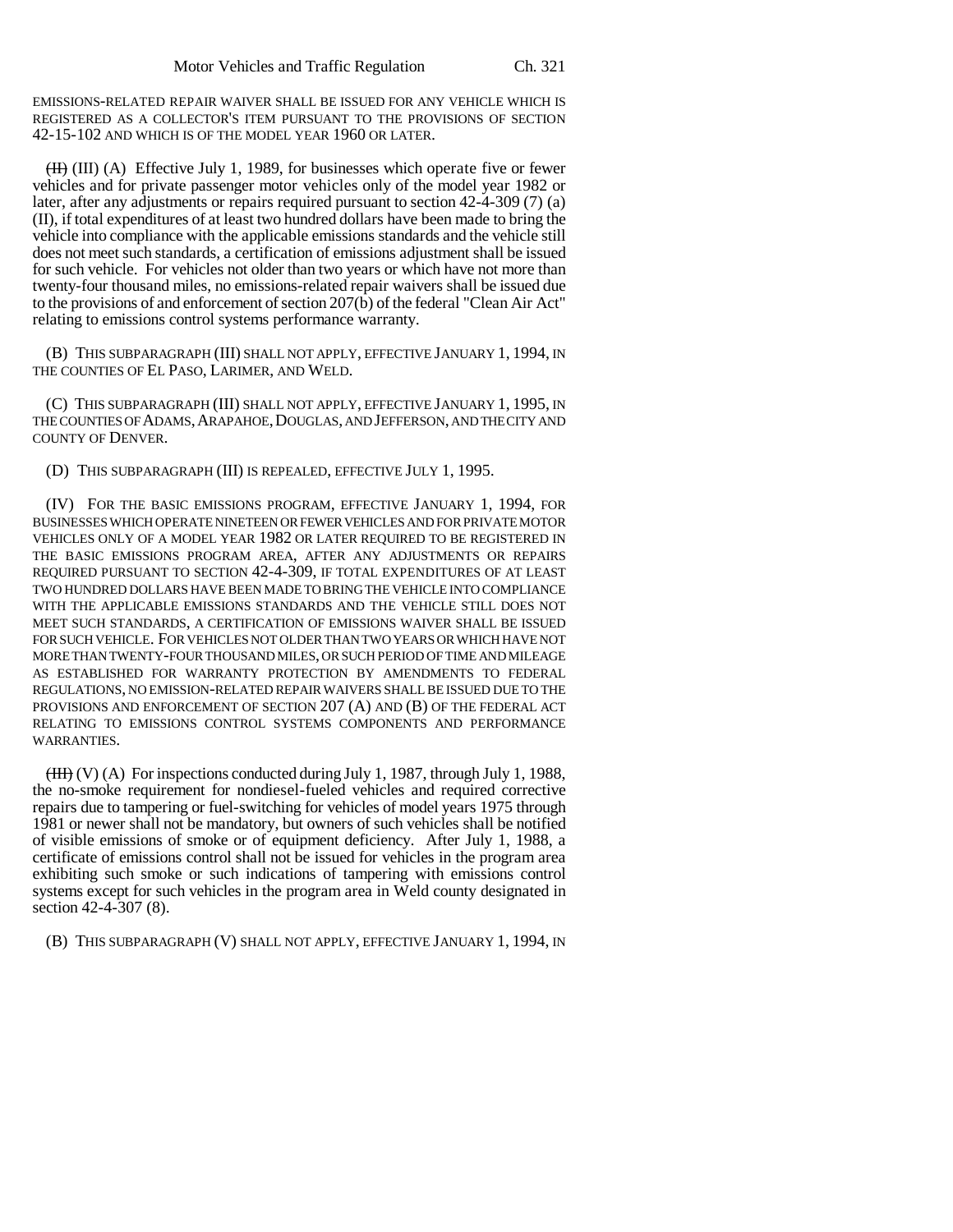EMISSIONS-RELATED REPAIR WAIVER SHALL BE ISSUED FOR ANY VEHICLE WHICH IS REGISTERED AS A COLLECTOR'S ITEM PURSUANT TO THE PROVISIONS OF SECTION 42-15-102 AND WHICH IS OF THE MODEL YEAR 1960 OR LATER.

~~(II)~~ (III) (A) Effective July 1, 1989, for businesses which operate five or fewer vehicles and for private passenger motor vehicles only of the model year 1982 or later, after any adjustments or repairs required pursuant to section 42-4-309 (7) (a) (II), if total expenditures of at least two hundred dollars have been made to bring the vehicle into compliance with the applicable emissions standards and the vehicle still does not meet such standards, a certification of emissions adjustment shall be issued for such vehicle. For vehicles not older than two years or which have not more than twenty-four thousand miles, no emissions-related repair waivers shall be issued due to the provisions of and enforcement of section 207(b) of the federal "Clean Air Act" relating to emissions control systems performance warranty.

(B) THIS SUBPARAGRAPH (III) SHALL NOT APPLY, EFFECTIVE JANUARY 1, 1994, IN THE COUNTIES OF EL PASO, LARIMER, AND WELD.

(C) THIS SUBPARAGRAPH (III) SHALL NOT APPLY, EFFECTIVE JANUARY 1, 1995, IN THE COUNTIES OF ADAMS, ARAPAHOE, DOUGLAS, AND JEFFERSON, AND THE CITY AND COUNTY OF DENVER.

(D) THIS SUBPARAGRAPH (III) IS REPEALED, EFFECTIVE JULY 1, 1995.

(IV) FOR THE BASIC EMISSIONS PROGRAM, EFFECTIVE JANUARY 1, 1994, FOR BUSINESSES WHICH OPERATE NINETEEN OR FEWER VEHICLES AND FOR PRIVATE MOTOR VEHICLES ONLY OF A MODEL YEAR 1982 OR LATER REQUIRED TO BE REGISTERED IN THE BASIC EMISSIONS PROGRAM AREA, AFTER ANY ADJUSTMENTS OR REPAIRS REQUIRED PURSUANT TO SECTION 42-4-309, IF TOTAL EXPENDITURES OF AT LEAST TWO HUNDRED DOLLARS HAVE BEEN MADE TO BRING THE VEHICLE INTO COMPLIANCE WITH THE APPLICABLE EMISSIONS STANDARDS AND THE VEHICLE STILL DOES NOT MEET SUCH STANDARDS, A CERTIFICATION OF EMISSIONS WAIVER SHALL BE ISSUED FOR SUCH VEHICLE. FOR VEHICLES NOT OLDER THAN TWO YEARS OR WHICH HAVE NOT MORE THAN TWENTY-FOUR THOUSAND MILES, OR SUCH PERIOD OF TIME AND MILEAGE AS ESTABLISHED FOR WARRANTY PROTECTION BY AMENDMENTS TO FEDERAL REGULATIONS, NO EMISSION-RELATED REPAIR WAIVERS SHALL BE ISSUED DUE TO THE PROVISIONS AND ENFORCEMENT OF SECTION 207 (A) AND (B) OF THE FEDERAL ACT RELATING TO EMISSIONS CONTROL SYSTEMS COMPONENTS AND PERFORMANCE WARRANTIES.

~~(III)~~ (V) (A) For inspections conducted during July 1, 1987, through July 1, 1988, the no-smoke requirement for nondiesel-fueled vehicles and required corrective repairs due to tampering or fuel-switching for vehicles of model years 1975 through 1981 or newer shall not be mandatory, but owners of such vehicles shall be notified of visible emissions of smoke or of equipment deficiency. After July 1, 1988, a certificate of emissions control shall not be issued for vehicles in the program area exhibiting such smoke or such indications of tampering with emissions control systems except for such vehicles in the program area in Weld county designated in section 42-4-307 (8).

(B) THIS SUBPARAGRAPH (V) SHALL NOT APPLY, EFFECTIVE JANUARY 1, 1994, IN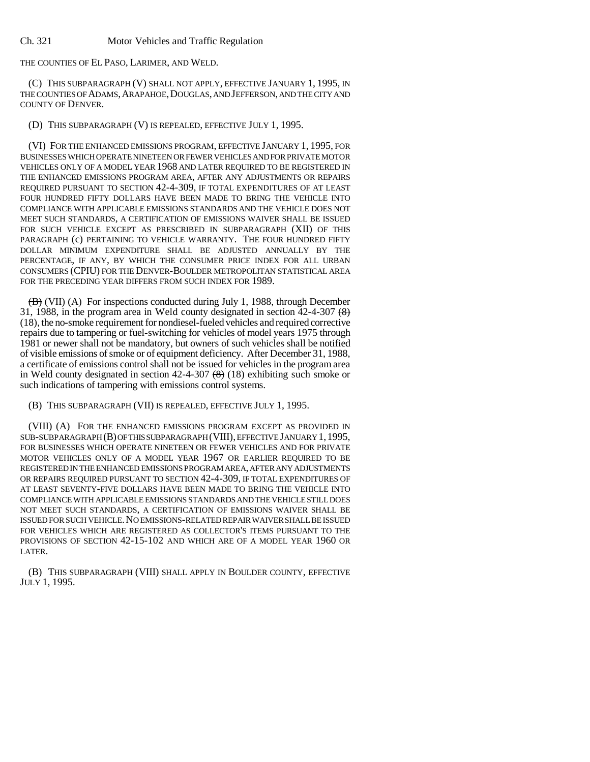THE COUNTIES OF EL PASO, LARIMER, AND WELD.

(C) THIS SUBPARAGRAPH (V) SHALL NOT APPLY, EFFECTIVE JANUARY 1, 1995, IN THE COUNTIES OF ADAMS, ARAPAHOE, DOUGLAS, AND JEFFERSON, AND THE CITY AND COUNTY OF DENVER.

(D) THIS SUBPARAGRAPH (V) IS REPEALED, EFFECTIVE JULY 1, 1995.

(VI) FOR THE ENHANCED EMISSIONS PROGRAM, EFFECTIVE JANUARY 1, 1995, FOR BUSINESSES WHICH OPERATE NINETEEN OR FEWER VEHICLES AND FOR PRIVATE MOTOR VEHICLES ONLY OF A MODEL YEAR 1968 AND LATER REQUIRED TO BE REGISTERED IN THE ENHANCED EMISSIONS PROGRAM AREA, AFTER ANY ADJUSTMENTS OR REPAIRS REQUIRED PURSUANT TO SECTION 42-4-309, IF TOTAL EXPENDITURES OF AT LEAST FOUR HUNDRED FIFTY DOLLARS HAVE BEEN MADE TO BRING THE VEHICLE INTO COMPLIANCE WITH APPLICABLE EMISSIONS STANDARDS AND THE VEHICLE DOES NOT MEET SUCH STANDARDS, A CERTIFICATION OF EMISSIONS WAIVER SHALL BE ISSUED FOR SUCH VEHICLE EXCEPT AS PRESCRIBED IN SUBPARAGRAPH (XII) OF THIS PARAGRAPH (c) PERTAINING TO VEHICLE WARRANTY. THE FOUR HUNDRED FIFTY DOLLAR MINIMUM EXPENDITURE SHALL BE ADJUSTED ANNUALLY BY THE PERCENTAGE, IF ANY, BY WHICH THE CONSUMER PRICE INDEX FOR ALL URBAN CONSUMERS (CPIU) FOR THE DENVER-BOULDER METROPOLITAN STATISTICAL AREA FOR THE PRECEDING YEAR DIFFERS FROM SUCH INDEX FOR 1989.

~~(B)~~ (VII) (A) For inspections conducted during July 1, 1988, through December 31, 1988, in the program area in Weld county designated in section 42-4-307 ~~(8)~~ (18), the no-smoke requirement for nondiesel-fueled vehicles and required corrective repairs due to tampering or fuel-switching for vehicles of model years 1975 through 1981 or newer shall not be mandatory, but owners of such vehicles shall be notified of visible emissions of smoke or of equipment deficiency. After December 31, 1988, a certificate of emissions control shall not be issued for vehicles in the program area in Weld county designated in section 42-4-307 ~~(8)~~ (18) exhibiting such smoke or such indications of tampering with emissions control systems.

(B) THIS SUBPARAGRAPH (VII) IS REPEALED, EFFECTIVE JULY 1, 1995.

(VIII) (A) FOR THE ENHANCED EMISSIONS PROGRAM EXCEPT AS PROVIDED IN SUB-SUBPARAGRAPH (B) OF THIS SUBPARAGRAPH (VIII), EFFECTIVE JANUARY 1, 1995, FOR BUSINESSES WHICH OPERATE NINETEEN OR FEWER VEHICLES AND FOR PRIVATE MOTOR VEHICLES ONLY OF A MODEL YEAR 1967 OR EARLIER REQUIRED TO BE REGISTERED IN THE ENHANCED EMISSIONS PROGRAM AREA, AFTER ANY ADJUSTMENTS OR REPAIRS REQUIRED PURSUANT TO SECTION 42-4-309, IF TOTAL EXPENDITURES OF AT LEAST SEVENTY-FIVE DOLLARS HAVE BEEN MADE TO BRING THE VEHICLE INTO COMPLIANCE WITH APPLICABLE EMISSIONS STANDARDS AND THE VEHICLE STILL DOES NOT MEET SUCH STANDARDS, A CERTIFICATION OF EMISSIONS WAIVER SHALL BE ISSUED FOR SUCH VEHICLE. NO EMISSIONS-RELATED REPAIR WAIVER SHALL BE ISSUED FOR VEHICLES WHICH ARE REGISTERED AS COLLECTOR'S ITEMS PURSUANT TO THE PROVISIONS OF SECTION 42-15-102 AND WHICH ARE OF A MODEL YEAR 1960 OR LATER.

(B) THIS SUBPARAGRAPH (VIII) SHALL APPLY IN BOULDER COUNTY, EFFECTIVE JULY 1, 1995.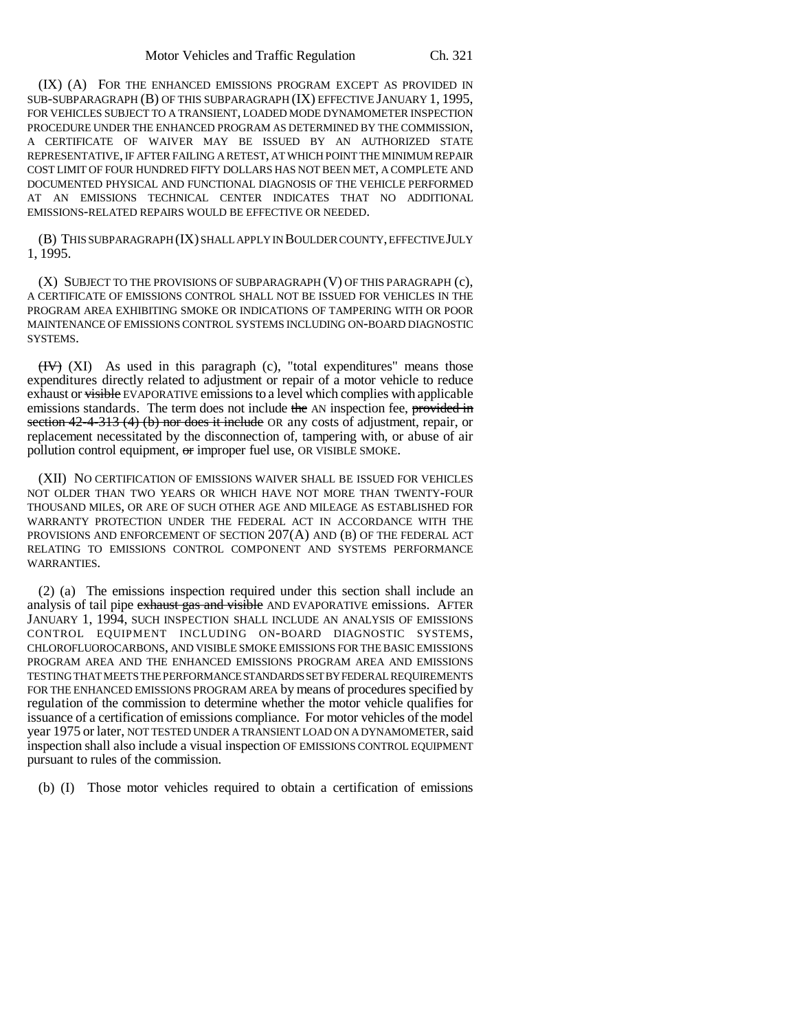(IX) (A) FOR THE ENHANCED EMISSIONS PROGRAM EXCEPT AS PROVIDED IN SUB-SUBPARAGRAPH (B) OF THIS SUBPARAGRAPH (IX) EFFECTIVE JANUARY 1, 1995, FOR VEHICLES SUBJECT TO A TRANSIENT, LOADED MODE DYNAMOMETER INSPECTION PROCEDURE UNDER THE ENHANCED PROGRAM AS DETERMINED BY THE COMMISSION, A CERTIFICATE OF WAIVER MAY BE ISSUED BY AN AUTHORIZED STATE REPRESENTATIVE, IF AFTER FAILING A RETEST, AT WHICH POINT THE MINIMUM REPAIR COST LIMIT OF FOUR HUNDRED FIFTY DOLLARS HAS NOT BEEN MET, A COMPLETE AND DOCUMENTED PHYSICAL AND FUNCTIONAL DIAGNOSIS OF THE VEHICLE PERFORMED AT AN EMISSIONS TECHNICAL CENTER INDICATES THAT NO ADDITIONAL EMISSIONS-RELATED REPAIRS WOULD BE EFFECTIVE OR NEEDED.

(B) THIS SUBPARAGRAPH (IX) SHALL APPLY IN BOULDER COUNTY, EFFECTIVE JULY 1, 1995.

(X) SUBJECT TO THE PROVISIONS OF SUBPARAGRAPH (V) OF THIS PARAGRAPH (c), A CERTIFICATE OF EMISSIONS CONTROL SHALL NOT BE ISSUED FOR VEHICLES IN THE PROGRAM AREA EXHIBITING SMOKE OR INDICATIONS OF TAMPERING WITH OR POOR MAINTENANCE OF EMISSIONS CONTROL SYSTEMS INCLUDING ON-BOARD DIAGNOSTIC SYSTEMS.

~~(IV)~~ (XI) As used in this paragraph (c), "total expenditures" means those expenditures directly related to adjustment or repair of a motor vehicle to reduce exhaust or ~~visible~~ EVAPORATIVE emissions to a level which complies with applicable emissions standards. The term does not include ~~the~~ AN inspection fee, ~~provided in section 42-4-313 (4) (b) nor does it include~~ OR any costs of adjustment, repair, or replacement necessitated by the disconnection of, tampering with, or abuse of air pollution control equipment, ~~or~~ improper fuel use, OR VISIBLE SMOKE.

(XII) NO CERTIFICATION OF EMISSIONS WAIVER SHALL BE ISSUED FOR VEHICLES NOT OLDER THAN TWO YEARS OR WHICH HAVE NOT MORE THAN TWENTY-FOUR THOUSAND MILES, OR ARE OF SUCH OTHER AGE AND MILEAGE AS ESTABLISHED FOR WARRANTY PROTECTION UNDER THE FEDERAL ACT IN ACCORDANCE WITH THE PROVISIONS AND ENFORCEMENT OF SECTION 207(A) AND (B) OF THE FEDERAL ACT RELATING TO EMISSIONS CONTROL COMPONENT AND SYSTEMS PERFORMANCE WARRANTIES.

(2) (a) The emissions inspection required under this section shall include an analysis of tail pipe ~~exhaust gas and visible~~ AND EVAPORATIVE emissions. AFTER JANUARY 1, 1994, SUCH INSPECTION SHALL INCLUDE AN ANALYSIS OF EMISSIONS CONTROL EQUIPMENT INCLUDING ON-BOARD DIAGNOSTIC SYSTEMS, CHLOROFLUOROCARBONS, AND VISIBLE SMOKE EMISSIONS FOR THE BASIC EMISSIONS PROGRAM AREA AND THE ENHANCED EMISSIONS PROGRAM AREA AND EMISSIONS TESTING THAT MEETS THE PERFORMANCE STANDARDS SET BY FEDERAL REQUIREMENTS FOR THE ENHANCED EMISSIONS PROGRAM AREA by means of procedures specified by regulation of the commission to determine whether the motor vehicle qualifies for issuance of a certification of emissions compliance. For motor vehicles of the model year 1975 or later, NOT TESTED UNDER A TRANSIENT LOAD ON A DYNAMOMETER, said inspection shall also include a visual inspection OF EMISSIONS CONTROL EQUIPMENT pursuant to rules of the commission.

(b) (I) Those motor vehicles required to obtain a certification of emissions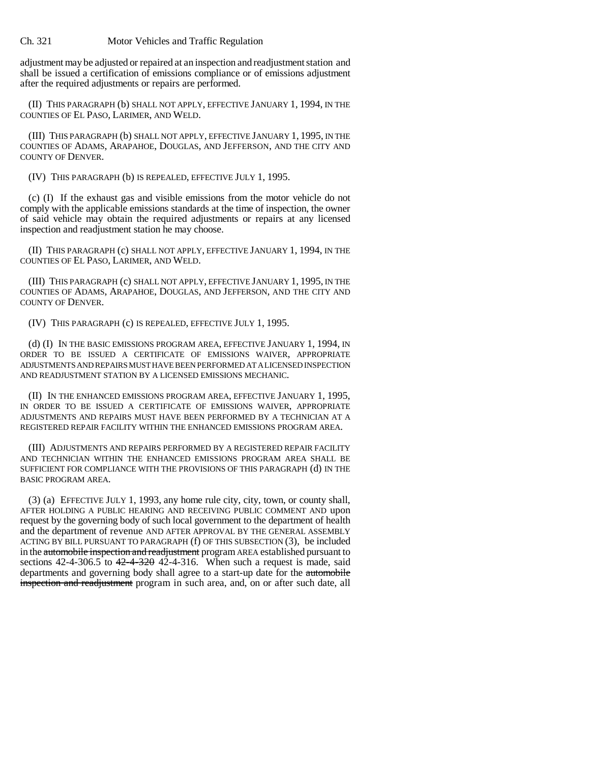adjustment may be adjusted or repaired at an inspection and readjustment station and shall be issued a certification of emissions compliance or of emissions adjustment after the required adjustments or repairs are performed.

(II) THIS PARAGRAPH (b) SHALL NOT APPLY, EFFECTIVE JANUARY 1, 1994, IN THE COUNTIES OF EL PASO, LARIMER, AND WELD.

(III) THIS PARAGRAPH (b) SHALL NOT APPLY, EFFECTIVE JANUARY 1, 1995, IN THE COUNTIES OF ADAMS, ARAPAHOE, DOUGLAS, AND JEFFERSON, AND THE CITY AND COUNTY OF DENVER.

(IV) THIS PARAGRAPH (b) IS REPEALED, EFFECTIVE JULY 1, 1995.

(c) (I) If the exhaust gas and visible emissions from the motor vehicle do not comply with the applicable emissions standards at the time of inspection, the owner of said vehicle may obtain the required adjustments or repairs at any licensed inspection and readjustment station he may choose.

(II) THIS PARAGRAPH (c) SHALL NOT APPLY, EFFECTIVE JANUARY 1, 1994, IN THE COUNTIES OF EL PASO, LARIMER, AND WELD.

(III) THIS PARAGRAPH (c) SHALL NOT APPLY, EFFECTIVE JANUARY 1, 1995, IN THE COUNTIES OF ADAMS, ARAPAHOE, DOUGLAS, AND JEFFERSON, AND THE CITY AND COUNTY OF DENVER.

(IV) THIS PARAGRAPH (c) IS REPEALED, EFFECTIVE JULY 1, 1995.

(d) (I) IN THE BASIC EMISSIONS PROGRAM AREA, EFFECTIVE JANUARY 1, 1994, IN ORDER TO BE ISSUED A CERTIFICATE OF EMISSIONS WAIVER, APPROPRIATE ADJUSTMENTS AND REPAIRS MUST HAVE BEEN PERFORMED AT A LICENSED INSPECTION AND READJUSTMENT STATION BY A LICENSED EMISSIONS MECHANIC.

(II) IN THE ENHANCED EMISSIONS PROGRAM AREA, EFFECTIVE JANUARY 1, 1995, IN ORDER TO BE ISSUED A CERTIFICATE OF EMISSIONS WAIVER, APPROPRIATE ADJUSTMENTS AND REPAIRS MUST HAVE BEEN PERFORMED BY A TECHNICIAN AT A REGISTERED REPAIR FACILITY WITHIN THE ENHANCED EMISSIONS PROGRAM AREA.

(III) ADJUSTMENTS AND REPAIRS PERFORMED BY A REGISTERED REPAIR FACILITY AND TECHNICIAN WITHIN THE ENHANCED EMISSIONS PROGRAM AREA SHALL BE SUFFICIENT FOR COMPLIANCE WITH THE PROVISIONS OF THIS PARAGRAPH (d) IN THE BASIC PROGRAM AREA.

(3) (a) EFFECTIVE JULY 1, 1993, any home rule city, city, town, or county shall, AFTER HOLDING A PUBLIC HEARING AND RECEIVING PUBLIC COMMENT AND upon request by the governing body of such local government to the department of health and the department of revenue AND AFTER APPROVAL BY THE GENERAL ASSEMBLY ACTING BY BILL PURSUANT TO PARAGRAPH (f) OF THIS SUBSECTION (3), be included in the ~~automobile inspection and readjustment~~ program AREA established pursuant to sections 42-4-306.5 to ~~42-4-320~~ 42-4-316. When such a request is made, said departments and governing body shall agree to a start-up date for the ~~automobile inspection and readjustment~~ program in such area, and, on or after such date, all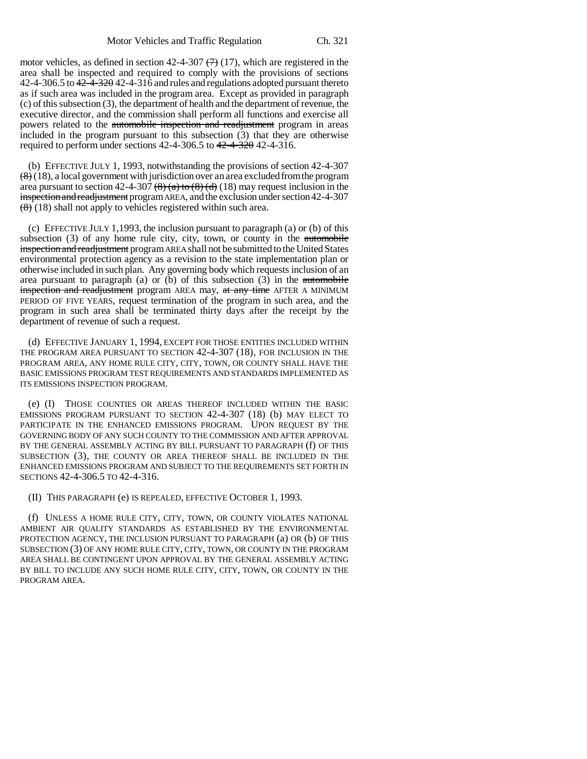motor vehicles, as defined in section 42-4-307 ~~(7)~~ (17), which are registered in the area shall be inspected and required to comply with the provisions of sections 42-4-306.5 to ~~42-4-320~~ 42-4-316 and rules and regulations adopted pursuant thereto as if such area was included in the program area. Except as provided in paragraph (c) of this subsection (3), the department of health and the department of revenue, the executive director, and the commission shall perform all functions and exercise all powers related to the ~~automobile inspection and readjustment~~ program in areas included in the program pursuant to this subsection (3) that they are otherwise required to perform under sections 42-4-306.5 to ~~42-4-320~~ 42-4-316.

(b) EFFECTIVE JULY 1, 1993, notwithstanding the provisions of section 42-4-307 ~~(8)~~ (18), a local government with jurisdiction over an area excluded from the program area pursuant to section 42-4-307 ~~(8) (a) to (8) (d)~~ (18) may request inclusion in the ~~inspection and readjustment~~ program AREA, and the exclusion under section 42-4-307 ~~(8)~~ (18) shall not apply to vehicles registered within such area.

(c) EFFECTIVE JULY 1,1993, the inclusion pursuant to paragraph (a) or (b) of this subsection (3) of any home rule city, city, town, or county in the ~~automobile inspection and readjustment~~ program AREA shall not be submitted to the United States environmental protection agency as a revision to the state implementation plan or otherwise included in such plan. Any governing body which requests inclusion of an area pursuant to paragraph (a) or (b) of this subsection (3) in the ~~automobile inspection and readjustment~~ program AREA may, ~~at any time~~ AFTER A MINIMUM PERIOD OF FIVE YEARS, request termination of the program in such area, and the program in such area shall be terminated thirty days after the receipt by the department of revenue of such a request.

(d) EFFECTIVE JANUARY 1, 1994, EXCEPT FOR THOSE ENTITIES INCLUDED WITHIN THE PROGRAM AREA PURSUANT TO SECTION 42-4-307 (18), FOR INCLUSION IN THE PROGRAM AREA, ANY HOME RULE CITY, CITY, TOWN, OR COUNTY SHALL HAVE THE BASIC EMISSIONS PROGRAM TEST REQUIREMENTS AND STANDARDS IMPLEMENTED AS ITS EMISSIONS INSPECTION PROGRAM.

(e) (I) THOSE COUNTIES OR AREAS THEREOF INCLUDED WITHIN THE BASIC EMISSIONS PROGRAM PURSUANT TO SECTION 42-4-307 (18) (b) MAY ELECT TO PARTICIPATE IN THE ENHANCED EMISSIONS PROGRAM. UPON REQUEST BY THE GOVERNING BODY OF ANY SUCH COUNTY TO THE COMMISSION AND AFTER APPROVAL BY THE GENERAL ASSEMBLY ACTING BY BILL PURSUANT TO PARAGRAPH (f) OF THIS SUBSECTION (3), THE COUNTY OR AREA THEREOF SHALL BE INCLUDED IN THE ENHANCED EMISSIONS PROGRAM AND SUBJECT TO THE REQUIREMENTS SET FORTH IN SECTIONS 42-4-306.5 TO 42-4-316.

(II) THIS PARAGRAPH (e) IS REPEALED, EFFECTIVE OCTOBER 1, 1993.

(f) UNLESS A HOME RULE CITY, CITY, TOWN, OR COUNTY VIOLATES NATIONAL AMBIENT AIR QUALITY STANDARDS AS ESTABLISHED BY THE ENVIRONMENTAL PROTECTION AGENCY, THE INCLUSION PURSUANT TO PARAGRAPH (a) OR (b) OF THIS SUBSECTION (3) OF ANY HOME RULE CITY, CITY, TOWN, OR COUNTY IN THE PROGRAM AREA SHALL BE CONTINGENT UPON APPROVAL BY THE GENERAL ASSEMBLY ACTING BY BILL TO INCLUDE ANY SUCH HOME RULE CITY, CITY, TOWN, OR COUNTY IN THE PROGRAM AREA.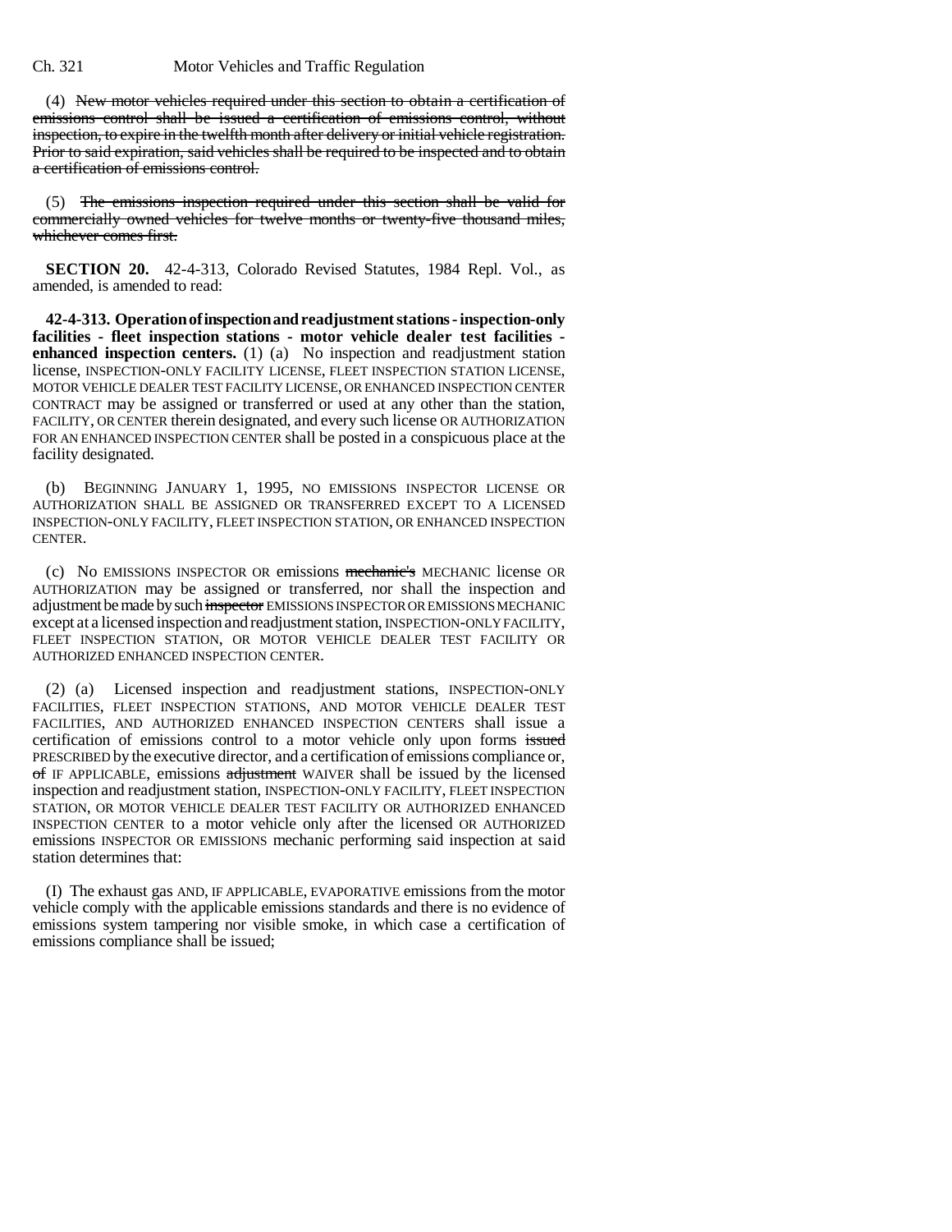(4) ~~New motor vehicles required under this section to obtain a certification of emissions control shall be issued a certification of emissions control, without inspection, to expire in the twelfth month after delivery or initial vehicle registration. Prior to said expiration, said vehicles shall be required to be inspected and to obtain a certification of emissions control.~~

(5) ~~The emissions inspection required under this section shall be valid for commercially owned vehicles for twelve months or twenty-five thousand miles, whichever comes first.~~

**SECTION 20.** 42-4-313, Colorado Revised Statutes, 1984 Repl. Vol., as amended, is amended to read:

**42-4-313. Operation of inspection and readjustment stations - inspection-only facilities - fleet inspection stations - motor vehicle dealer test facilities - enhanced inspection centers.** (1) (a) No inspection and readjustment station license, INSPECTION-ONLY FACILITY LICENSE, FLEET INSPECTION STATION LICENSE, MOTOR VEHICLE DEALER TEST FACILITY LICENSE, OR ENHANCED INSPECTION CENTER CONTRACT may be assigned or transferred or used at any other than the station, FACILITY, OR CENTER therein designated, and every such license OR AUTHORIZATION FOR AN ENHANCED INSPECTION CENTER shall be posted in a conspicuous place at the facility designated.

(b) BEGINNING JANUARY 1, 1995, NO EMISSIONS INSPECTOR LICENSE OR AUTHORIZATION SHALL BE ASSIGNED OR TRANSFERRED EXCEPT TO A LICENSED INSPECTION-ONLY FACILITY, FLEET INSPECTION STATION, OR ENHANCED INSPECTION CENTER.

(c) No EMISSIONS INSPECTOR OR emissions ~~mechanic's~~ MECHANIC license OR AUTHORIZATION may be assigned or transferred, nor shall the inspection and adjustment be made by such ~~inspector~~ EMISSIONS INSPECTOR OR EMISSIONS MECHANIC except at a licensed inspection and readjustment station, INSPECTION-ONLY FACILITY, FLEET INSPECTION STATION, OR MOTOR VEHICLE DEALER TEST FACILITY OR AUTHORIZED ENHANCED INSPECTION CENTER.

(2) (a) Licensed inspection and readjustment stations, INSPECTION-ONLY FACILITIES, FLEET INSPECTION STATIONS, AND MOTOR VEHICLE DEALER TEST FACILITIES, AND AUTHORIZED ENHANCED INSPECTION CENTERS shall issue a certification of emissions control to a motor vehicle only upon forms ~~issued~~ PRESCRIBED by the executive director, and a certification of emissions compliance or, ~~of~~ IF APPLICABLE, emissions ~~adjustment~~ WAIVER shall be issued by the licensed inspection and readjustment station, INSPECTION-ONLY FACILITY, FLEET INSPECTION STATION, OR MOTOR VEHICLE DEALER TEST FACILITY OR AUTHORIZED ENHANCED INSPECTION CENTER to a motor vehicle only after the licensed OR AUTHORIZED emissions INSPECTOR OR EMISSIONS mechanic performing said inspection at said station determines that:

(I) The exhaust gas AND, IF APPLICABLE, EVAPORATIVE emissions from the motor vehicle comply with the applicable emissions standards and there is no evidence of emissions system tampering nor visible smoke, in which case a certification of emissions compliance shall be issued;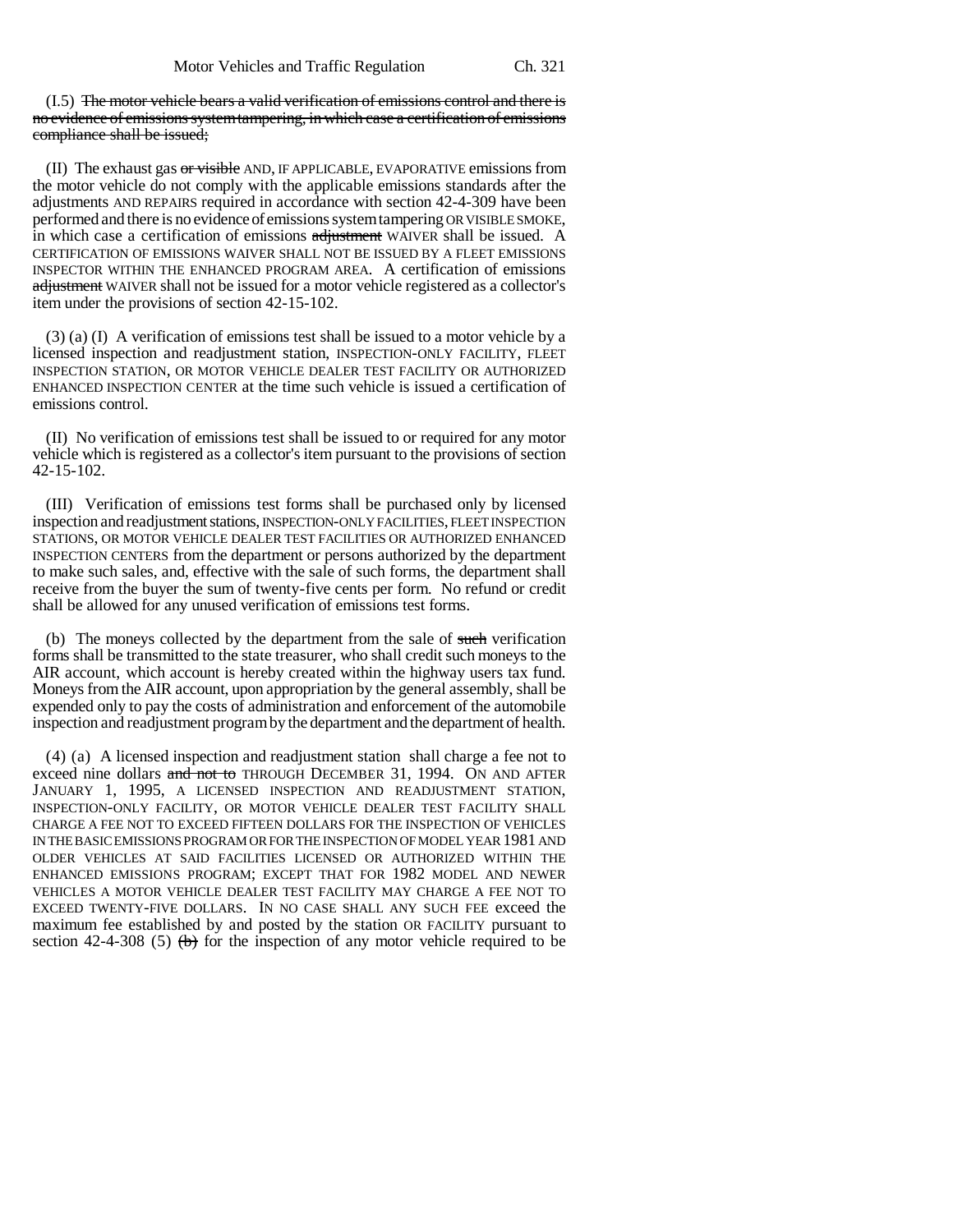(I.5) ~~The motor vehicle bears a valid verification of emissions control and there is no evidence of emissions system tampering, in which case a certification of emissions compliance shall be issued;~~

(II) The exhaust gas ~~or visible~~ AND, IF APPLICABLE, EVAPORATIVE emissions from the motor vehicle do not comply with the applicable emissions standards after the adjustments AND REPAIRS required in accordance with section 42-4-309 have been performed and there is no evidence of emissions system tampering OR VISIBLE SMOKE, in which case a certification of emissions ~~adjustment~~ WAIVER shall be issued. A CERTIFICATION OF EMISSIONS WAIVER SHALL NOT BE ISSUED BY A FLEET EMISSIONS INSPECTOR WITHIN THE ENHANCED PROGRAM AREA. A certification of emissions ~~adjustment~~ WAIVER shall not be issued for a motor vehicle registered as a collector's item under the provisions of section 42-15-102.

(3) (a) (I) A verification of emissions test shall be issued to a motor vehicle by a licensed inspection and readjustment station, INSPECTION-ONLY FACILITY, FLEET INSPECTION STATION, OR MOTOR VEHICLE DEALER TEST FACILITY OR AUTHORIZED ENHANCED INSPECTION CENTER at the time such vehicle is issued a certification of emissions control.

(II) No verification of emissions test shall be issued to or required for any motor vehicle which is registered as a collector's item pursuant to the provisions of section 42-15-102.

(III) Verification of emissions test forms shall be purchased only by licensed inspection and readjustment stations, INSPECTION-ONLY FACILITIES, FLEET INSPECTION STATIONS, OR MOTOR VEHICLE DEALER TEST FACILITIES OR AUTHORIZED ENHANCED INSPECTION CENTERS from the department or persons authorized by the department to make such sales, and, effective with the sale of such forms, the department shall receive from the buyer the sum of twenty-five cents per form. No refund or credit shall be allowed for any unused verification of emissions test forms.

(b) The moneys collected by the department from the sale of ~~such~~ verification forms shall be transmitted to the state treasurer, who shall credit such moneys to the AIR account, which account is hereby created within the highway users tax fund. Moneys from the AIR account, upon appropriation by the general assembly, shall be expended only to pay the costs of administration and enforcement of the automobile inspection and readjustment program by the department and the department of health.

(4) (a) A licensed inspection and readjustment station shall charge a fee not to exceed nine dollars ~~and not to~~ THROUGH DECEMBER 31, 1994. ON AND AFTER JANUARY 1, 1995, A LICENSED INSPECTION AND READJUSTMENT STATION, INSPECTION-ONLY FACILITY, OR MOTOR VEHICLE DEALER TEST FACILITY SHALL CHARGE A FEE NOT TO EXCEED FIFTEEN DOLLARS FOR THE INSPECTION OF VEHICLES IN THE BASIC EMISSIONS PROGRAM OR FOR THE INSPECTION OF MODEL YEAR 1981 AND OLDER VEHICLES AT SAID FACILITIES LICENSED OR AUTHORIZED WITHIN THE ENHANCED EMISSIONS PROGRAM; EXCEPT THAT FOR 1982 MODEL AND NEWER VEHICLES A MOTOR VEHICLE DEALER TEST FACILITY MAY CHARGE A FEE NOT TO EXCEED TWENTY-FIVE DOLLARS. IN NO CASE SHALL ANY SUCH FEE exceed the maximum fee established by and posted by the station OR FACILITY pursuant to section 42-4-308 (5) ~~(b)~~ for the inspection of any motor vehicle required to be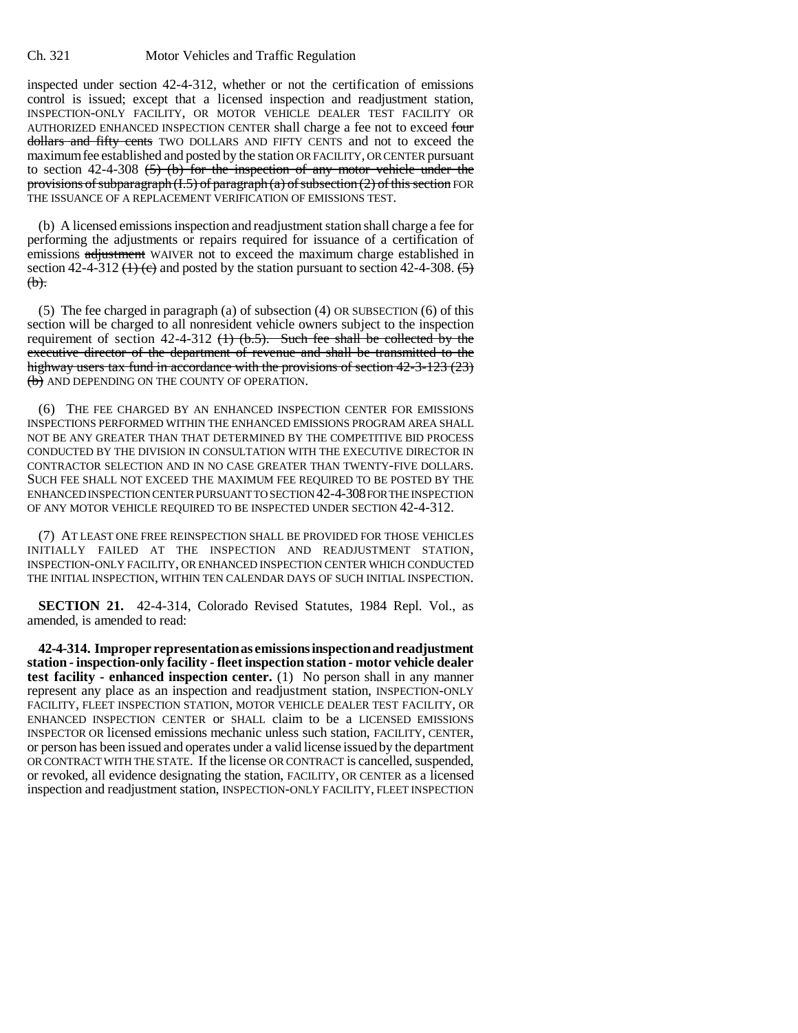inspected under section 42-4-312, whether or not the certification of emissions control is issued; except that a licensed inspection and readjustment station, INSPECTION-ONLY FACILITY, OR MOTOR VEHICLE DEALER TEST FACILITY OR AUTHORIZED ENHANCED INSPECTION CENTER shall charge a fee not to exceed ~~four dollars and fifty cents~~ TWO DOLLARS AND FIFTY CENTS and not to exceed the maximum fee established and posted by the station OR FACILITY, OR CENTER pursuant to section 42-4-308 ~~(5) (b) for the inspection of any motor vehicle under the provisions of subparagraph (I.5) of paragraph (a) of subsection (2) of this section~~ FOR THE ISSUANCE OF A REPLACEMENT VERIFICATION OF EMISSIONS TEST.

(b) A licensed emissions inspection and readjustment station shall charge a fee for performing the adjustments or repairs required for issuance of a certification of emissions ~~adjustment~~ WAIVER not to exceed the maximum charge established in section 42-4-312 ~~(1) (c)~~ and posted by the station pursuant to section 42-4-308. ~~(5) (b).~~

(5) The fee charged in paragraph (a) of subsection (4) OR SUBSECTION (6) of this section will be charged to all nonresident vehicle owners subject to the inspection requirement of section 42-4-312 ~~(1) (b.5). Such fee shall be collected by the executive director of the department of revenue and shall be transmitted to the highway users tax fund in accordance with the provisions of section 42-3-123 (23) (b)~~ AND DEPENDING ON THE COUNTY OF OPERATION.

(6) THE FEE CHARGED BY AN ENHANCED INSPECTION CENTER FOR EMISSIONS INSPECTIONS PERFORMED WITHIN THE ENHANCED EMISSIONS PROGRAM AREA SHALL NOT BE ANY GREATER THAN THAT DETERMINED BY THE COMPETITIVE BID PROCESS CONDUCTED BY THE DIVISION IN CONSULTATION WITH THE EXECUTIVE DIRECTOR IN CONTRACTOR SELECTION AND IN NO CASE GREATER THAN TWENTY-FIVE DOLLARS. SUCH FEE SHALL NOT EXCEED THE MAXIMUM FEE REQUIRED TO BE POSTED BY THE ENHANCED INSPECTION CENTER PURSUANT TO SECTION 42-4-308 FOR THE INSPECTION OF ANY MOTOR VEHICLE REQUIRED TO BE INSPECTED UNDER SECTION 42-4-312.

(7) AT LEAST ONE FREE REINSPECTION SHALL BE PROVIDED FOR THOSE VEHICLES INITIALLY FAILED AT THE INSPECTION AND READJUSTMENT STATION, INSPECTION-ONLY FACILITY, OR ENHANCED INSPECTION CENTER WHICH CONDUCTED THE INITIAL INSPECTION, WITHIN TEN CALENDAR DAYS OF SUCH INITIAL INSPECTION.

**SECTION 21.** 42-4-314, Colorado Revised Statutes, 1984 Repl. Vol., as amended, is amended to read:

**42-4-314. Improper representation as emissions inspection and readjustment station - inspection-only facility - fleet inspection station - motor vehicle dealer test facility - enhanced inspection center.** (1) No person shall in any manner represent any place as an inspection and readjustment station, INSPECTION-ONLY FACILITY, FLEET INSPECTION STATION, MOTOR VEHICLE DEALER TEST FACILITY, OR ENHANCED INSPECTION CENTER or SHALL claim to be a LICENSED EMISSIONS INSPECTOR OR licensed emissions mechanic unless such station, FACILITY, CENTER, or person has been issued and operates under a valid license issued by the department OR CONTRACT WITH THE STATE. If the license OR CONTRACT is cancelled, suspended, or revoked, all evidence designating the station, FACILITY, OR CENTER as a licensed inspection and readjustment station, INSPECTION-ONLY FACILITY, FLEET INSPECTION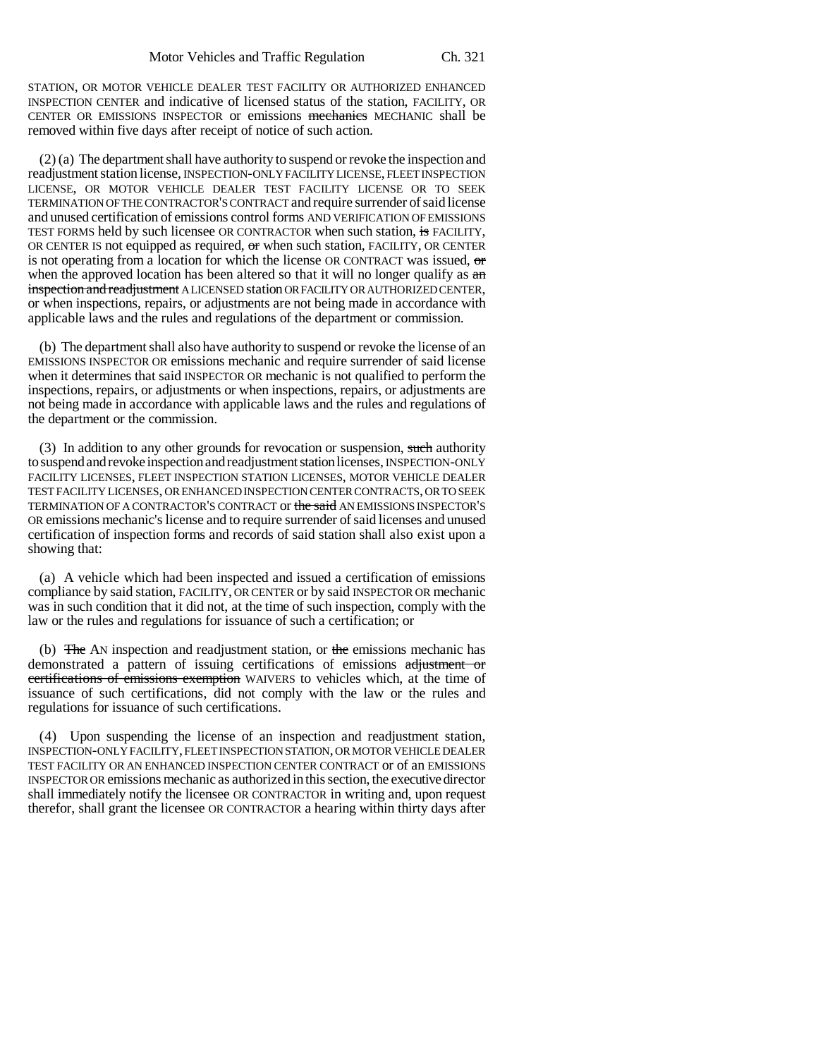STATION, OR MOTOR VEHICLE DEALER TEST FACILITY OR AUTHORIZED ENHANCED INSPECTION CENTER and indicative of licensed status of the station, FACILITY, OR CENTER OR EMISSIONS INSPECTOR or emissions ~~mechanics~~ MECHANIC shall be removed within five days after receipt of notice of such action.

(2) (a) The department shall have authority to suspend or revoke the inspection and readjustment station license, INSPECTION-ONLY FACILITY LICENSE, FLEET INSPECTION LICENSE, OR MOTOR VEHICLE DEALER TEST FACILITY LICENSE OR TO SEEK TERMINATION OF THE CONTRACTOR'S CONTRACT and require surrender of said license and unused certification of emissions control forms AND VERIFICATION OF EMISSIONS TEST FORMS held by such licensee OR CONTRACTOR when such station, ~~is~~ FACILITY, OR CENTER IS not equipped as required, ~~or~~ when such station, FACILITY, OR CENTER is not operating from a location for which the license OR CONTRACT was issued, ~~or~~ when the approved location has been altered so that it will no longer qualify as ~~an inspection and readjustment~~ A LICENSED station OR FACILITY OR AUTHORIZED CENTER, or when inspections, repairs, or adjustments are not being made in accordance with applicable laws and the rules and regulations of the department or commission.

(b) The department shall also have authority to suspend or revoke the license of an EMISSIONS INSPECTOR OR emissions mechanic and require surrender of said license when it determines that said INSPECTOR OR mechanic is not qualified to perform the inspections, repairs, or adjustments or when inspections, repairs, or adjustments are not being made in accordance with applicable laws and the rules and regulations of the department or the commission.

(3) In addition to any other grounds for revocation or suspension, ~~such~~ authority to suspend and revoke inspection and readjustment station licenses, INSPECTION-ONLY FACILITY LICENSES, FLEET INSPECTION STATION LICENSES, MOTOR VEHICLE DEALER TEST FACILITY LICENSES, OR ENHANCED INSPECTION CENTER CONTRACTS, OR TO SEEK TERMINATION OF A CONTRACTOR'S CONTRACT or ~~the said~~ AN EMISSIONS INSPECTOR'S OR emissions mechanic's license and to require surrender of said licenses and unused certification of inspection forms and records of said station shall also exist upon a showing that:

(a) A vehicle which had been inspected and issued a certification of emissions compliance by said station, FACILITY, OR CENTER or by said INSPECTOR OR mechanic was in such condition that it did not, at the time of such inspection, comply with the law or the rules and regulations for issuance of such a certification; or

(b) ~~The~~ AN inspection and readjustment station, or ~~the~~ emissions mechanic has demonstrated a pattern of issuing certifications of emissions ~~adjustment or certifications of emissions exemption~~ WAIVERS to vehicles which, at the time of issuance of such certifications, did not comply with the law or the rules and regulations for issuance of such certifications.

(4) Upon suspending the license of an inspection and readjustment station, INSPECTION-ONLY FACILITY, FLEET INSPECTION STATION, OR MOTOR VEHICLE DEALER TEST FACILITY OR AN ENHANCED INSPECTION CENTER CONTRACT or of an EMISSIONS INSPECTOR OR emissions mechanic as authorized in this section, the executive director shall immediately notify the licensee OR CONTRACTOR in writing and, upon request therefor, shall grant the licensee OR CONTRACTOR a hearing within thirty days after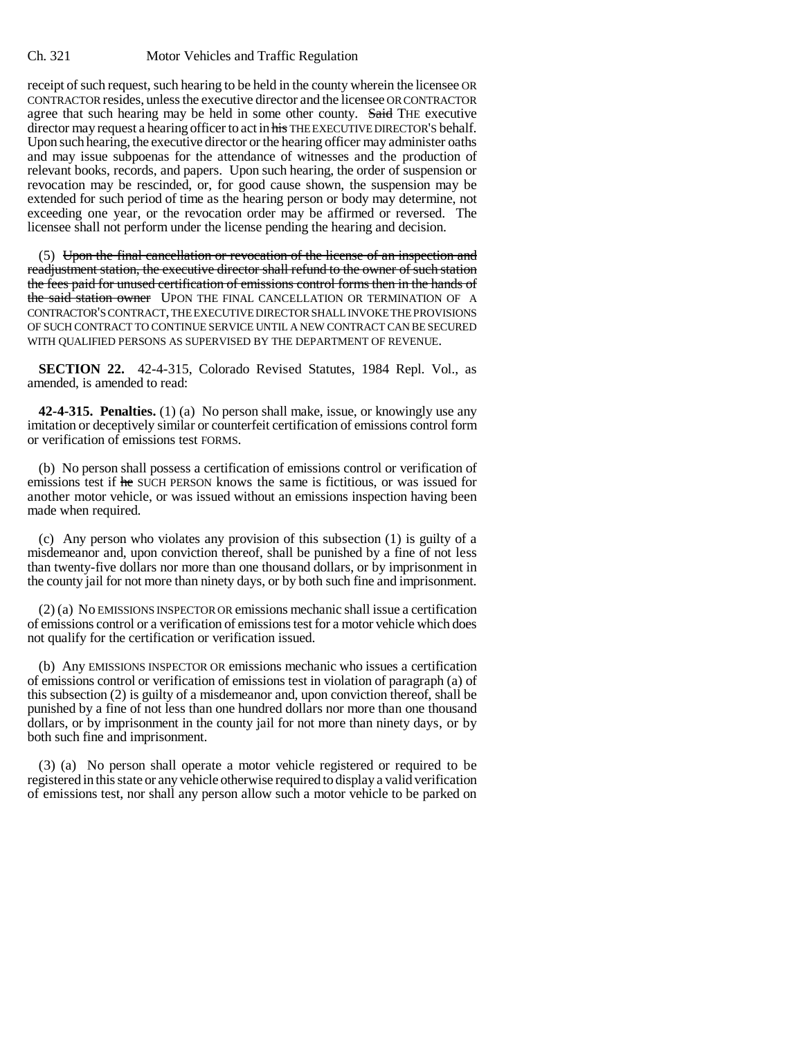receipt of such request, such hearing to be held in the county wherein the licensee OR CONTRACTOR resides, unless the executive director and the licensee OR CONTRACTOR agree that such hearing may be held in some other county. ~~Said~~ THE executive director may request a hearing officer to act in ~~his~~ THE EXECUTIVE DIRECTOR'S behalf. Upon such hearing, the executive director or the hearing officer may administer oaths and may issue subpoenas for the attendance of witnesses and the production of relevant books, records, and papers. Upon such hearing, the order of suspension or revocation may be rescinded, or, for good cause shown, the suspension may be extended for such period of time as the hearing person or body may determine, not exceeding one year, or the revocation order may be affirmed or reversed. The licensee shall not perform under the license pending the hearing and decision.

(5) ~~Upon the final cancellation or revocation of the license of an inspection and readjustment station, the executive director shall refund to the owner of such station the fees paid for unused certification of emissions control forms then in the hands of the said station owner~~ UPON THE FINAL CANCELLATION OR TERMINATION OF A CONTRACTOR'S CONTRACT, THE EXECUTIVE DIRECTOR SHALL INVOKE THE PROVISIONS OF SUCH CONTRACT TO CONTINUE SERVICE UNTIL A NEW CONTRACT CAN BE SECURED WITH QUALIFIED PERSONS AS SUPERVISED BY THE DEPARTMENT OF REVENUE.

**SECTION 22.** 42-4-315, Colorado Revised Statutes, 1984 Repl. Vol., as amended, is amended to read:

**42-4-315. Penalties.** (1) (a) No person shall make, issue, or knowingly use any imitation or deceptively similar or counterfeit certification of emissions control form or verification of emissions test FORMS.

(b) No person shall possess a certification of emissions control or verification of emissions test if ~~he~~ SUCH PERSON knows the same is fictitious, or was issued for another motor vehicle, or was issued without an emissions inspection having been made when required.

(c) Any person who violates any provision of this subsection (1) is guilty of a misdemeanor and, upon conviction thereof, shall be punished by a fine of not less than twenty-five dollars nor more than one thousand dollars, or by imprisonment in the county jail for not more than ninety days, or by both such fine and imprisonment.

(2) (a) No EMISSIONS INSPECTOR OR emissions mechanic shall issue a certification of emissions control or a verification of emissions test for a motor vehicle which does not qualify for the certification or verification issued.

(b) Any EMISSIONS INSPECTOR OR emissions mechanic who issues a certification of emissions control or verification of emissions test in violation of paragraph (a) of this subsection (2) is guilty of a misdemeanor and, upon conviction thereof, shall be punished by a fine of not less than one hundred dollars nor more than one thousand dollars, or by imprisonment in the county jail for not more than ninety days, or by both such fine and imprisonment.

(3) (a) No person shall operate a motor vehicle registered or required to be registered in this state or any vehicle otherwise required to display a valid verification of emissions test, nor shall any person allow such a motor vehicle to be parked on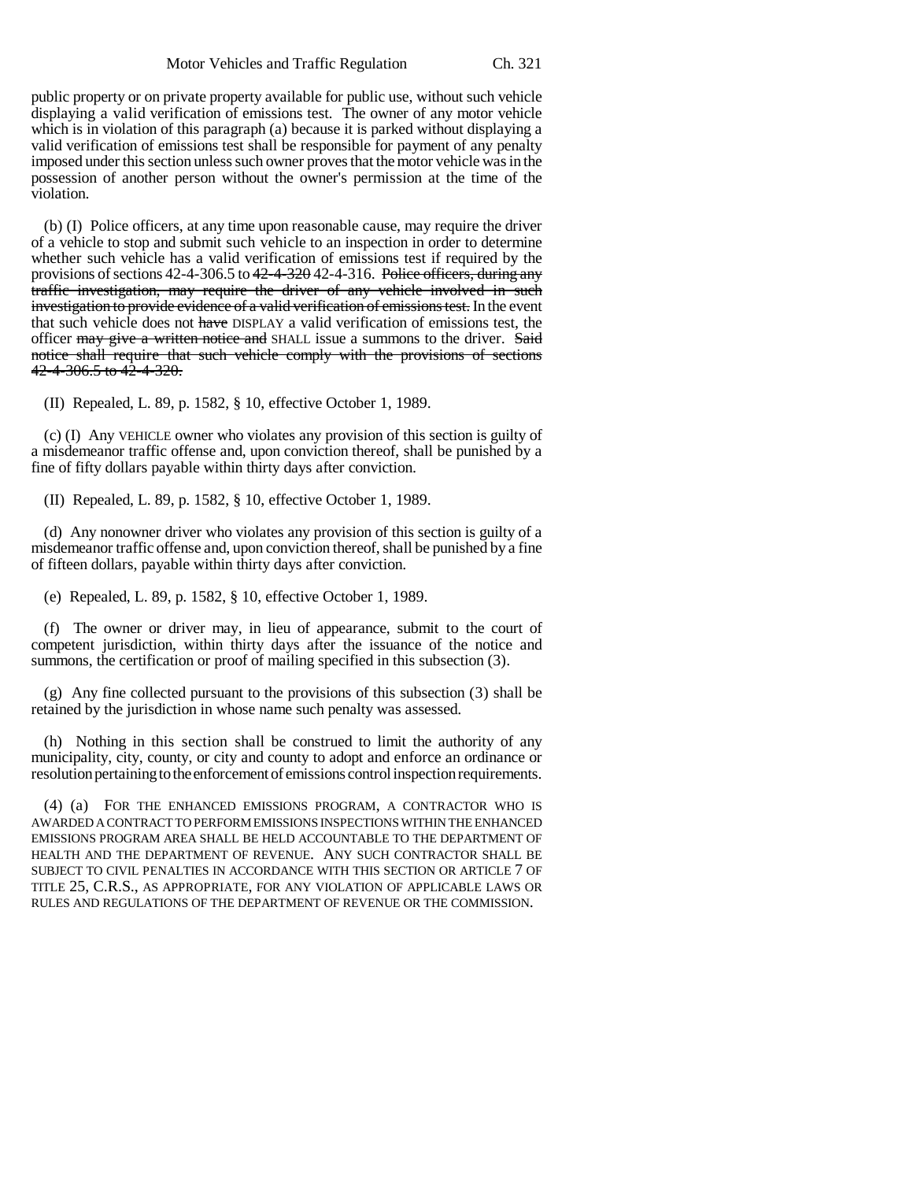public property or on private property available for public use, without such vehicle displaying a valid verification of emissions test. The owner of any motor vehicle which is in violation of this paragraph (a) because it is parked without displaying a valid verification of emissions test shall be responsible for payment of any penalty imposed under this section unless such owner proves that the motor vehicle was in the possession of another person without the owner's permission at the time of the violation.

(b) (I) Police officers, at any time upon reasonable cause, may require the driver of a vehicle to stop and submit such vehicle to an inspection in order to determine whether such vehicle has a valid verification of emissions test if required by the provisions of sections 42-4-306.5 to ~~42-4-320~~ 42-4-316. ~~Police officers, during any traffic investigation, may require the driver of any vehicle involved in such investigation to provide evidence of a valid verification of emissions test.~~ In the event that such vehicle does not ~~have~~ DISPLAY a valid verification of emissions test, the officer ~~may give a written notice and~~ SHALL issue a summons to the driver. ~~Said notice shall require that such vehicle comply with the provisions of sections 42-4-306.5 to 42-4-320.~~

(II) Repealed, L. 89, p. 1582, § 10, effective October 1, 1989.

(c) (I) Any VEHICLE owner who violates any provision of this section is guilty of a misdemeanor traffic offense and, upon conviction thereof, shall be punished by a fine of fifty dollars payable within thirty days after conviction.

(II) Repealed, L. 89, p. 1582, § 10, effective October 1, 1989.

(d) Any nonowner driver who violates any provision of this section is guilty of a misdemeanor traffic offense and, upon conviction thereof, shall be punished by a fine of fifteen dollars, payable within thirty days after conviction.

(e) Repealed, L. 89, p. 1582, § 10, effective October 1, 1989.

(f) The owner or driver may, in lieu of appearance, submit to the court of competent jurisdiction, within thirty days after the issuance of the notice and summons, the certification or proof of mailing specified in this subsection (3).

(g) Any fine collected pursuant to the provisions of this subsection (3) shall be retained by the jurisdiction in whose name such penalty was assessed.

(h) Nothing in this section shall be construed to limit the authority of any municipality, city, county, or city and county to adopt and enforce an ordinance or resolution pertaining to the enforcement of emissions control inspection requirements.

(4) (a) FOR THE ENHANCED EMISSIONS PROGRAM, A CONTRACTOR WHO IS AWARDED A CONTRACT TO PERFORM EMISSIONS INSPECTIONS WITHIN THE ENHANCED EMISSIONS PROGRAM AREA SHALL BE HELD ACCOUNTABLE TO THE DEPARTMENT OF HEALTH AND THE DEPARTMENT OF REVENUE. ANY SUCH CONTRACTOR SHALL BE SUBJECT TO CIVIL PENALTIES IN ACCORDANCE WITH THIS SECTION OR ARTICLE 7 OF TITLE 25, C.R.S., AS APPROPRIATE, FOR ANY VIOLATION OF APPLICABLE LAWS OR RULES AND REGULATIONS OF THE DEPARTMENT OF REVENUE OR THE COMMISSION.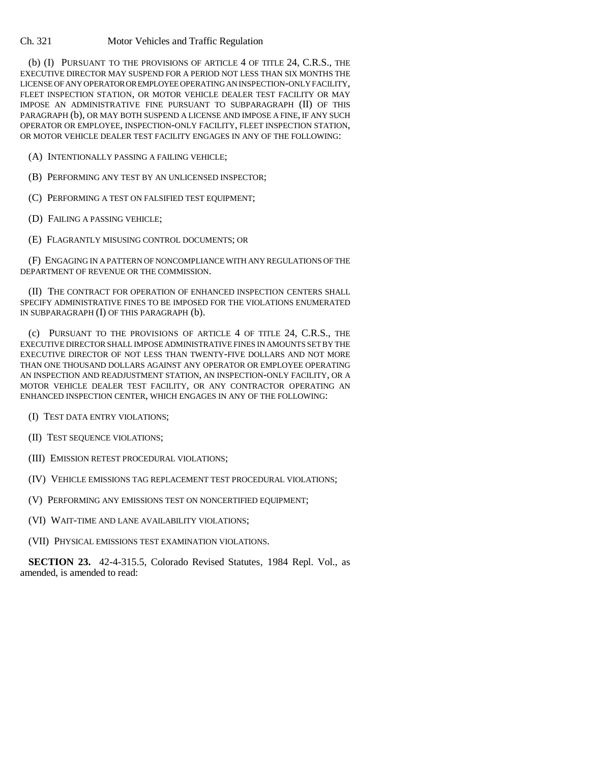(b) (I) PURSUANT TO THE PROVISIONS OF ARTICLE 4 OF TITLE 24, C.R.S., THE EXECUTIVE DIRECTOR MAY SUSPEND FOR A PERIOD NOT LESS THAN SIX MONTHS THE LICENSE OF ANY OPERATOR OR EMPLOYEE OPERATING AN INSPECTION-ONLY FACILITY, FLEET INSPECTION STATION, OR MOTOR VEHICLE DEALER TEST FACILITY OR MAY IMPOSE AN ADMINISTRATIVE FINE PURSUANT TO SUBPARAGRAPH (II) OF THIS PARAGRAPH (b), OR MAY BOTH SUSPEND A LICENSE AND IMPOSE A FINE, IF ANY SUCH OPERATOR OR EMPLOYEE, INSPECTION-ONLY FACILITY, FLEET INSPECTION STATION, OR MOTOR VEHICLE DEALER TEST FACILITY ENGAGES IN ANY OF THE FOLLOWING:

(A) INTENTIONALLY PASSING A FAILING VEHICLE;

(B) PERFORMING ANY TEST BY AN UNLICENSED INSPECTOR;

(C) PERFORMING A TEST ON FALSIFIED TEST EQUIPMENT;

(D) FAILING A PASSING VEHICLE;

(E) FLAGRANTLY MISUSING CONTROL DOCUMENTS; OR

(F) ENGAGING IN A PATTERN OF NONCOMPLIANCE WITH ANY REGULATIONS OF THE DEPARTMENT OF REVENUE OR THE COMMISSION.

(II) THE CONTRACT FOR OPERATION OF ENHANCED INSPECTION CENTERS SHALL SPECIFY ADMINISTRATIVE FINES TO BE IMPOSED FOR THE VIOLATIONS ENUMERATED IN SUBPARAGRAPH (I) OF THIS PARAGRAPH (b).

(c) PURSUANT TO THE PROVISIONS OF ARTICLE 4 OF TITLE 24, C.R.S., THE EXECUTIVE DIRECTOR SHALL IMPOSE ADMINISTRATIVE FINES IN AMOUNTS SET BY THE EXECUTIVE DIRECTOR OF NOT LESS THAN TWENTY-FIVE DOLLARS AND NOT MORE THAN ONE THOUSAND DOLLARS AGAINST ANY OPERATOR OR EMPLOYEE OPERATING AN INSPECTION AND READJUSTMENT STATION, AN INSPECTION-ONLY FACILITY, OR A MOTOR VEHICLE DEALER TEST FACILITY, OR ANY CONTRACTOR OPERATING AN ENHANCED INSPECTION CENTER, WHICH ENGAGES IN ANY OF THE FOLLOWING:

(I) TEST DATA ENTRY VIOLATIONS;

(II) TEST SEQUENCE VIOLATIONS;

(III) EMISSION RETEST PROCEDURAL VIOLATIONS;

(IV) VEHICLE EMISSIONS TAG REPLACEMENT TEST PROCEDURAL VIOLATIONS;

(V) PERFORMING ANY EMISSIONS TEST ON NONCERTIFIED EQUIPMENT;

(VI) WAIT-TIME AND LANE AVAILABILITY VIOLATIONS;

(VII) PHYSICAL EMISSIONS TEST EXAMINATION VIOLATIONS.

**SECTION 23.** 42-4-315.5, Colorado Revised Statutes, 1984 Repl. Vol., as amended, is amended to read: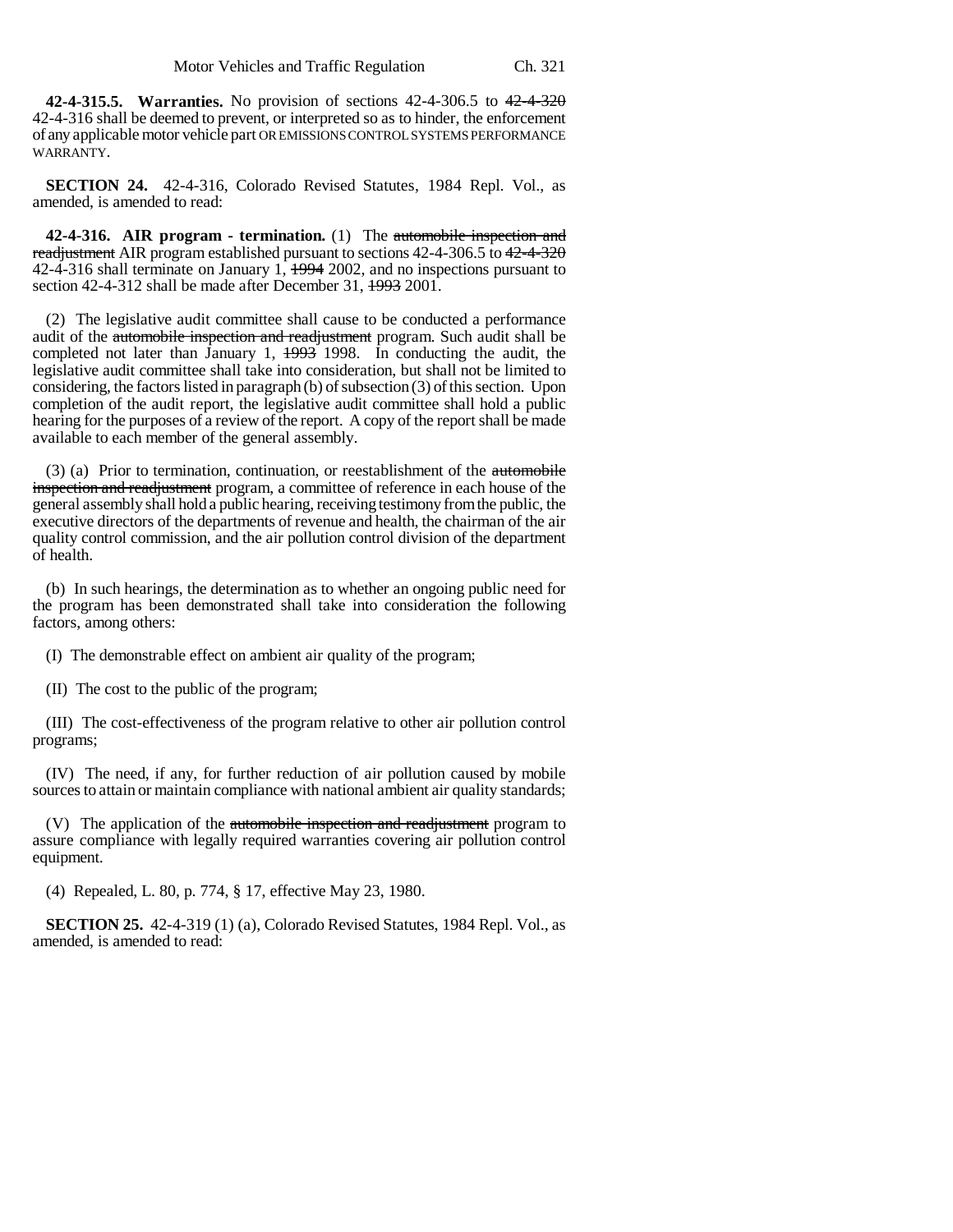**42-4-315.5. Warranties.** No provision of sections 42-4-306.5 to ~~42-4-320~~ 42-4-316 shall be deemed to prevent, or interpreted so as to hinder, the enforcement of any applicable motor vehicle part OR EMISSIONS CONTROL SYSTEMS PERFORMANCE WARRANTY.

**SECTION 24.** 42-4-316, Colorado Revised Statutes, 1984 Repl. Vol., as amended, is amended to read:

**42-4-316. AIR program - termination.** (1) The ~~automobile inspection and readjustment~~ AIR program established pursuant to sections 42-4-306.5 to ~~42-4-320~~ 42-4-316 shall terminate on January 1, ~~1994~~ 2002, and no inspections pursuant to section 42-4-312 shall be made after December 31, ~~1993~~ 2001.

(2) The legislative audit committee shall cause to be conducted a performance audit of the ~~automobile inspection and readjustment~~ program. Such audit shall be completed not later than January 1, ~~1993~~ 1998. In conducting the audit, the legislative audit committee shall take into consideration, but shall not be limited to considering, the factors listed in paragraph (b) of subsection (3) of this section. Upon completion of the audit report, the legislative audit committee shall hold a public hearing for the purposes of a review of the report. A copy of the report shall be made available to each member of the general assembly.

(3) (a) Prior to termination, continuation, or reestablishment of the ~~automobile inspection and readjustment~~ program, a committee of reference in each house of the general assembly shall hold a public hearing, receiving testimony from the public, the executive directors of the departments of revenue and health, the chairman of the air quality control commission, and the air pollution control division of the department of health.

(b) In such hearings, the determination as to whether an ongoing public need for the program has been demonstrated shall take into consideration the following factors, among others:

(I) The demonstrable effect on ambient air quality of the program;

(II) The cost to the public of the program;

(III) The cost-effectiveness of the program relative to other air pollution control programs;

(IV) The need, if any, for further reduction of air pollution caused by mobile sources to attain or maintain compliance with national ambient air quality standards;

(V) The application of the ~~automobile inspection and readjustment~~ program to assure compliance with legally required warranties covering air pollution control equipment.

(4) Repealed, L. 80, p. 774, § 17, effective May 23, 1980.

**SECTION 25.** 42-4-319 (1) (a), Colorado Revised Statutes, 1984 Repl. Vol., as amended, is amended to read: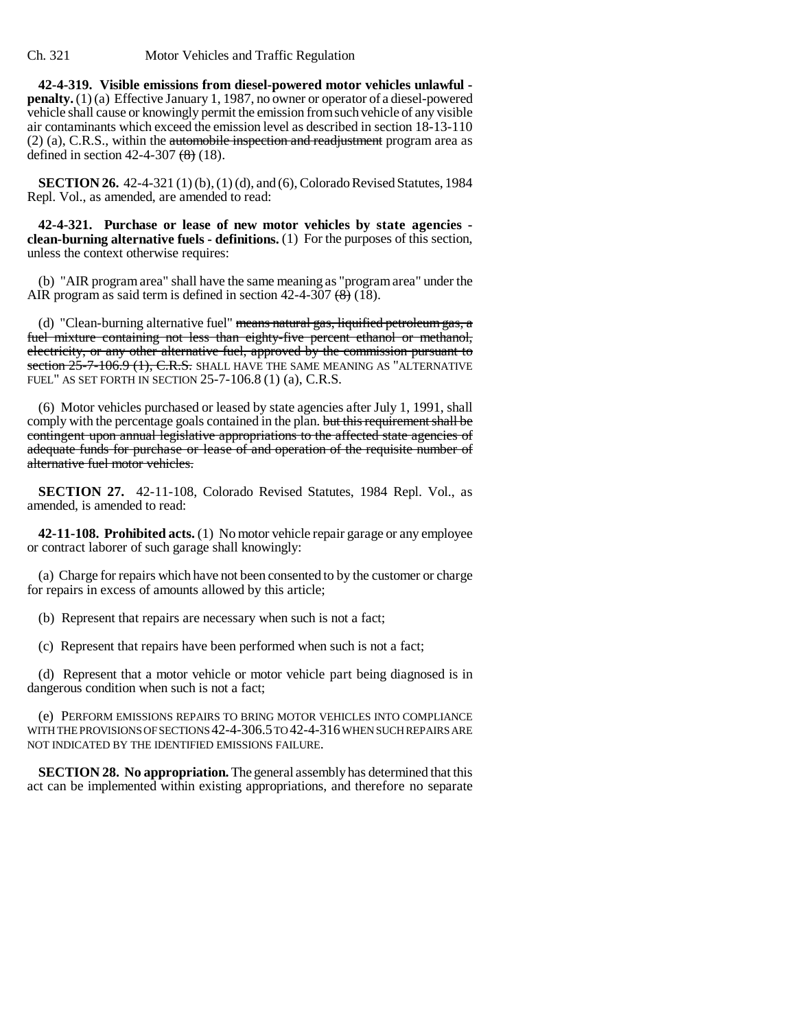**42-4-319. Visible emissions from diesel-powered motor vehicles unlawful - penalty.** (1) (a) Effective January 1, 1987, no owner or operator of a diesel-powered vehicle shall cause or knowingly permit the emission from such vehicle of any visible air contaminants which exceed the emission level as described in section 18-13-110 (2) (a), C.R.S., within the ~~automobile inspection and readjustment~~ program area as defined in section 42-4-307 ~~(8)~~ (18).

**SECTION 26.** 42-4-321 (1) (b), (1) (d), and (6), Colorado Revised Statutes, 1984 Repl. Vol., as amended, are amended to read:

**42-4-321. Purchase or lease of new motor vehicles by state agencies - clean-burning alternative fuels - definitions.** (1) For the purposes of this section, unless the context otherwise requires:

(b) "AIR program area" shall have the same meaning as "program area" under the AIR program as said term is defined in section 42-4-307 ~~(8)~~ (18).

(d) "Clean-burning alternative fuel" ~~means natural gas, liquified petroleum gas, a fuel mixture containing not less than eighty-five percent ethanol or methanol, electricity, or any other alternative fuel, approved by the commission pursuant to section 25-7-106.9 (1), C.R.S.~~ SHALL HAVE THE SAME MEANING AS "ALTERNATIVE FUEL" AS SET FORTH IN SECTION 25-7-106.8 (1) (a), C.R.S.

(6) Motor vehicles purchased or leased by state agencies after July 1, 1991, shall comply with the percentage goals contained in the plan. ~~but this requirement shall be contingent upon annual legislative appropriations to the affected state agencies of adequate funds for purchase or lease of and operation of the requisite number of alternative fuel motor vehicles.~~

**SECTION 27.** 42-11-108, Colorado Revised Statutes, 1984 Repl. Vol., as amended, is amended to read:

**42-11-108. Prohibited acts.** (1) No motor vehicle repair garage or any employee or contract laborer of such garage shall knowingly:

(a) Charge for repairs which have not been consented to by the customer or charge for repairs in excess of amounts allowed by this article;

(b) Represent that repairs are necessary when such is not a fact;

(c) Represent that repairs have been performed when such is not a fact;

(d) Represent that a motor vehicle or motor vehicle part being diagnosed is in dangerous condition when such is not a fact;

(e) PERFORM EMISSIONS REPAIRS TO BRING MOTOR VEHICLES INTO COMPLIANCE WITH THE PROVISIONS OF SECTIONS 42-4-306.5 TO 42-4-316 WHEN SUCH REPAIRS ARE NOT INDICATED BY THE IDENTIFIED EMISSIONS FAILURE.

**SECTION 28. No appropriation.** The general assembly has determined that this act can be implemented within existing appropriations, and therefore no separate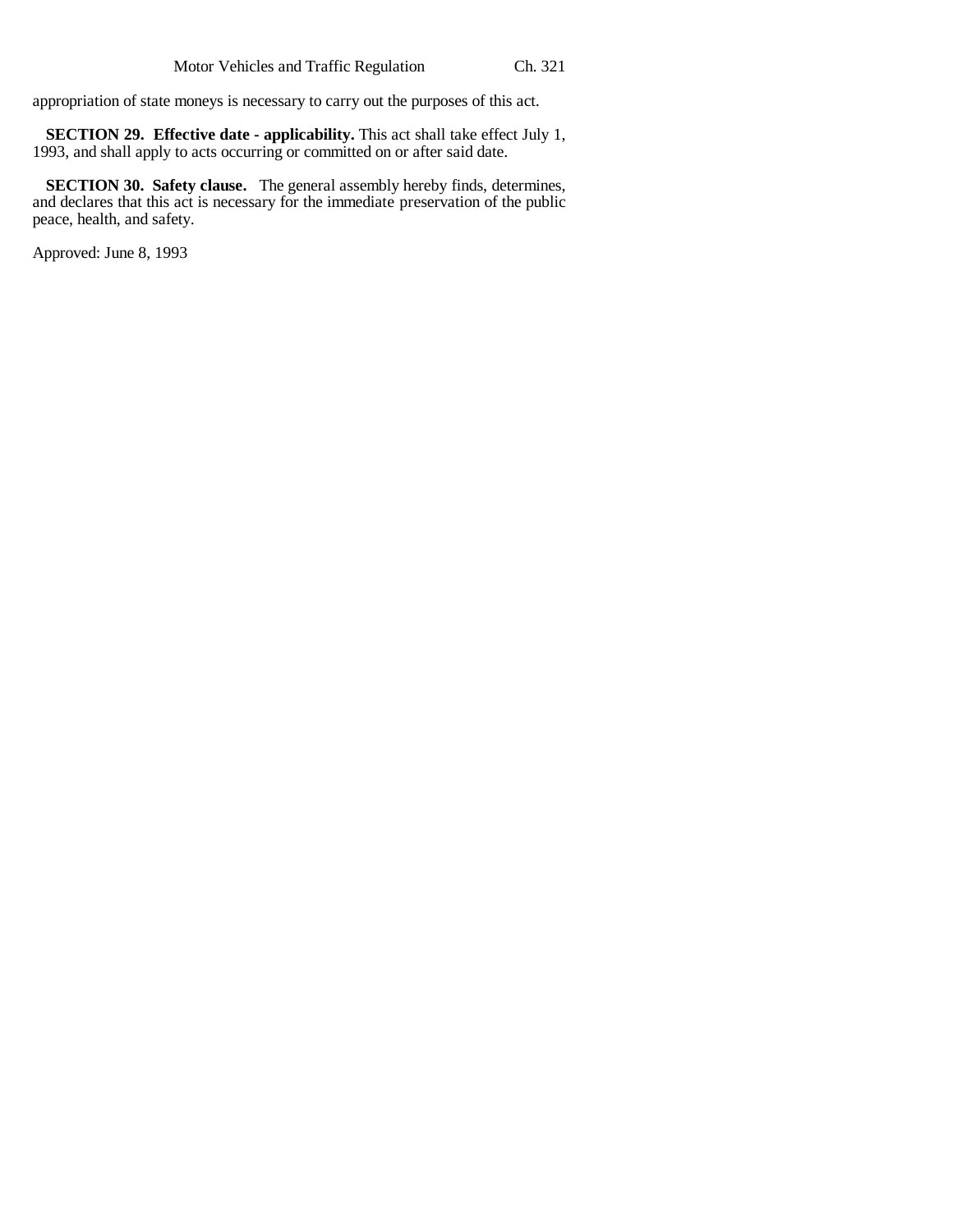appropriation of state moneys is necessary to carry out the purposes of this act.

**SECTION 29. Effective date - applicability.** This act shall take effect July 1, 1993, and shall apply to acts occurring or committed on or after said date.

**SECTION 30. Safety clause.** The general assembly hereby finds, determines, and declares that this act is necessary for the immediate preservation of the public peace, health, and safety.

Approved: June 8, 1993